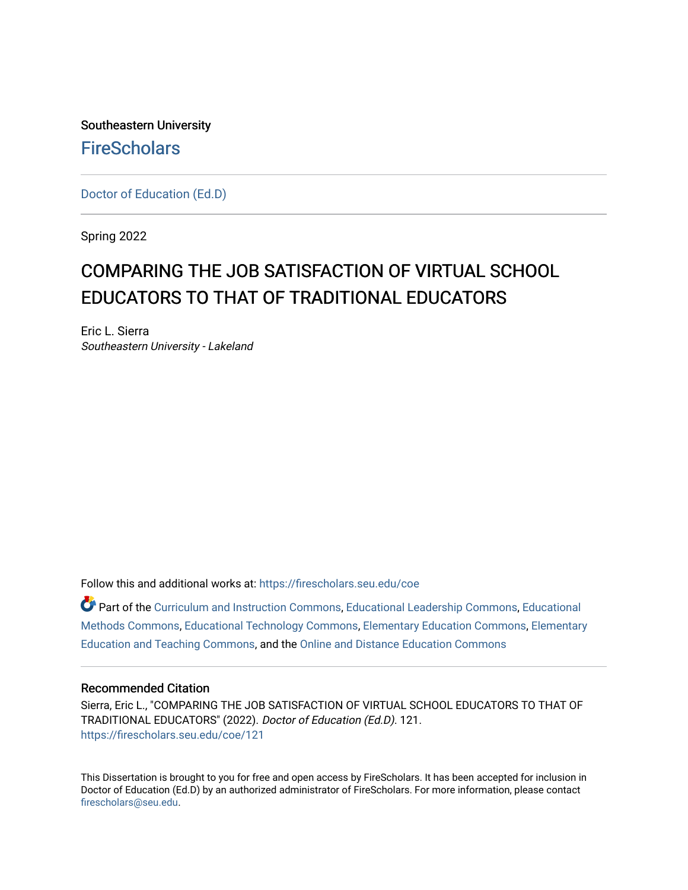Southeastern University

FireScholars

---

Doctor of Education (Ed.D)

---

Spring 2022

# COMPARING THE JOB SATISFACTION OF VIRTUAL SCHOOL EDUCATORS TO THAT OF TRADITIONAL EDUCATORS

Eric L. Sierra
*Southeastern University - Lakeland*

Follow this and additional works at: https://firescholars.seu.edu/coe

Part of the Curriculum and Instruction Commons, Educational Leadership Commons, Educational Methods Commons, Educational Technology Commons, Elementary Education Commons, Elementary Education and Teaching Commons, and the Online and Distance Education Commons

---

### Recommended Citation

Sierra, Eric L., "COMPARING THE JOB SATISFACTION OF VIRTUAL SCHOOL EDUCATORS TO THAT OF TRADITIONAL EDUCATORS" (2022). *Doctor of Education (Ed.D)*. 121.
https://firescholars.seu.edu/coe/121

This Dissertation is brought to you for free and open access by FireScholars. It has been accepted for inclusion in Doctor of Education (Ed.D) by an authorized administrator of FireScholars. For more information, please contact firescholars@seu.edu.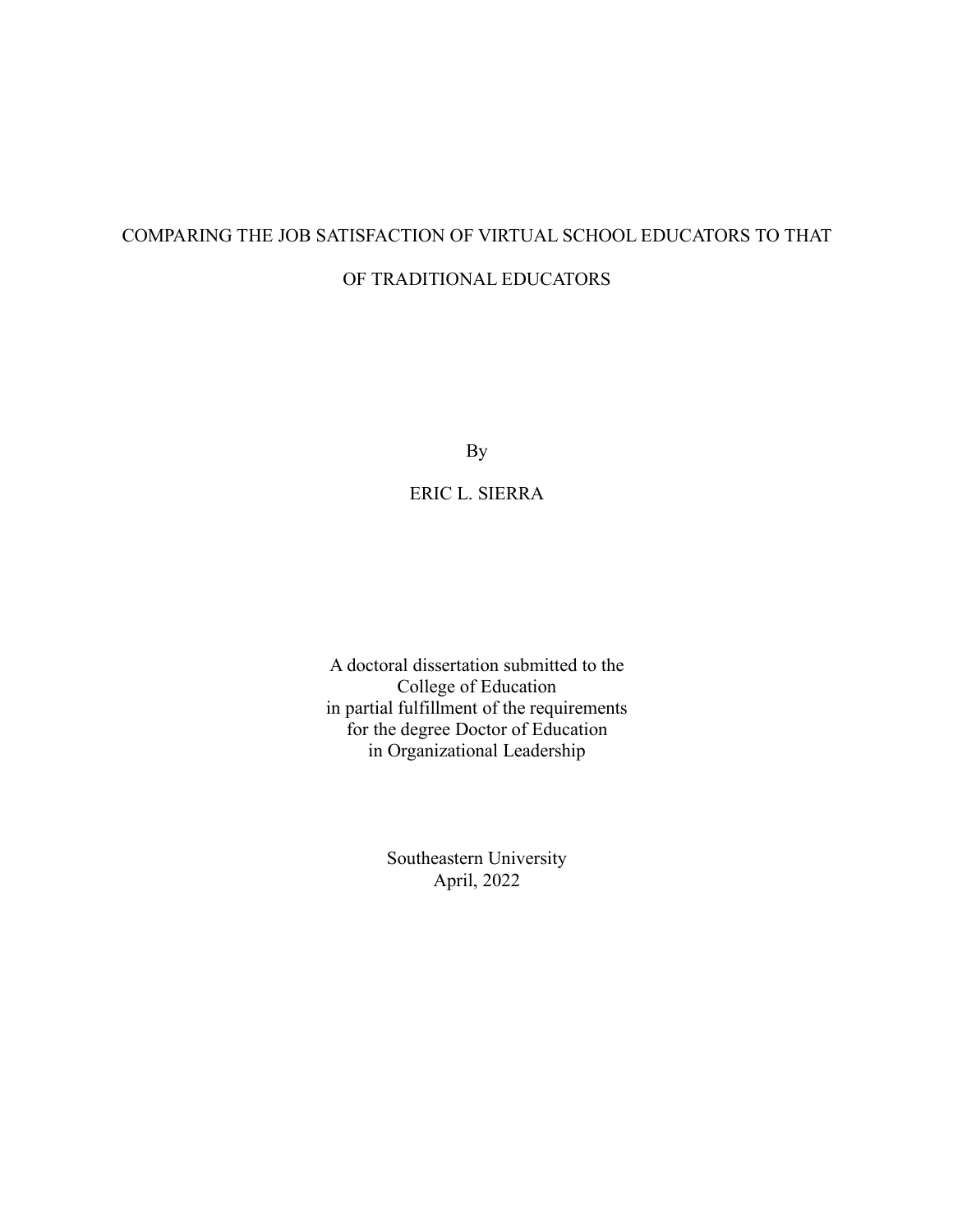# COMPARING THE JOB SATISFACTION OF VIRTUAL SCHOOL EDUCATORS TO THAT OF TRADITIONAL EDUCATORS

By

ERIC L. SIERRA

A doctoral dissertation submitted to the
College of Education
in partial fulfillment of the requirements
for the degree Doctor of Education
in Organizational Leadership

Southeastern University
April, 2022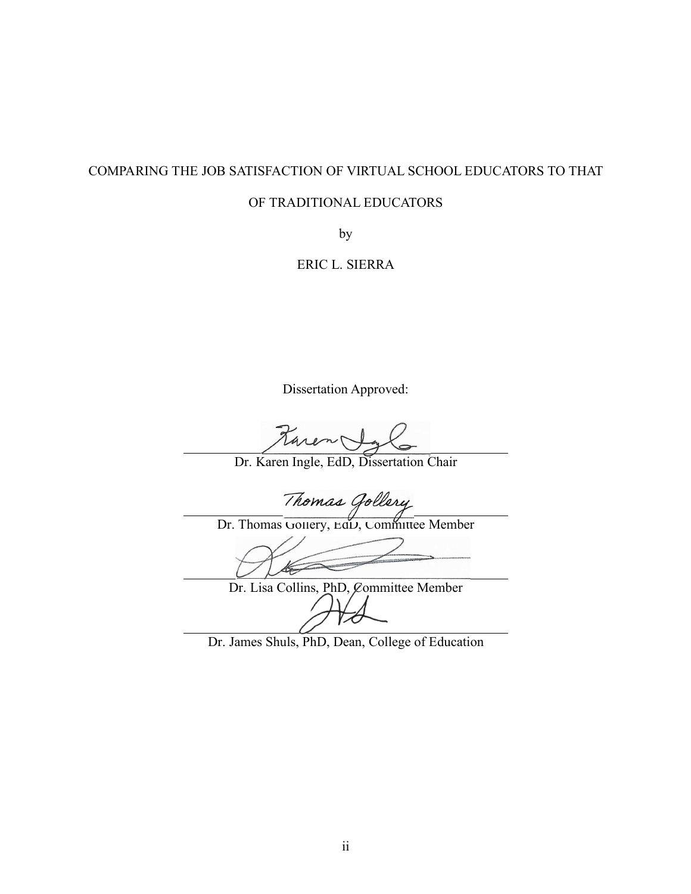COMPARING THE JOB SATISFACTION OF VIRTUAL SCHOOL EDUCATORS TO THAT

OF TRADITIONAL EDUCATORS

by

ERIC L. SIERRA

Dissertation Approved:

Dr. Karen Ingle, EdD, Dissertation Chair

Dr. Thomas Gollery, EdD, Committee Member

Dr. Lisa Collins, PhD, Committee Member

Dr. James Shuls, PhD, Dean, College of Education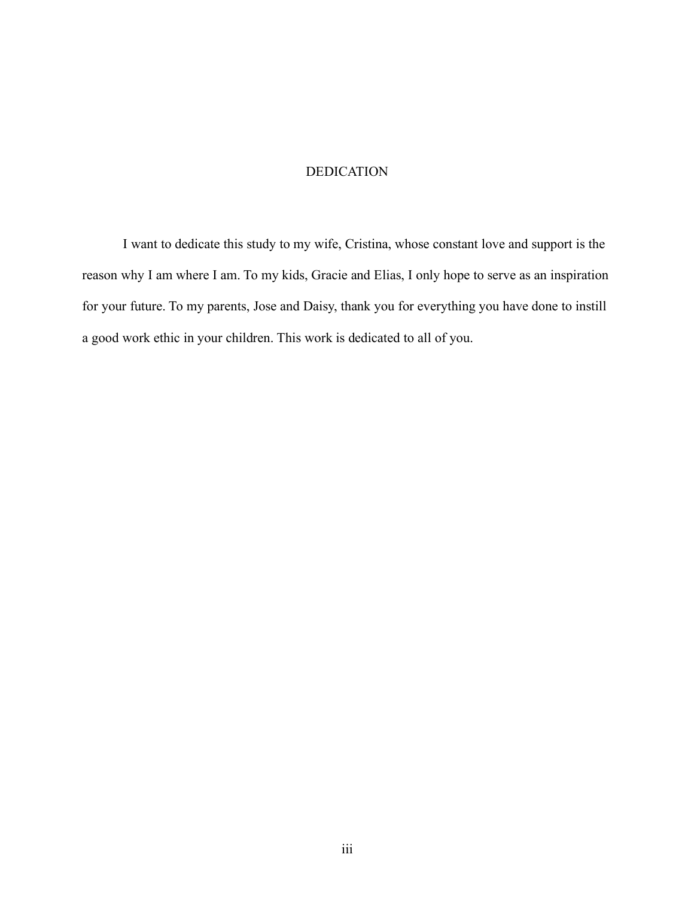# DEDICATION

I want to dedicate this study to my wife, Cristina, whose constant love and support is the reason why I am where I am. To my kids, Gracie and Elias, I only hope to serve as an inspiration for your future. To my parents, Jose and Daisy, thank you for everything you have done to instill a good work ethic in your children. This work is dedicated to all of you.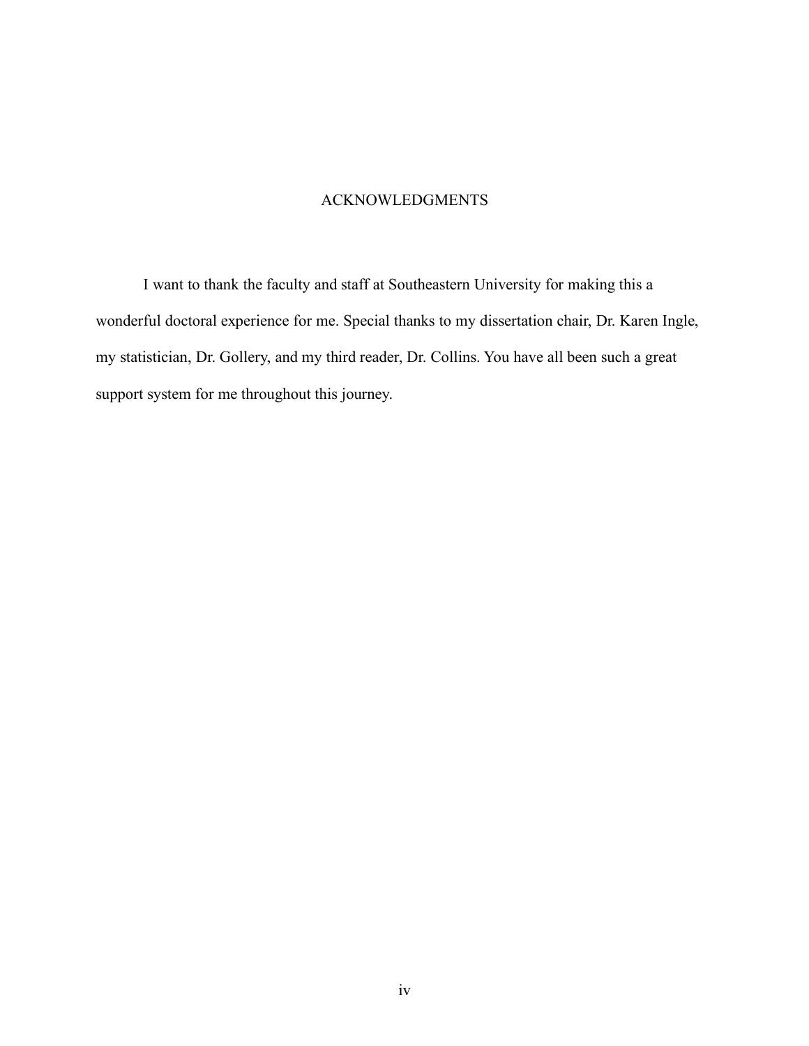# ACKNOWLEDGMENTS

I want to thank the faculty and staff at Southeastern University for making this a wonderful doctoral experience for me. Special thanks to my dissertation chair, Dr. Karen Ingle, my statistician, Dr. Gollery, and my third reader, Dr. Collins. You have all been such a great support system for me throughout this journey.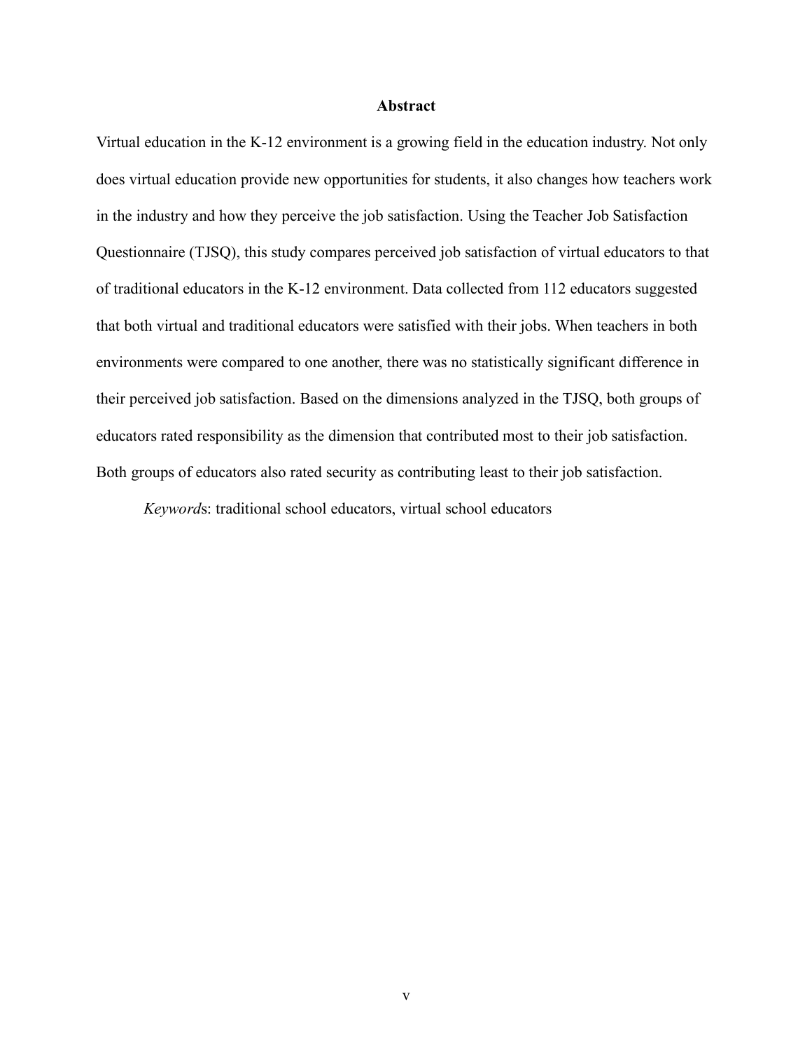## Abstract

Virtual education in the K-12 environment is a growing field in the education industry. Not only does virtual education provide new opportunities for students, it also changes how teachers work in the industry and how they perceive the job satisfaction. Using the Teacher Job Satisfaction Questionnaire (TJSQ), this study compares perceived job satisfaction of virtual educators to that of traditional educators in the K-12 environment. Data collected from 112 educators suggested that both virtual and traditional educators were satisfied with their jobs. When teachers in both environments were compared to one another, there was no statistically significant difference in their perceived job satisfaction. Based on the dimensions analyzed in the TJSQ, both groups of educators rated responsibility as the dimension that contributed most to their job satisfaction. Both groups of educators also rated security as contributing least to their job satisfaction.

*Keywords*: traditional school educators, virtual school educators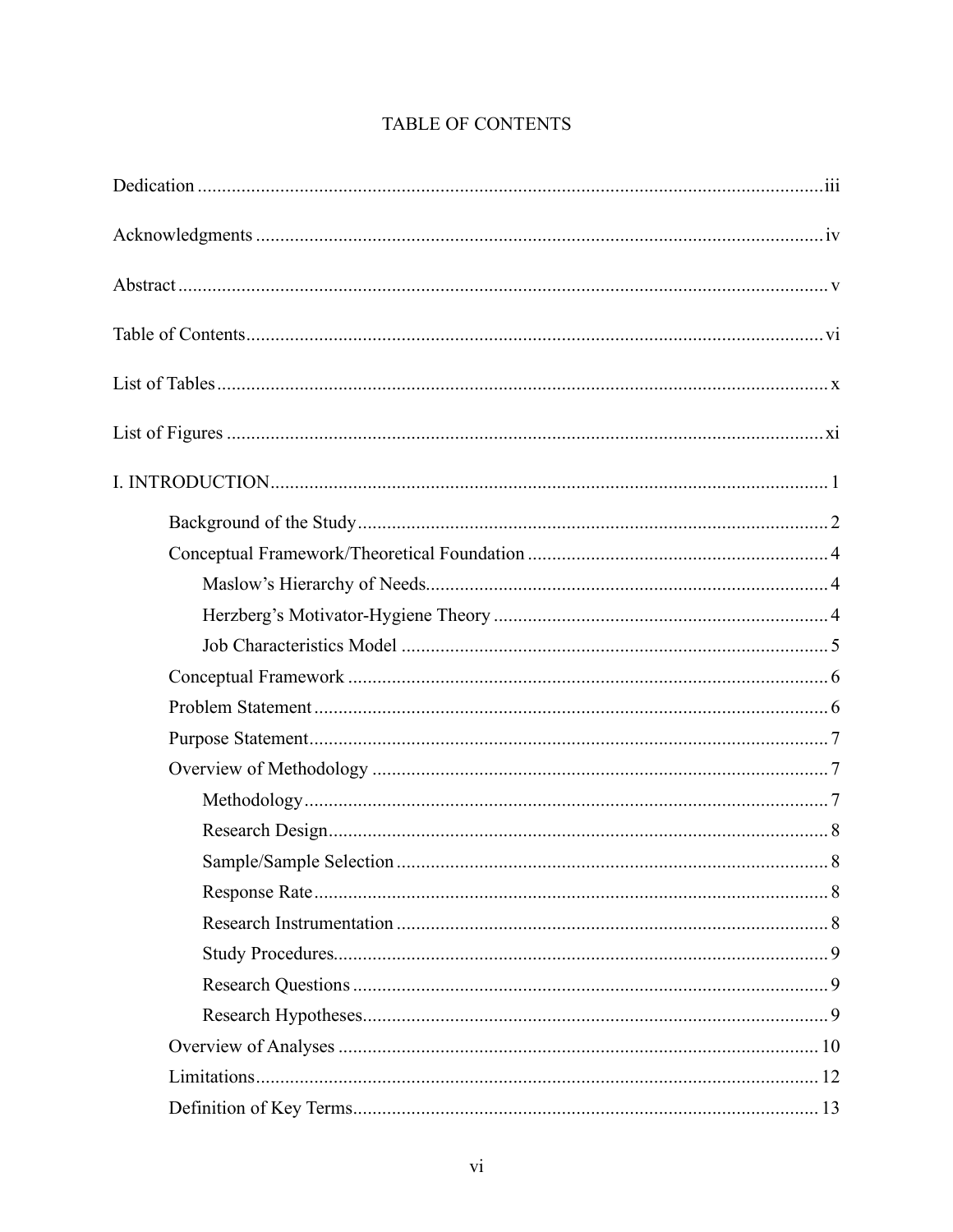# TABLE OF CONTENTS

Dedication ........................................ iii

Acknowledgments ........................................ iv

Abstract ........................................ v

Table of Contents ........................................ vi

List of Tables ........................................ x

List of Figures ........................................ xi

I. INTRODUCTION ........................................ 1

- Background of the Study ........................................ 2
- Conceptual Framework/Theoretical Foundation ........................................ 4
  - Maslow's Hierarchy of Needs ........................................ 4
  - Herzberg's Motivator-Hygiene Theory ........................................ 4
  - Job Characteristics Model ........................................ 5
- Conceptual Framework ........................................ 6
- Problem Statement ........................................ 6
- Purpose Statement ........................................ 7
- Overview of Methodology ........................................ 7
  - Methodology ........................................ 7
  - Research Design ........................................ 8
  - Sample/Sample Selection ........................................ 8
  - Response Rate ........................................ 8
  - Research Instrumentation ........................................ 8
  - Study Procedures ........................................ 9
  - Research Questions ........................................ 9
  - Research Hypotheses ........................................ 9
- Overview of Analyses ........................................ 10
- Limitations ........................................ 12
- Definition of Key Terms ........................................ 13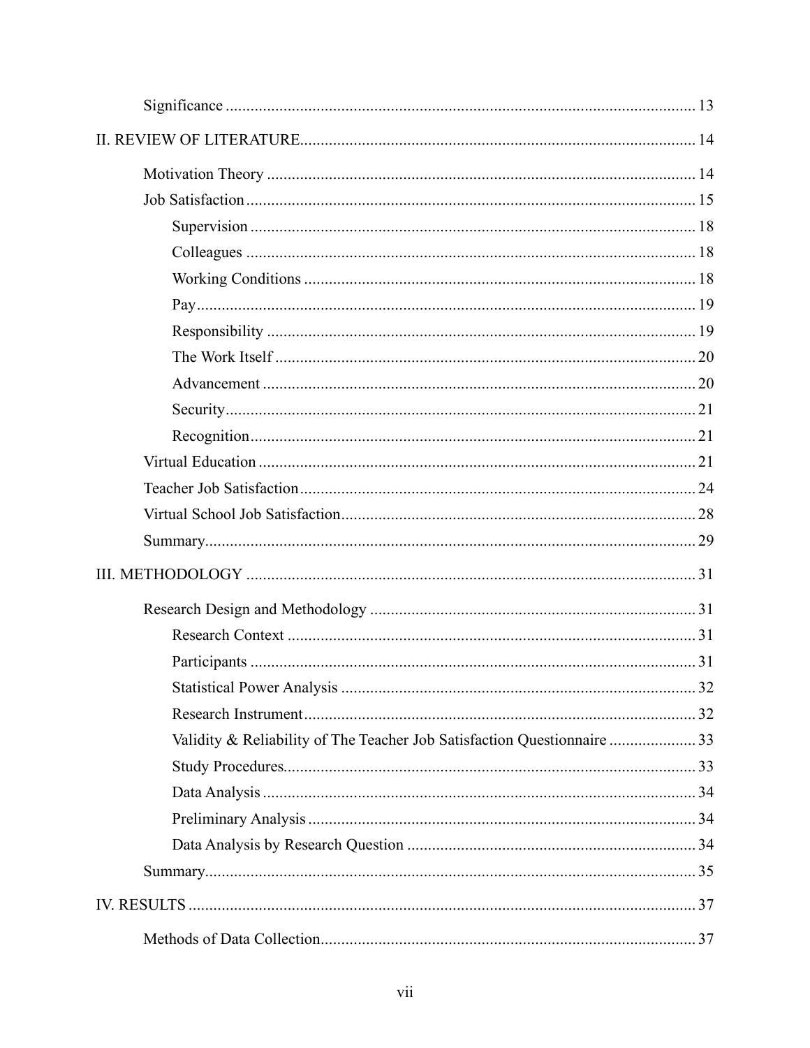Significance ........................................................................................................ 13

II. REVIEW OF LITERATURE ........................................................................................ 14

- Motivation Theory ........................................................................................ 14
- Job Satisfaction .............................................................................................. 15
  - Supervision ............................................................................................. 18
  - Colleagues .............................................................................................. 18
  - Working Conditions ................................................................................ 18
  - Pay .......................................................................................................... 19
  - Responsibility ......................................................................................... 19
  - The Work Itself ...................................................................................... 20
  - Advancement .......................................................................................... 20
  - Security ................................................................................................... 21
  - Recognition ............................................................................................. 21
- Virtual Education ........................................................................................... 21
- Teacher Job Satisfaction ................................................................................ 24
- Virtual School Job Satisfaction ..................................................................... 28
- Summary ........................................................................................................ 29

III. METHODOLOGY ...................................................................................................... 31

- Research Design and Methodology ............................................................... 31
  - Research Context .................................................................................... 31
  - Participants ............................................................................................. 31
  - Statistical Power Analysis ...................................................................... 32
  - Research Instrument ............................................................................... 32
  - Validity & Reliability of The Teacher Job Satisfaction Questionnaire ..................... 33
  - Study Procedures .................................................................................... 33
  - Data Analysis .......................................................................................... 34
  - Preliminary Analysis .............................................................................. 34
  - Data Analysis by Research Question ..................................................... 34
- Summary ........................................................................................................ 35

IV. RESULTS ................................................................................................................... 37

- Methods of Data Collection ........................................................................... 37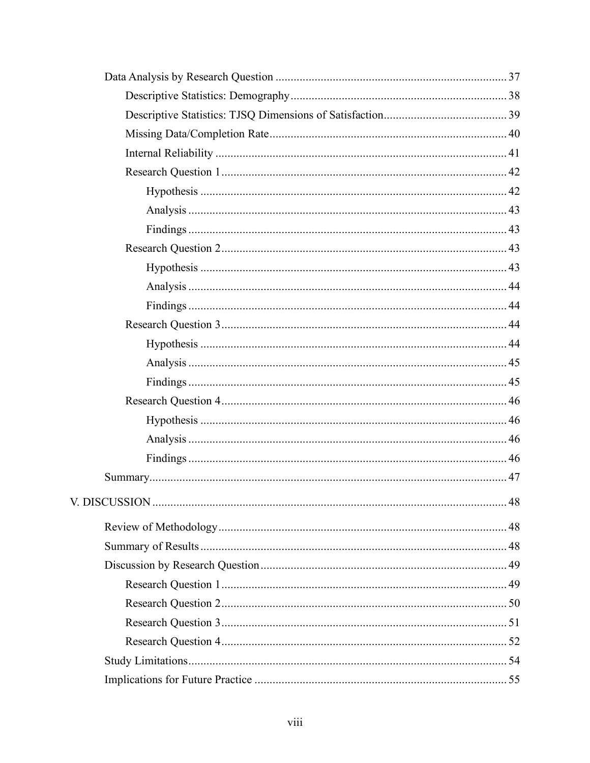Data Analysis by Research Question ........................................................................... 37

Descriptive Statistics: Demography ....................................................................... 38

Descriptive Statistics: TJSQ Dimensions of Satisfaction ........................................ 39

Missing Data/Completion Rate ............................................................................. 40

Internal Reliability ............................................................................................... 41

Research Question 1 ............................................................................................. 42

Hypothesis ..................................................................................................... 42

Analysis ......................................................................................................... 43

Findings ......................................................................................................... 43

Research Question 2 ............................................................................................. 43

Hypothesis ..................................................................................................... 43

Analysis ......................................................................................................... 44

Findings ......................................................................................................... 44

Research Question 3 ............................................................................................. 44

Hypothesis ..................................................................................................... 44

Analysis ......................................................................................................... 45

Findings ......................................................................................................... 45

Research Question 4 ............................................................................................. 46

Hypothesis ..................................................................................................... 46

Analysis ......................................................................................................... 46

Findings ......................................................................................................... 46

Summary ..................................................................................................................... 47

V. DISCUSSION ..................................................................................................................... 48

Review of Methodology ............................................................................................... 48

Summary of Results ..................................................................................................... 48

Discussion by Research Question ................................................................................. 49

Research Question 1 ............................................................................................. 49

Research Question 2 ............................................................................................. 50

Research Question 3 ............................................................................................. 51

Research Question 4 ............................................................................................. 52

Study Limitations ........................................................................................................ 54

Implications for Future Practice ................................................................................... 55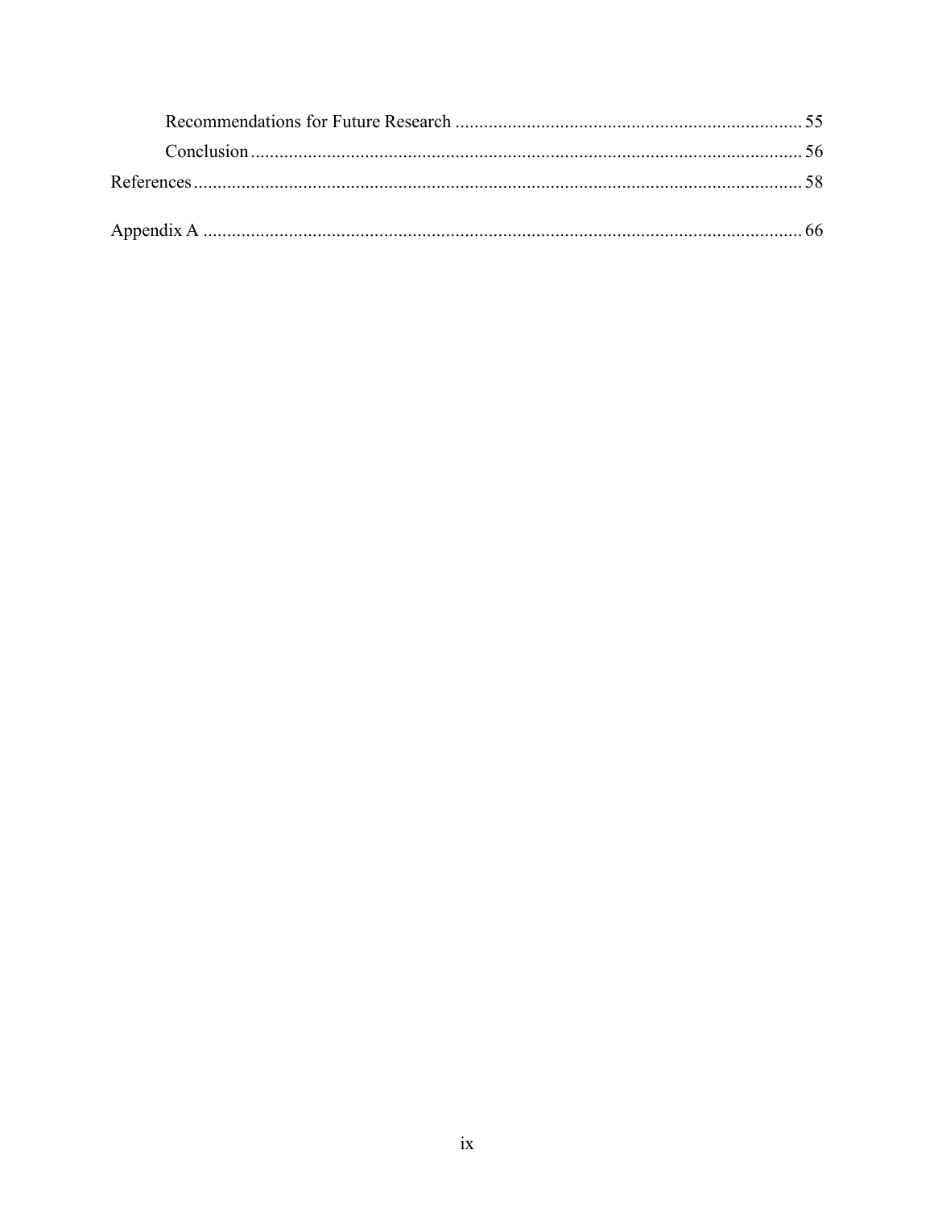Recommendations for Future Research ........................................................................ 55

Conclusion ................................................................................................................... 56

References ............................................................................................................................ 58

Appendix A .......................................................................................................................... 66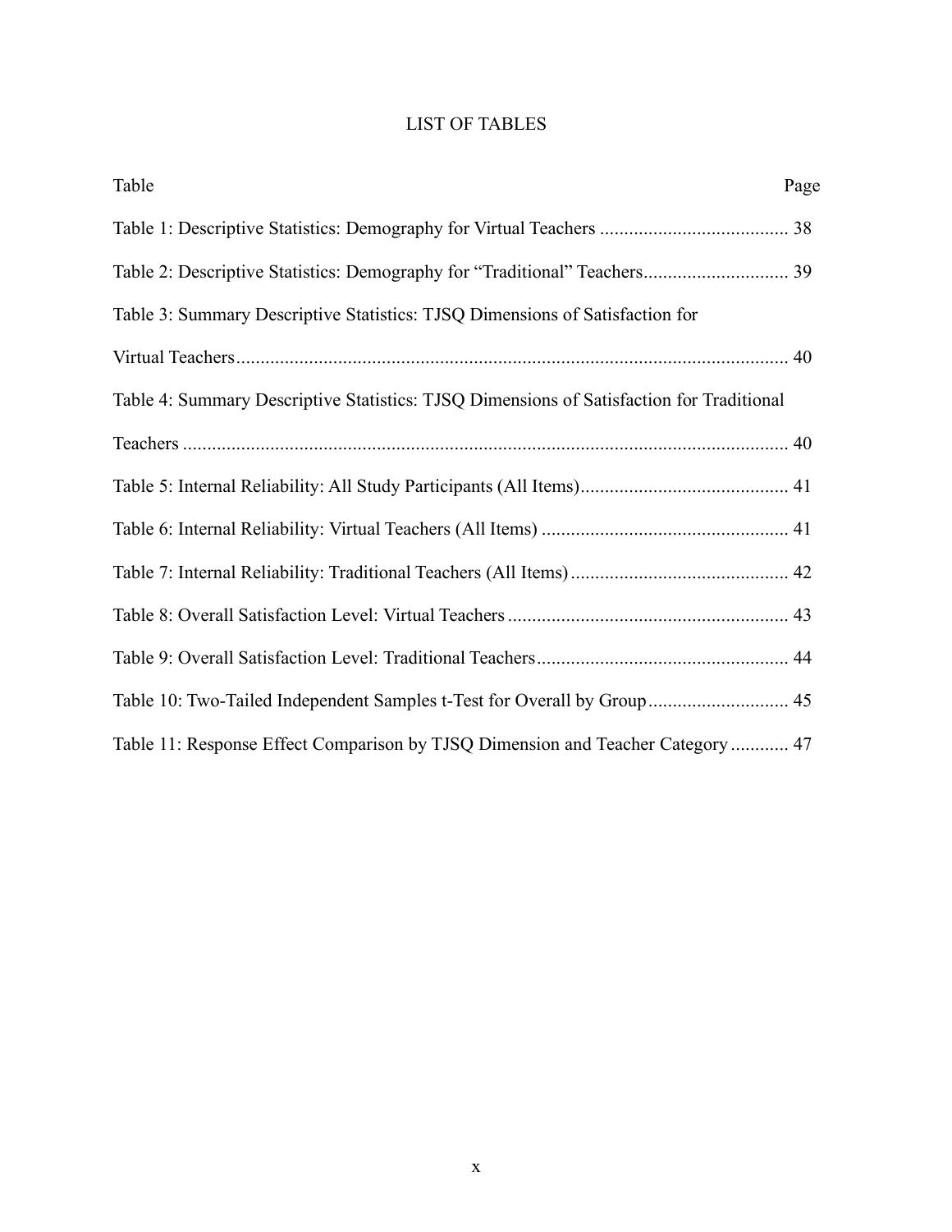# LIST OF TABLES

| Table | Page |
|---|---|
| Table 1: Descriptive Statistics: Demography for Virtual Teachers | 38 |
| Table 2: Descriptive Statistics: Demography for "Traditional" Teachers | 39 |
| Table 3: Summary Descriptive Statistics: TJSQ Dimensions of Satisfaction for Virtual Teachers | 40 |
| Table 4: Summary Descriptive Statistics: TJSQ Dimensions of Satisfaction for Traditional Teachers | 40 |
| Table 5: Internal Reliability: All Study Participants (All Items) | 41 |
| Table 6: Internal Reliability: Virtual Teachers (All Items) | 41 |
| Table 7: Internal Reliability: Traditional Teachers (All Items) | 42 |
| Table 8: Overall Satisfaction Level: Virtual Teachers | 43 |
| Table 9: Overall Satisfaction Level: Traditional Teachers | 44 |
| Table 10: Two-Tailed Independent Samples t-Test for Overall by Group | 45 |
| Table 11: Response Effect Comparison by TJSQ Dimension and Teacher Category | 47 |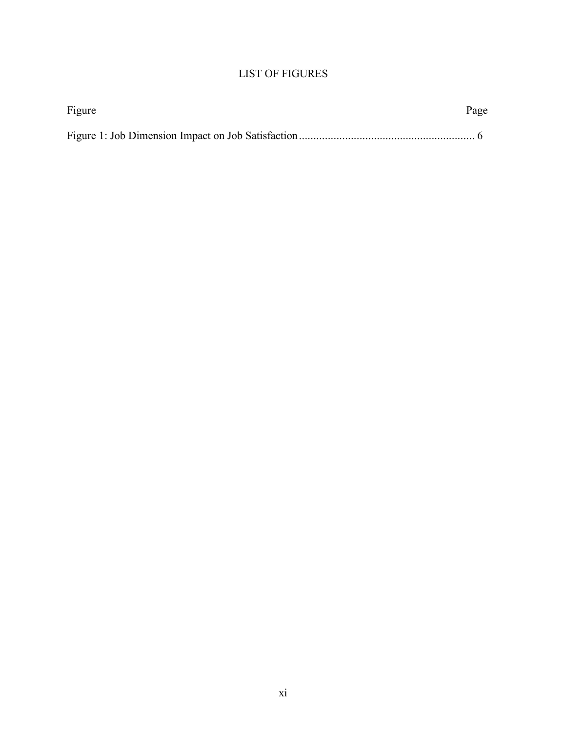# LIST OF FIGURES

| Figure | Page |
|---|---|
| Figure 1: Job Dimension Impact on Job Satisfaction | 6 |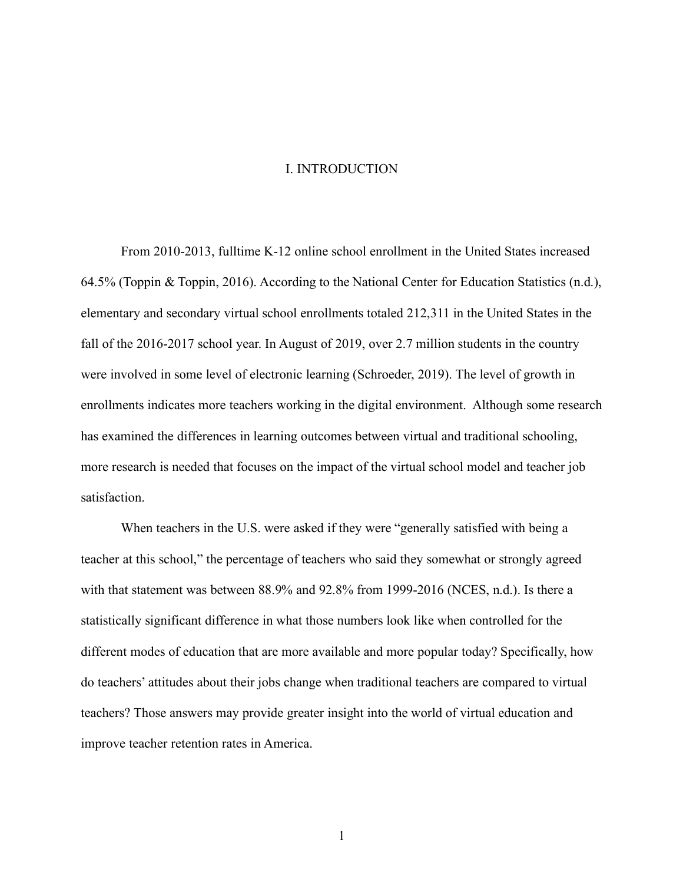# I. INTRODUCTION

From 2010-2013, fulltime K-12 online school enrollment in the United States increased 64.5% (Toppin & Toppin, 2016). According to the National Center for Education Statistics (n.d.), elementary and secondary virtual school enrollments totaled 212,311 in the United States in the fall of the 2016-2017 school year. In August of 2019, over 2.7 million students in the country were involved in some level of electronic learning (Schroeder, 2019). The level of growth in enrollments indicates more teachers working in the digital environment. Although some research has examined the differences in learning outcomes between virtual and traditional schooling, more research is needed that focuses on the impact of the virtual school model and teacher job satisfaction.

When teachers in the U.S. were asked if they were "generally satisfied with being a teacher at this school," the percentage of teachers who said they somewhat or strongly agreed with that statement was between 88.9% and 92.8% from 1999-2016 (NCES, n.d.). Is there a statistically significant difference in what those numbers look like when controlled for the different modes of education that are more available and more popular today? Specifically, how do teachers' attitudes about their jobs change when traditional teachers are compared to virtual teachers? Those answers may provide greater insight into the world of virtual education and improve teacher retention rates in America.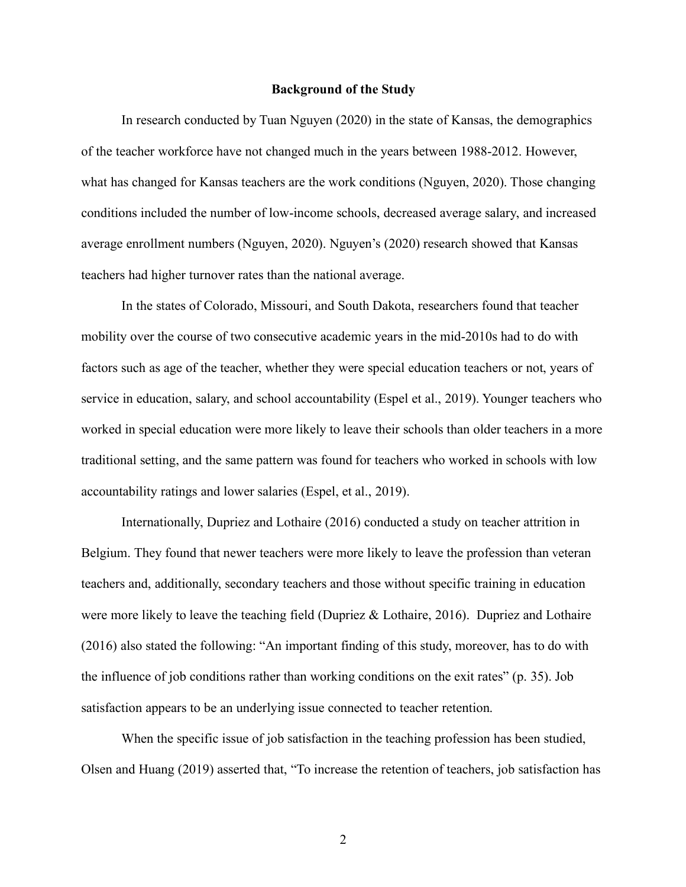## Background of the Study

In research conducted by Tuan Nguyen (2020) in the state of Kansas, the demographics of the teacher workforce have not changed much in the years between 1988-2012. However, what has changed for Kansas teachers are the work conditions (Nguyen, 2020). Those changing conditions included the number of low-income schools, decreased average salary, and increased average enrollment numbers (Nguyen, 2020). Nguyen's (2020) research showed that Kansas teachers had higher turnover rates than the national average.

In the states of Colorado, Missouri, and South Dakota, researchers found that teacher mobility over the course of two consecutive academic years in the mid-2010s had to do with factors such as age of the teacher, whether they were special education teachers or not, years of service in education, salary, and school accountability (Espel et al., 2019). Younger teachers who worked in special education were more likely to leave their schools than older teachers in a more traditional setting, and the same pattern was found for teachers who worked in schools with low accountability ratings and lower salaries (Espel, et al., 2019).

Internationally, Dupriez and Lothaire (2016) conducted a study on teacher attrition in Belgium. They found that newer teachers were more likely to leave the profession than veteran teachers and, additionally, secondary teachers and those without specific training in education were more likely to leave the teaching field (Dupriez & Lothaire, 2016). Dupriez and Lothaire (2016) also stated the following: "An important finding of this study, moreover, has to do with the influence of job conditions rather than working conditions on the exit rates" (p. 35). Job satisfaction appears to be an underlying issue connected to teacher retention.

When the specific issue of job satisfaction in the teaching profession has been studied, Olsen and Huang (2019) asserted that, "To increase the retention of teachers, job satisfaction has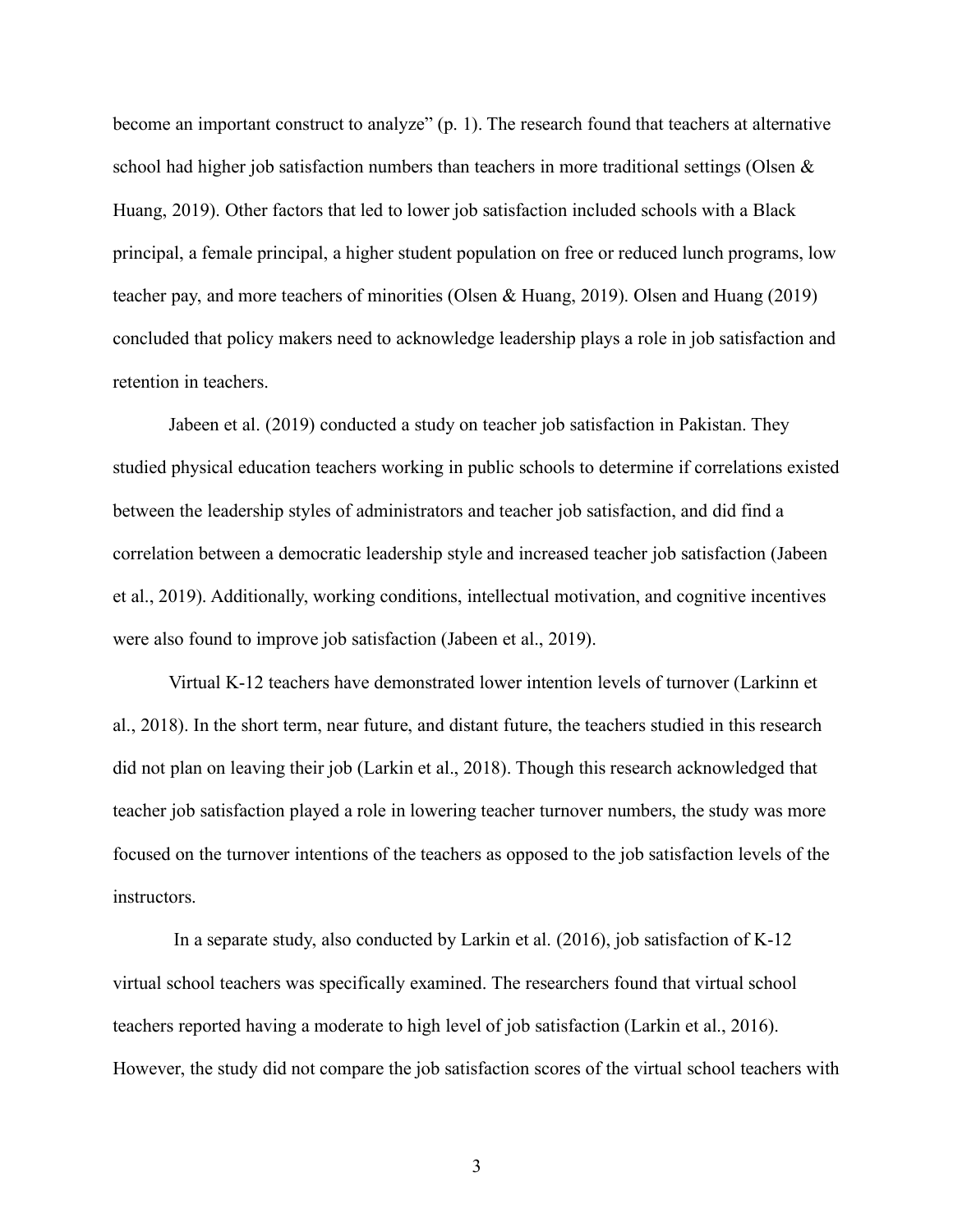become an important construct to analyze" (p. 1). The research found that teachers at alternative school had higher job satisfaction numbers than teachers in more traditional settings (Olsen & Huang, 2019). Other factors that led to lower job satisfaction included schools with a Black principal, a female principal, a higher student population on free or reduced lunch programs, low teacher pay, and more teachers of minorities (Olsen & Huang, 2019). Olsen and Huang (2019) concluded that policy makers need to acknowledge leadership plays a role in job satisfaction and retention in teachers.

Jabeen et al. (2019) conducted a study on teacher job satisfaction in Pakistan. They studied physical education teachers working in public schools to determine if correlations existed between the leadership styles of administrators and teacher job satisfaction, and did find a correlation between a democratic leadership style and increased teacher job satisfaction (Jabeen et al., 2019). Additionally, working conditions, intellectual motivation, and cognitive incentives were also found to improve job satisfaction (Jabeen et al., 2019).

Virtual K-12 teachers have demonstrated lower intention levels of turnover (Larkinn et al., 2018). In the short term, near future, and distant future, the teachers studied in this research did not plan on leaving their job (Larkin et al., 2018). Though this research acknowledged that teacher job satisfaction played a role in lowering teacher turnover numbers, the study was more focused on the turnover intentions of the teachers as opposed to the job satisfaction levels of the instructors.

In a separate study, also conducted by Larkin et al. (2016), job satisfaction of K-12 virtual school teachers was specifically examined. The researchers found that virtual school teachers reported having a moderate to high level of job satisfaction (Larkin et al., 2016). However, the study did not compare the job satisfaction scores of the virtual school teachers with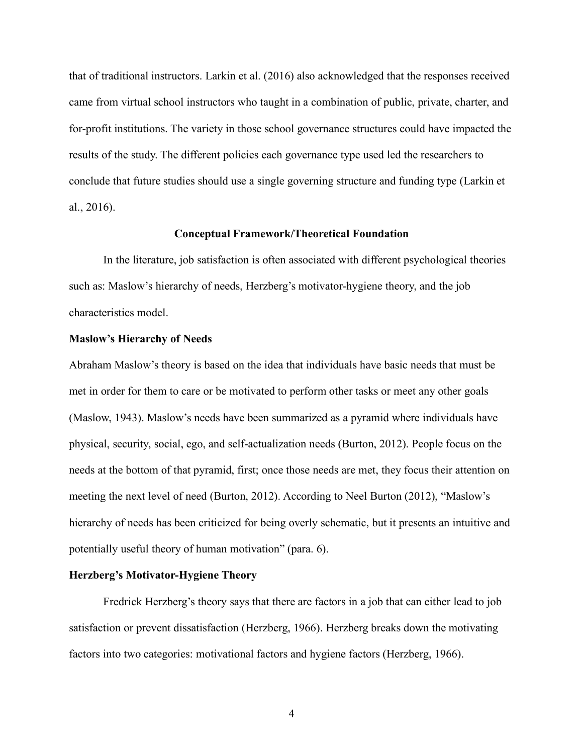that of traditional instructors. Larkin et al. (2016) also acknowledged that the responses received came from virtual school instructors who taught in a combination of public, private, charter, and for-profit institutions. The variety in those school governance structures could have impacted the results of the study. The different policies each governance type used led the researchers to conclude that future studies should use a single governing structure and funding type (Larkin et al., 2016).

## Conceptual Framework/Theoretical Foundation

In the literature, job satisfaction is often associated with different psychological theories such as: Maslow's hierarchy of needs, Herzberg's motivator-hygiene theory, and the job characteristics model.

### Maslow's Hierarchy of Needs

Abraham Maslow's theory is based on the idea that individuals have basic needs that must be met in order for them to care or be motivated to perform other tasks or meet any other goals (Maslow, 1943). Maslow's needs have been summarized as a pyramid where individuals have physical, security, social, ego, and self-actualization needs (Burton, 2012). People focus on the needs at the bottom of that pyramid, first; once those needs are met, they focus their attention on meeting the next level of need (Burton, 2012). According to Neel Burton (2012), "Maslow's hierarchy of needs has been criticized for being overly schematic, but it presents an intuitive and potentially useful theory of human motivation" (para. 6).

### Herzberg's Motivator-Hygiene Theory

Fredrick Herzberg's theory says that there are factors in a job that can either lead to job satisfaction or prevent dissatisfaction (Herzberg, 1966). Herzberg breaks down the motivating factors into two categories: motivational factors and hygiene factors (Herzberg, 1966).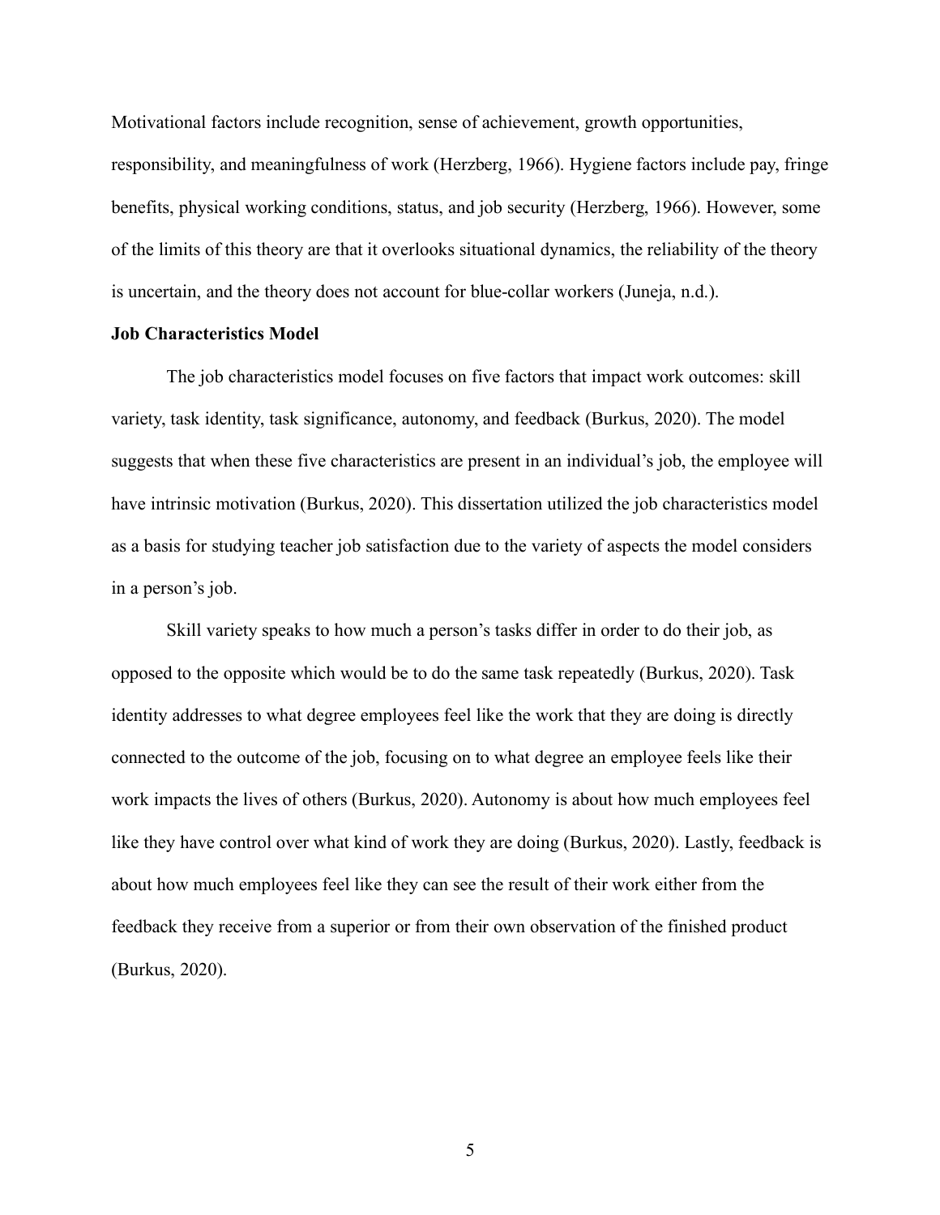Motivational factors include recognition, sense of achievement, growth opportunities, responsibility, and meaningfulness of work (Herzberg, 1966). Hygiene factors include pay, fringe benefits, physical working conditions, status, and job security (Herzberg, 1966). However, some of the limits of this theory are that it overlooks situational dynamics, the reliability of the theory is uncertain, and the theory does not account for blue-collar workers (Juneja, n.d.).

**Job Characteristics Model**

The job characteristics model focuses on five factors that impact work outcomes: skill variety, task identity, task significance, autonomy, and feedback (Burkus, 2020). The model suggests that when these five characteristics are present in an individual's job, the employee will have intrinsic motivation (Burkus, 2020). This dissertation utilized the job characteristics model as a basis for studying teacher job satisfaction due to the variety of aspects the model considers in a person's job.

Skill variety speaks to how much a person's tasks differ in order to do their job, as opposed to the opposite which would be to do the same task repeatedly (Burkus, 2020). Task identity addresses to what degree employees feel like the work that they are doing is directly connected to the outcome of the job, focusing on to what degree an employee feels like their work impacts the lives of others (Burkus, 2020). Autonomy is about how much employees feel like they have control over what kind of work they are doing (Burkus, 2020). Lastly, feedback is about how much employees feel like they can see the result of their work either from the feedback they receive from a superior or from their own observation of the finished product (Burkus, 2020).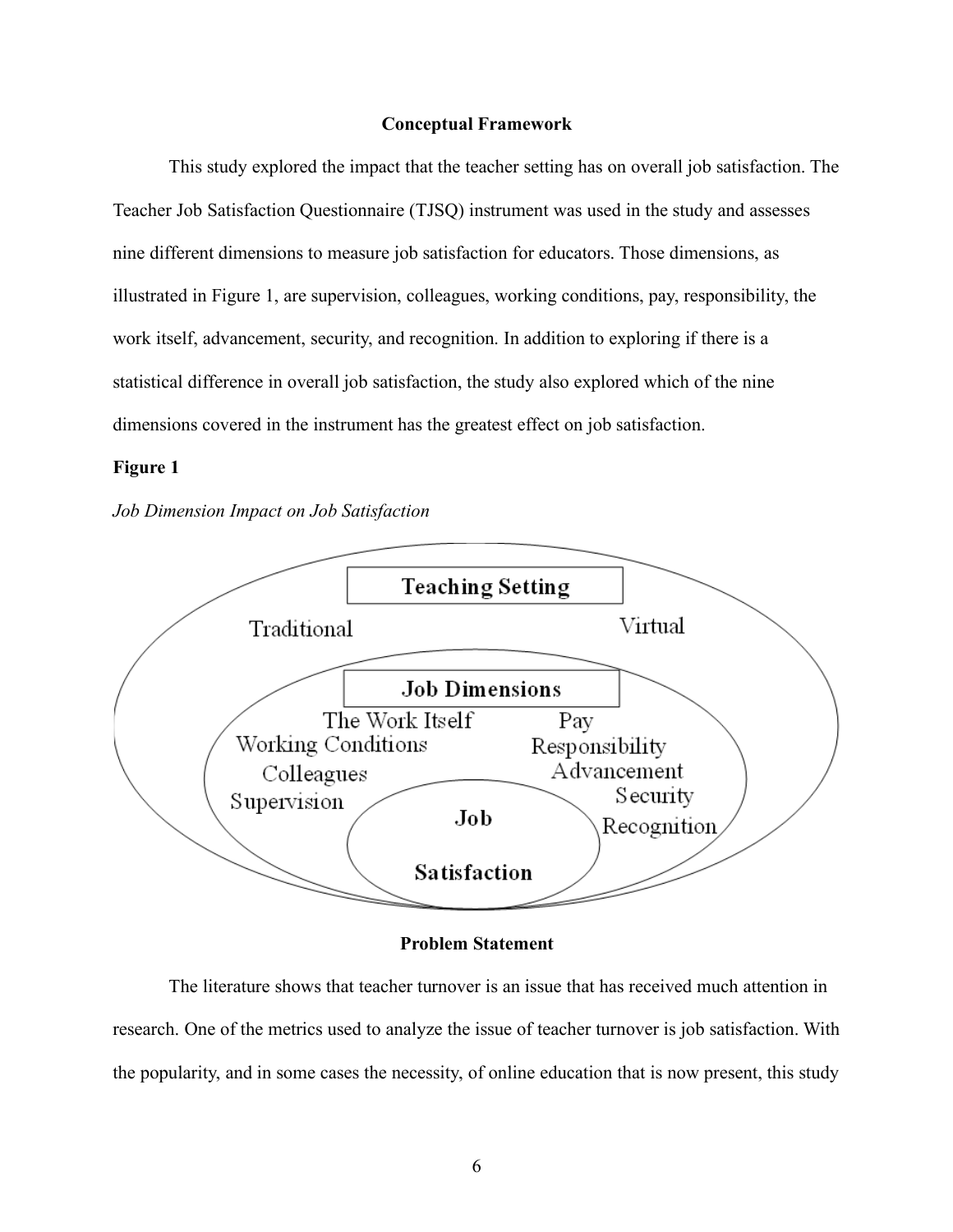## Conceptual Framework

This study explored the impact that the teacher setting has on overall job satisfaction. The Teacher Job Satisfaction Questionnaire (TJSQ) instrument was used in the study and assesses nine different dimensions to measure job satisfaction for educators. Those dimensions, as illustrated in Figure 1, are supervision, colleagues, working conditions, pay, responsibility, the work itself, advancement, security, and recognition. In addition to exploring if there is a statistical difference in overall job satisfaction, the study also explored which of the nine dimensions covered in the instrument has the greatest effect on job satisfaction.

**Figure 1**

*Job Dimension Impact on Job Satisfaction*

**Teaching Setting**

Traditional

Virtual

**Job Dimensions**

The Work Itself

Working Conditions

Colleagues

Supervision

Pay

Responsibility

Advancement

Security

Recognition

**Job Satisfaction**

## Problem Statement

The literature shows that teacher turnover is an issue that has received much attention in research. One of the metrics used to analyze the issue of teacher turnover is job satisfaction. With the popularity, and in some cases the necessity, of online education that is now present, this study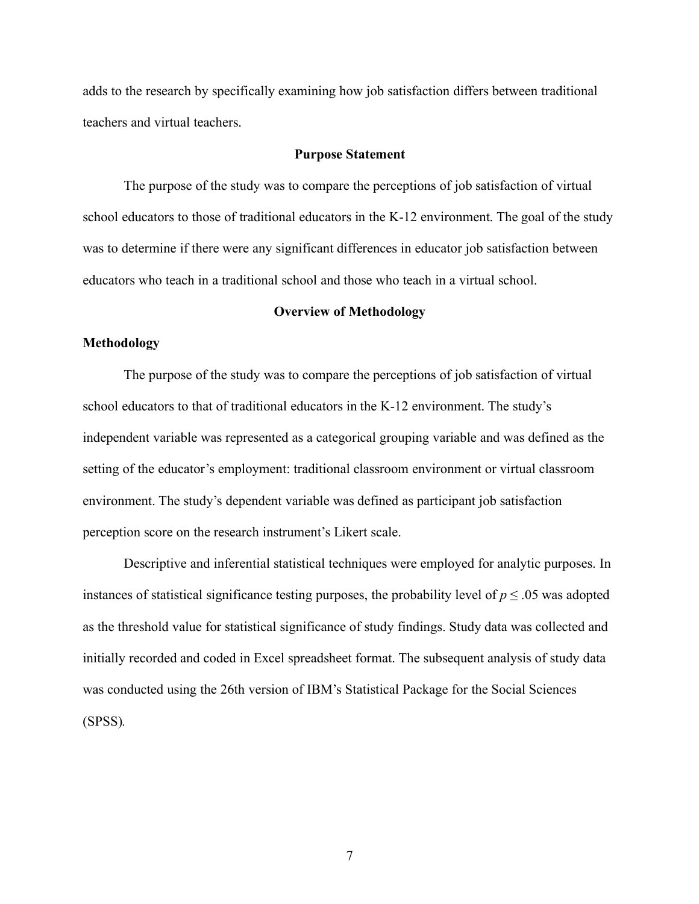adds to the research by specifically examining how job satisfaction differs between traditional teachers and virtual teachers.

## Purpose Statement

The purpose of the study was to compare the perceptions of job satisfaction of virtual school educators to those of traditional educators in the K-12 environment. The goal of the study was to determine if there were any significant differences in educator job satisfaction between educators who teach in a traditional school and those who teach in a virtual school.

## Overview of Methodology

### Methodology

The purpose of the study was to compare the perceptions of job satisfaction of virtual school educators to that of traditional educators in the K-12 environment. The study's independent variable was represented as a categorical grouping variable and was defined as the setting of the educator's employment: traditional classroom environment or virtual classroom environment. The study's dependent variable was defined as participant job satisfaction perception score on the research instrument's Likert scale.

Descriptive and inferential statistical techniques were employed for analytic purposes. In instances of statistical significance testing purposes, the probability level of $p \leq .05$ was adopted as the threshold value for statistical significance of study findings. Study data was collected and initially recorded and coded in Excel spreadsheet format. The subsequent analysis of study data was conducted using the 26th version of IBM's Statistical Package for the Social Sciences (SPSS).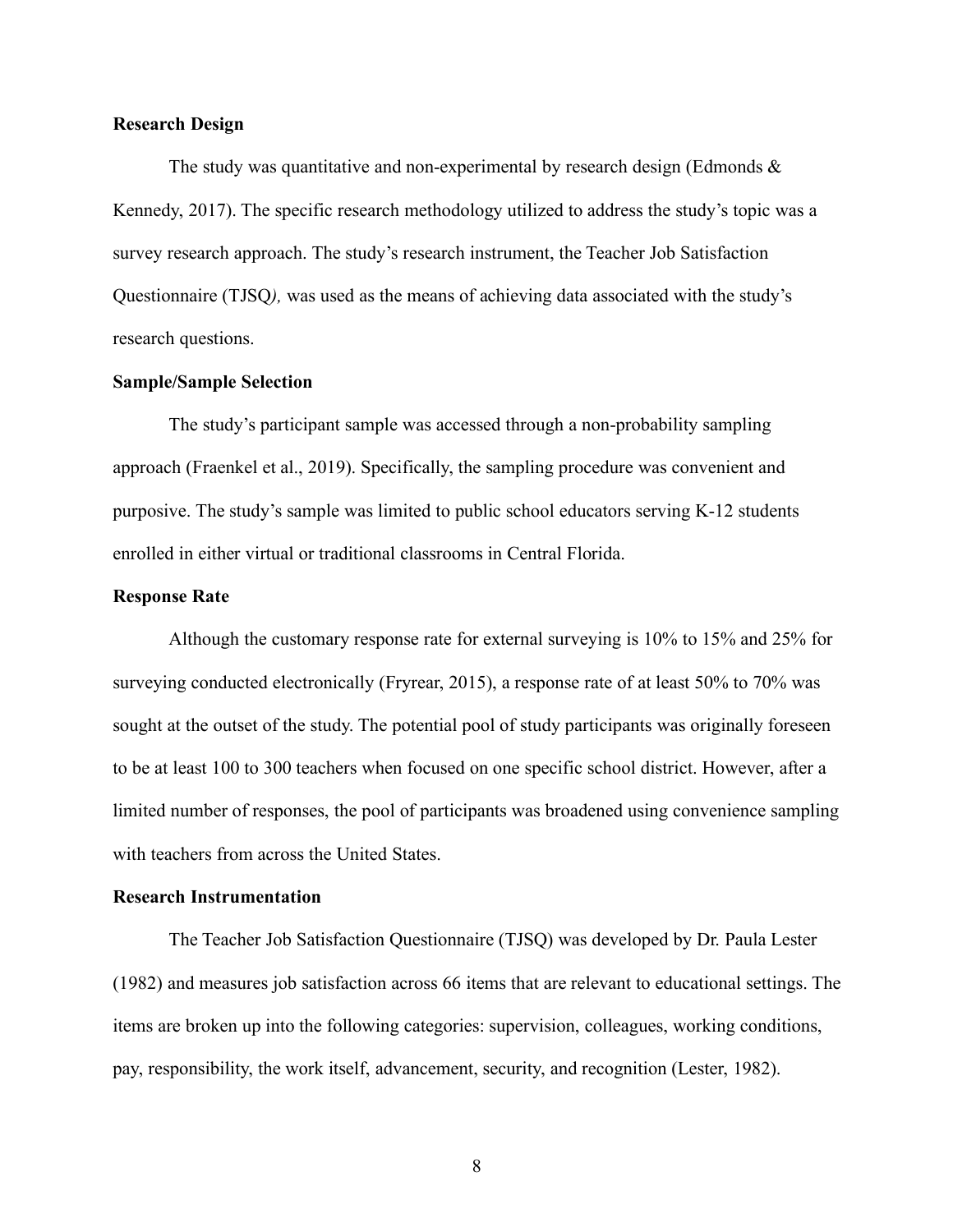### Research Design

The study was quantitative and non-experimental by research design (Edmonds & Kennedy, 2017). The specific research methodology utilized to address the study's topic was a survey research approach. The study's research instrument, the Teacher Job Satisfaction Questionnaire (TJSQ*)*, was used as the means of achieving data associated with the study's research questions.

### Sample/Sample Selection

The study's participant sample was accessed through a non-probability sampling approach (Fraenkel et al., 2019). Specifically, the sampling procedure was convenient and purposive. The study's sample was limited to public school educators serving K-12 students enrolled in either virtual or traditional classrooms in Central Florida.

### Response Rate

Although the customary response rate for external surveying is 10% to 15% and 25% for surveying conducted electronically (Fryrear, 2015), a response rate of at least 50% to 70% was sought at the outset of the study. The potential pool of study participants was originally foreseen to be at least 100 to 300 teachers when focused on one specific school district. However, after a limited number of responses, the pool of participants was broadened using convenience sampling with teachers from across the United States.

### Research Instrumentation

The Teacher Job Satisfaction Questionnaire (TJSQ) was developed by Dr. Paula Lester (1982) and measures job satisfaction across 66 items that are relevant to educational settings. The items are broken up into the following categories: supervision, colleagues, working conditions, pay, responsibility, the work itself, advancement, security, and recognition (Lester, 1982).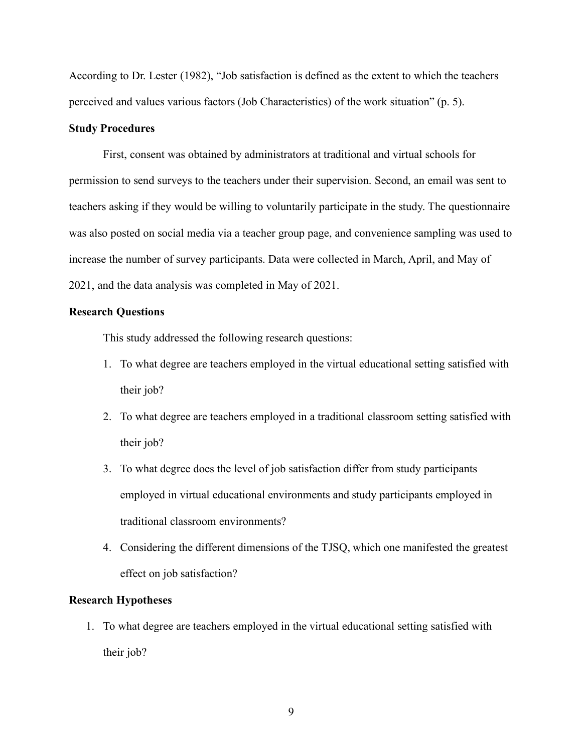According to Dr. Lester (1982), “Job satisfaction is defined as the extent to which the teachers perceived and values various factors (Job Characteristics) of the work situation” (p. 5).

**Study Procedures**

First, consent was obtained by administrators at traditional and virtual schools for permission to send surveys to the teachers under their supervision. Second, an email was sent to teachers asking if they would be willing to voluntarily participate in the study. The questionnaire was also posted on social media via a teacher group page, and convenience sampling was used to increase the number of survey participants. Data were collected in March, April, and May of 2021, and the data analysis was completed in May of 2021.

**Research Questions**

This study addressed the following research questions:

1. To what degree are teachers employed in the virtual educational setting satisfied with their job?
2. To what degree are teachers employed in a traditional classroom setting satisfied with their job?
3. To what degree does the level of job satisfaction differ from study participants employed in virtual educational environments and study participants employed in traditional classroom environments?
4. Considering the different dimensions of the TJSQ, which one manifested the greatest effect on job satisfaction?

**Research Hypotheses**

1. To what degree are teachers employed in the virtual educational setting satisfied with their job?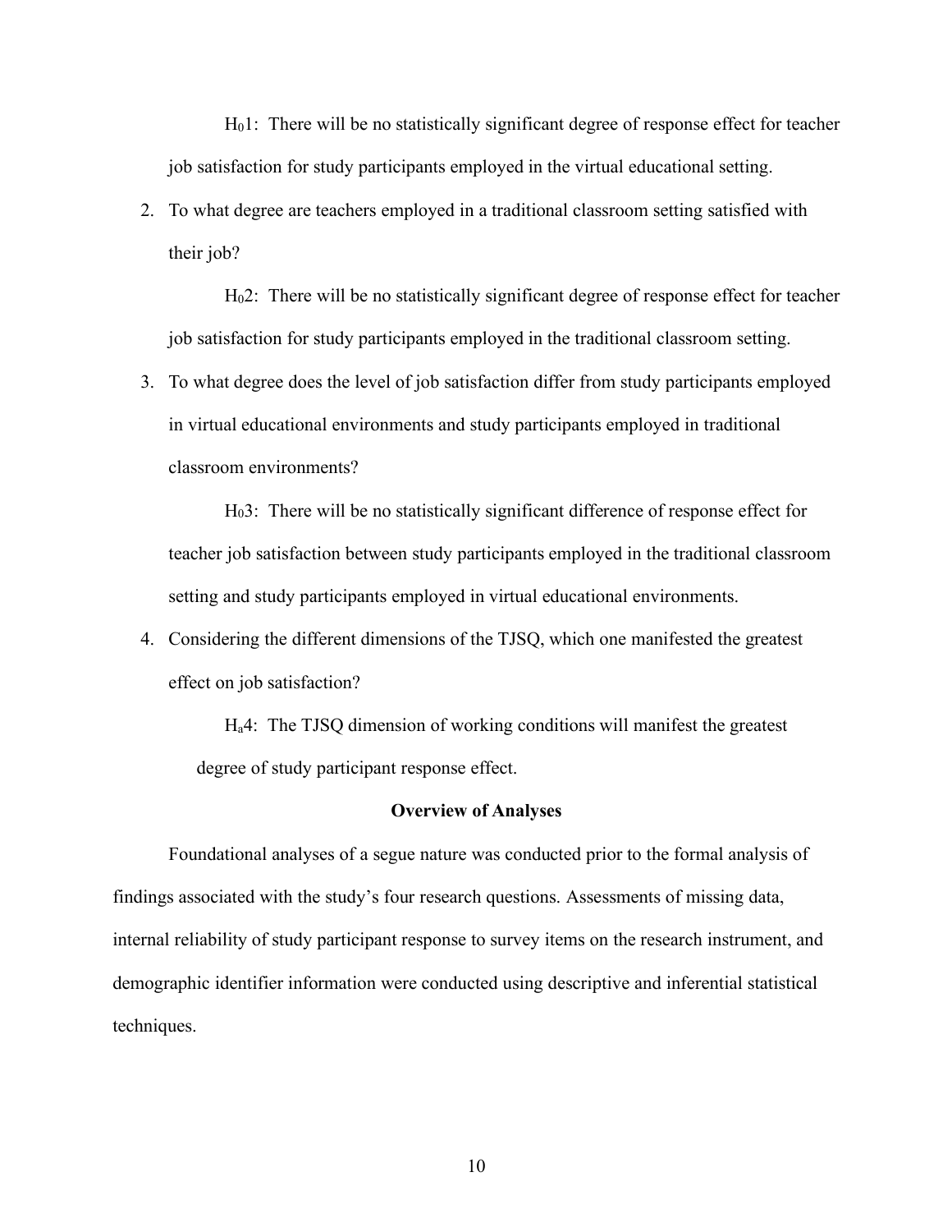$H_01$: There will be no statistically significant degree of response effect for teacher job satisfaction for study participants employed in the virtual educational setting.

2. To what degree are teachers employed in a traditional classroom setting satisfied with their job?

    $H_02$: There will be no statistically significant degree of response effect for teacher job satisfaction for study participants employed in the traditional classroom setting.

3. To what degree does the level of job satisfaction differ from study participants employed in virtual educational environments and study participants employed in traditional classroom environments?

    $H_03$: There will be no statistically significant difference of response effect for teacher job satisfaction between study participants employed in the traditional classroom setting and study participants employed in virtual educational environments.

4. Considering the different dimensions of the TJSQ, which one manifested the greatest effect on job satisfaction?

    $H_a4$: The TJSQ dimension of working conditions will manifest the greatest degree of study participant response effect.

**Overview of Analyses**

Foundational analyses of a segue nature was conducted prior to the formal analysis of findings associated with the study's four research questions. Assessments of missing data, internal reliability of study participant response to survey items on the research instrument, and demographic identifier information were conducted using descriptive and inferential statistical techniques.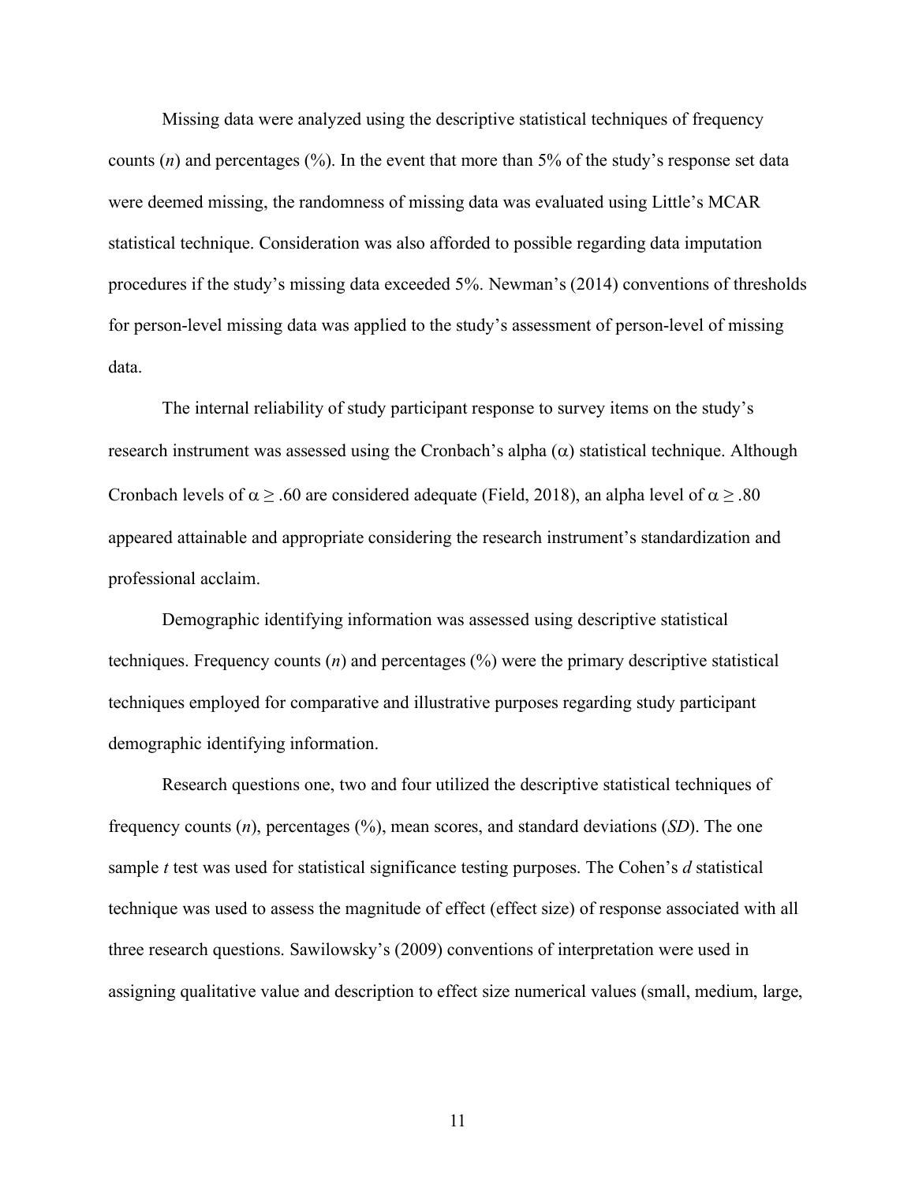Missing data were analyzed using the descriptive statistical techniques of frequency counts (*n*) and percentages (%). In the event that more than 5% of the study's response set data were deemed missing, the randomness of missing data was evaluated using Little's MCAR statistical technique. Consideration was also afforded to possible regarding data imputation procedures if the study's missing data exceeded 5%. Newman's (2014) conventions of thresholds for person-level missing data was applied to the study's assessment of person-level of missing data.

The internal reliability of study participant response to survey items on the study's research instrument was assessed using the Cronbach's alpha ($\alpha$) statistical technique. Although Cronbach levels of $\alpha \geq .60$ are considered adequate (Field, 2018), an alpha level of $\alpha \geq .80$ appeared attainable and appropriate considering the research instrument's standardization and professional acclaim.

Demographic identifying information was assessed using descriptive statistical techniques. Frequency counts (*n*) and percentages (%) were the primary descriptive statistical techniques employed for comparative and illustrative purposes regarding study participant demographic identifying information.

Research questions one, two and four utilized the descriptive statistical techniques of frequency counts (*n*), percentages (%), mean scores, and standard deviations (*SD*). The one sample *t* test was used for statistical significance testing purposes. The Cohen's *d* statistical technique was used to assess the magnitude of effect (effect size) of response associated with all three research questions. Sawilowsky's (2009) conventions of interpretation were used in assigning qualitative value and description to effect size numerical values (small, medium, large,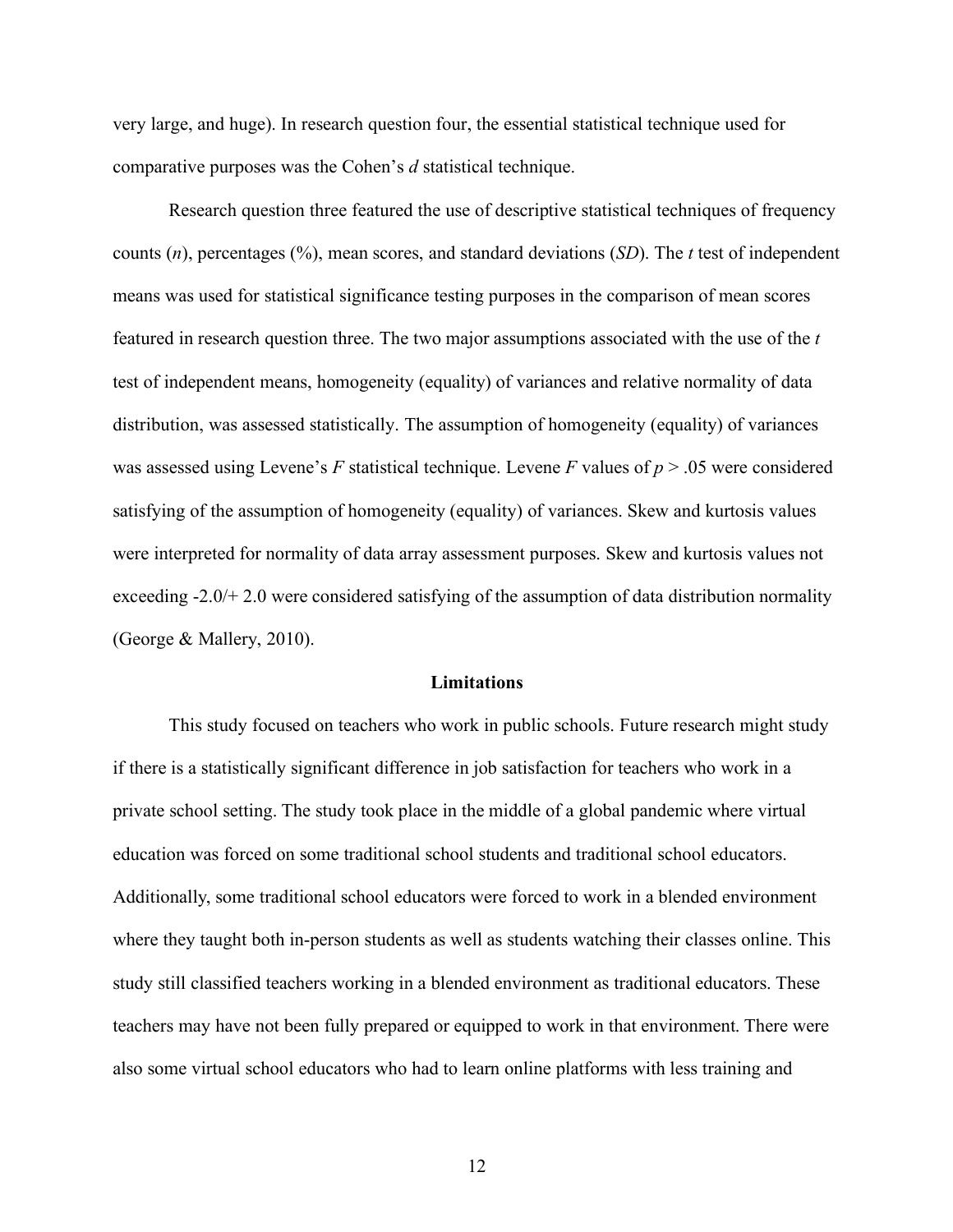very large, and huge). In research question four, the essential statistical technique used for comparative purposes was the Cohen's *d* statistical technique.

Research question three featured the use of descriptive statistical techniques of frequency counts (*n*), percentages (%), mean scores, and standard deviations (*SD*). The *t* test of independent means was used for statistical significance testing purposes in the comparison of mean scores featured in research question three. The two major assumptions associated with the use of the *t* test of independent means, homogeneity (equality) of variances and relative normality of data distribution, was assessed statistically. The assumption of homogeneity (equality) of variances was assessed using Levene's *F* statistical technique. Levene *F* values of $p > .05$ were considered satisfying of the assumption of homogeneity (equality) of variances. Skew and kurtosis values were interpreted for normality of data array assessment purposes. Skew and kurtosis values not exceeding -2.0/+ 2.0 were considered satisfying of the assumption of data distribution normality (George & Mallery, 2010).

## Limitations

This study focused on teachers who work in public schools. Future research might study if there is a statistically significant difference in job satisfaction for teachers who work in a private school setting. The study took place in the middle of a global pandemic where virtual education was forced on some traditional school students and traditional school educators. Additionally, some traditional school educators were forced to work in a blended environment where they taught both in-person students as well as students watching their classes online. This study still classified teachers working in a blended environment as traditional educators. These teachers may have not been fully prepared or equipped to work in that environment. There were also some virtual school educators who had to learn online platforms with less training and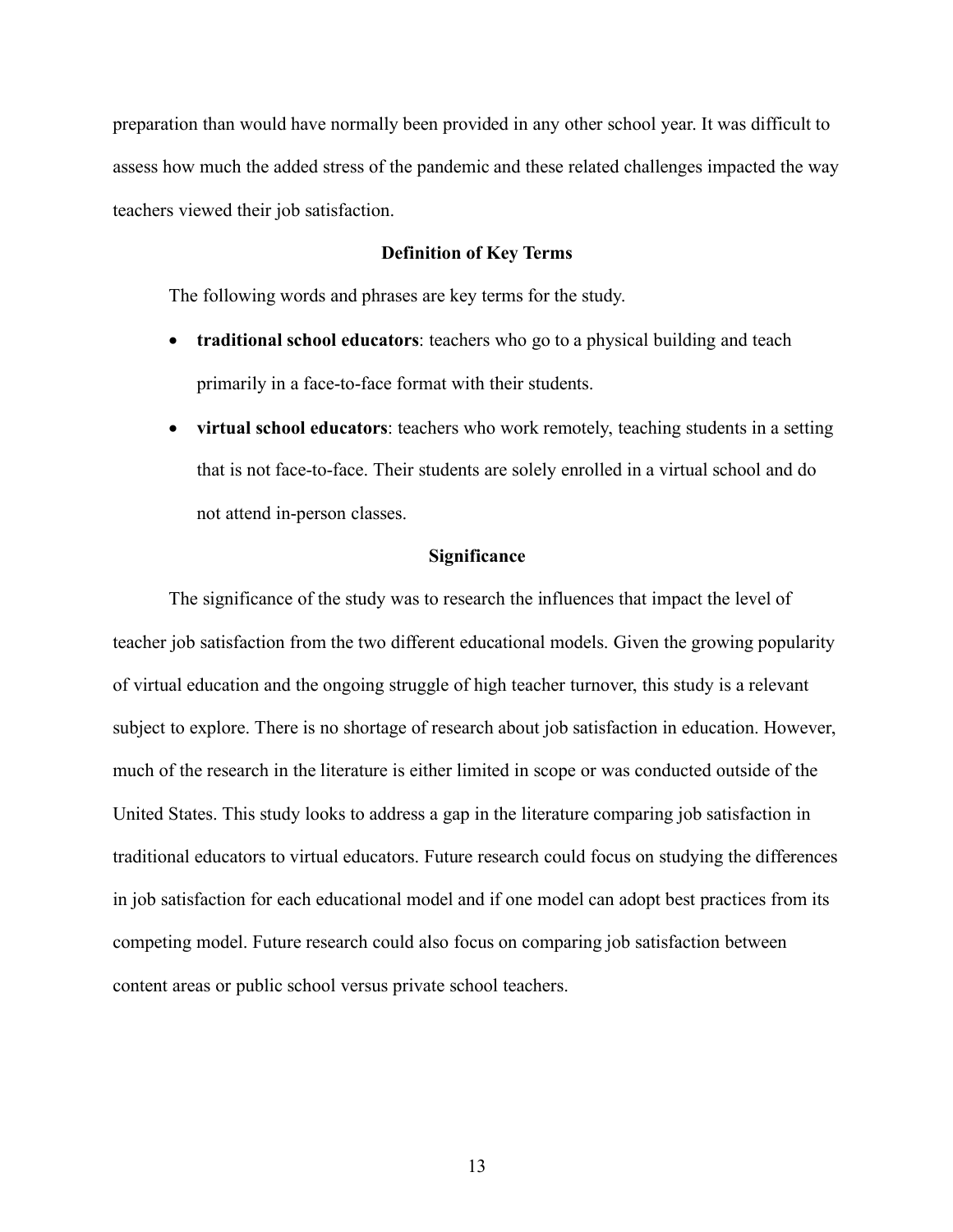preparation than would have normally been provided in any other school year. It was difficult to assess how much the added stress of the pandemic and these related challenges impacted the way teachers viewed their job satisfaction.

## Definition of Key Terms

The following words and phrases are key terms for the study.

- **traditional school educators**: teachers who go to a physical building and teach primarily in a face-to-face format with their students.
- **virtual school educators**: teachers who work remotely, teaching students in a setting that is not face-to-face. Their students are solely enrolled in a virtual school and do not attend in-person classes.

## Significance

The significance of the study was to research the influences that impact the level of teacher job satisfaction from the two different educational models. Given the growing popularity of virtual education and the ongoing struggle of high teacher turnover, this study is a relevant subject to explore. There is no shortage of research about job satisfaction in education. However, much of the research in the literature is either limited in scope or was conducted outside of the United States. This study looks to address a gap in the literature comparing job satisfaction in traditional educators to virtual educators. Future research could focus on studying the differences in job satisfaction for each educational model and if one model can adopt best practices from its competing model. Future research could also focus on comparing job satisfaction between content areas or public school versus private school teachers.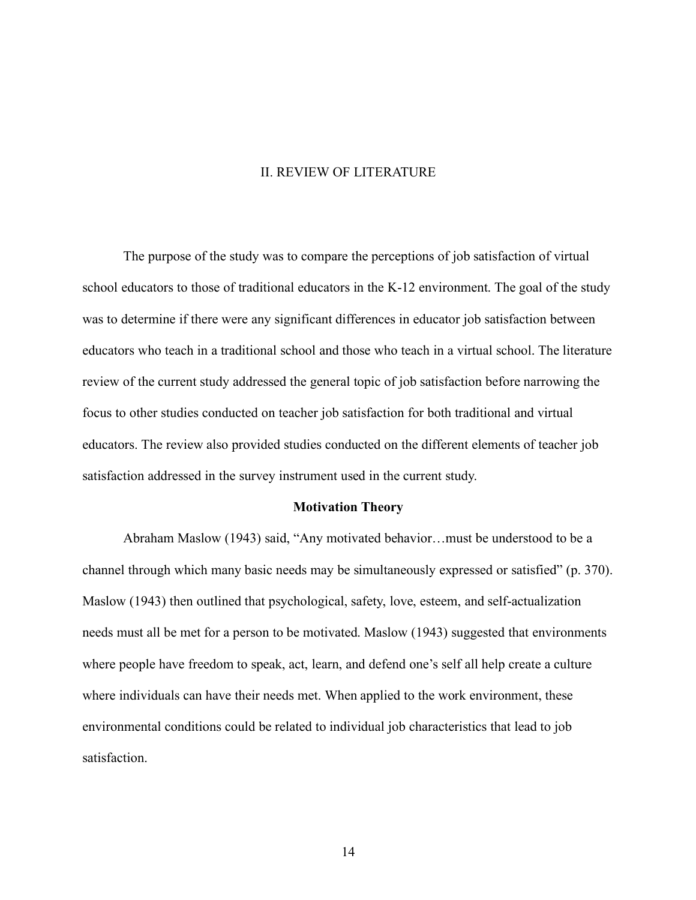# II. REVIEW OF LITERATURE

The purpose of the study was to compare the perceptions of job satisfaction of virtual school educators to those of traditional educators in the K-12 environment. The goal of the study was to determine if there were any significant differences in educator job satisfaction between educators who teach in a traditional school and those who teach in a virtual school. The literature review of the current study addressed the general topic of job satisfaction before narrowing the focus to other studies conducted on teacher job satisfaction for both traditional and virtual educators. The review also provided studies conducted on the different elements of teacher job satisfaction addressed in the survey instrument used in the current study.

## Motivation Theory

Abraham Maslow (1943) said, "Any motivated behavior…must be understood to be a channel through which many basic needs may be simultaneously expressed or satisfied" (p. 370). Maslow (1943) then outlined that psychological, safety, love, esteem, and self-actualization needs must all be met for a person to be motivated. Maslow (1943) suggested that environments where people have freedom to speak, act, learn, and defend one's self all help create a culture where individuals can have their needs met. When applied to the work environment, these environmental conditions could be related to individual job characteristics that lead to job satisfaction.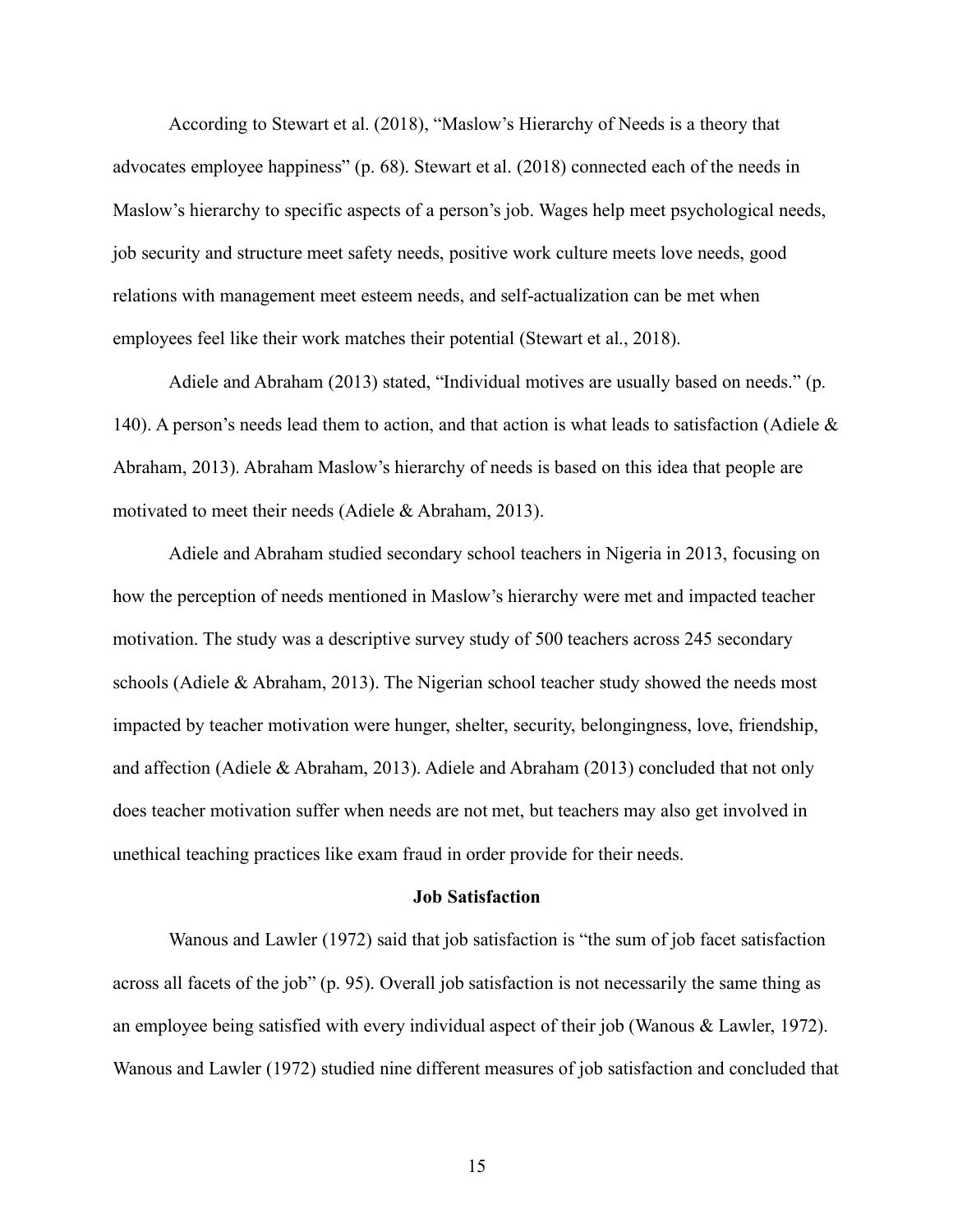According to Stewart et al. (2018), "Maslow's Hierarchy of Needs is a theory that advocates employee happiness" (p. 68). Stewart et al. (2018) connected each of the needs in Maslow's hierarchy to specific aspects of a person's job. Wages help meet psychological needs, job security and structure meet safety needs, positive work culture meets love needs, good relations with management meet esteem needs, and self-actualization can be met when employees feel like their work matches their potential (Stewart et al., 2018).

Adiele and Abraham (2013) stated, "Individual motives are usually based on needs." (p. 140). A person's needs lead them to action, and that action is what leads to satisfaction (Adiele & Abraham, 2013). Abraham Maslow's hierarchy of needs is based on this idea that people are motivated to meet their needs (Adiele & Abraham, 2013).

Adiele and Abraham studied secondary school teachers in Nigeria in 2013, focusing on how the perception of needs mentioned in Maslow's hierarchy were met and impacted teacher motivation. The study was a descriptive survey study of 500 teachers across 245 secondary schools (Adiele & Abraham, 2013). The Nigerian school teacher study showed the needs most impacted by teacher motivation were hunger, shelter, security, belongingness, love, friendship, and affection (Adiele & Abraham, 2013). Adiele and Abraham (2013) concluded that not only does teacher motivation suffer when needs are not met, but teachers may also get involved in unethical teaching practices like exam fraud in order provide for their needs.

## Job Satisfaction

Wanous and Lawler (1972) said that job satisfaction is "the sum of job facet satisfaction across all facets of the job" (p. 95). Overall job satisfaction is not necessarily the same thing as an employee being satisfied with every individual aspect of their job (Wanous & Lawler, 1972). Wanous and Lawler (1972) studied nine different measures of job satisfaction and concluded that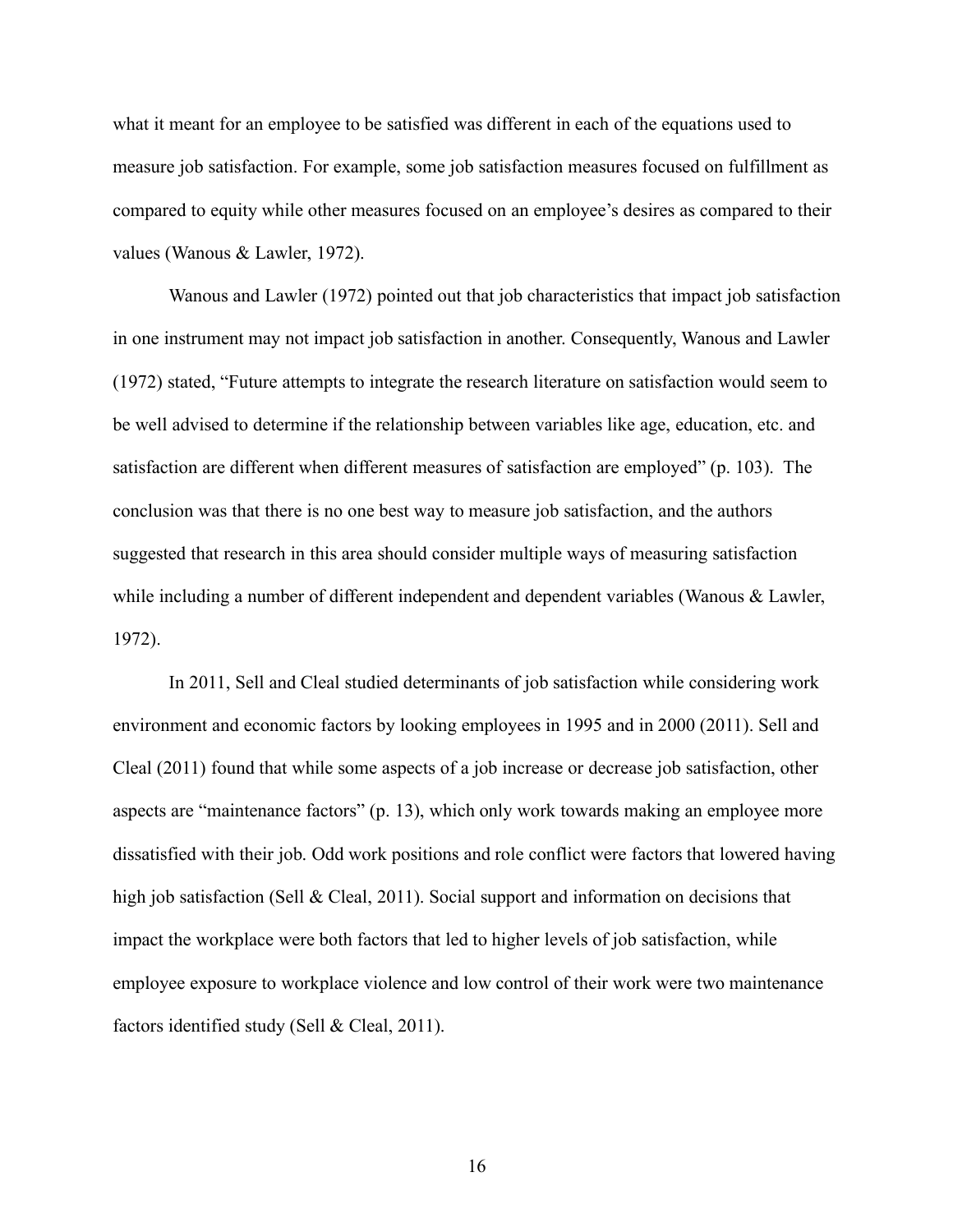what it meant for an employee to be satisfied was different in each of the equations used to measure job satisfaction. For example, some job satisfaction measures focused on fulfillment as compared to equity while other measures focused on an employee's desires as compared to their values (Wanous & Lawler, 1972).

Wanous and Lawler (1972) pointed out that job characteristics that impact job satisfaction in one instrument may not impact job satisfaction in another. Consequently, Wanous and Lawler (1972) stated, "Future attempts to integrate the research literature on satisfaction would seem to be well advised to determine if the relationship between variables like age, education, etc. and satisfaction are different when different measures of satisfaction are employed" (p. 103). The conclusion was that there is no one best way to measure job satisfaction, and the authors suggested that research in this area should consider multiple ways of measuring satisfaction while including a number of different independent and dependent variables (Wanous & Lawler, 1972).

In 2011, Sell and Cleal studied determinants of job satisfaction while considering work environment and economic factors by looking employees in 1995 and in 2000 (2011). Sell and Cleal (2011) found that while some aspects of a job increase or decrease job satisfaction, other aspects are "maintenance factors" (p. 13), which only work towards making an employee more dissatisfied with their job. Odd work positions and role conflict were factors that lowered having high job satisfaction (Sell & Cleal, 2011). Social support and information on decisions that impact the workplace were both factors that led to higher levels of job satisfaction, while employee exposure to workplace violence and low control of their work were two maintenance factors identified study (Sell & Cleal, 2011).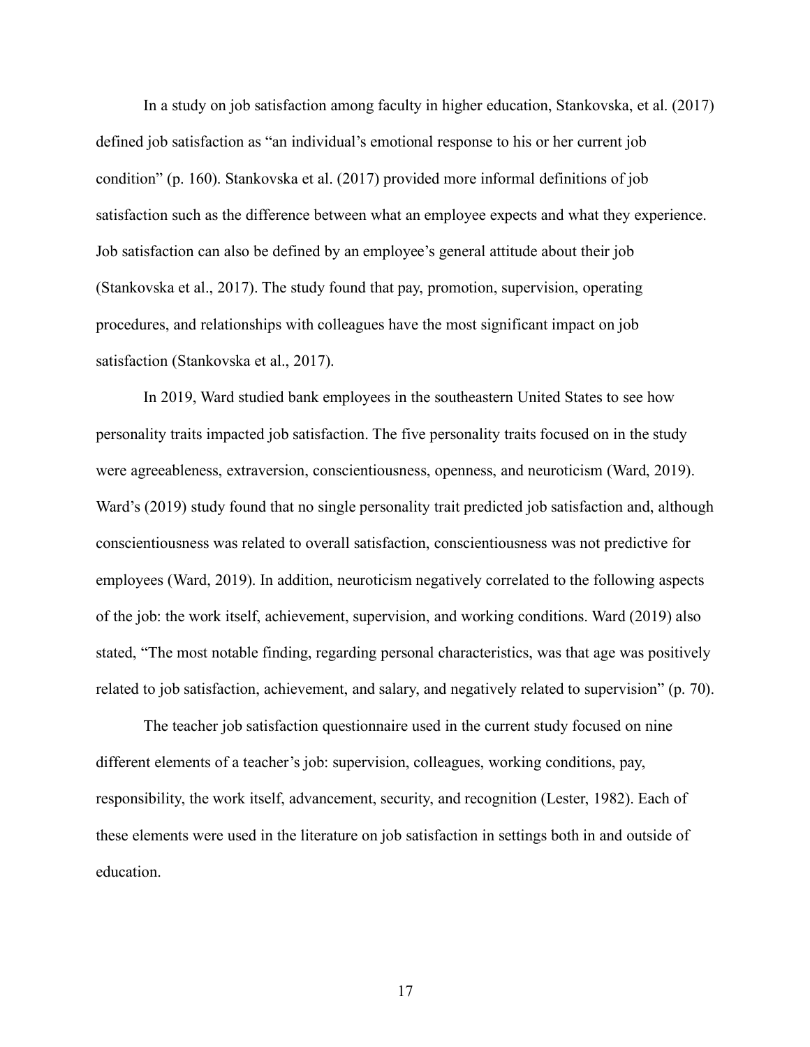In a study on job satisfaction among faculty in higher education, Stankovska, et al. (2017) defined job satisfaction as "an individual's emotional response to his or her current job condition" (p. 160). Stankovska et al. (2017) provided more informal definitions of job satisfaction such as the difference between what an employee expects and what they experience. Job satisfaction can also be defined by an employee's general attitude about their job (Stankovska et al., 2017). The study found that pay, promotion, supervision, operating procedures, and relationships with colleagues have the most significant impact on job satisfaction (Stankovska et al., 2017).

In 2019, Ward studied bank employees in the southeastern United States to see how personality traits impacted job satisfaction. The five personality traits focused on in the study were agreeableness, extraversion, conscientiousness, openness, and neuroticism (Ward, 2019). Ward's (2019) study found that no single personality trait predicted job satisfaction and, although conscientiousness was related to overall satisfaction, conscientiousness was not predictive for employees (Ward, 2019). In addition, neuroticism negatively correlated to the following aspects of the job: the work itself, achievement, supervision, and working conditions. Ward (2019) also stated, "The most notable finding, regarding personal characteristics, was that age was positively related to job satisfaction, achievement, and salary, and negatively related to supervision" (p. 70).

The teacher job satisfaction questionnaire used in the current study focused on nine different elements of a teacher's job: supervision, colleagues, working conditions, pay, responsibility, the work itself, advancement, security, and recognition (Lester, 1982). Each of these elements were used in the literature on job satisfaction in settings both in and outside of education.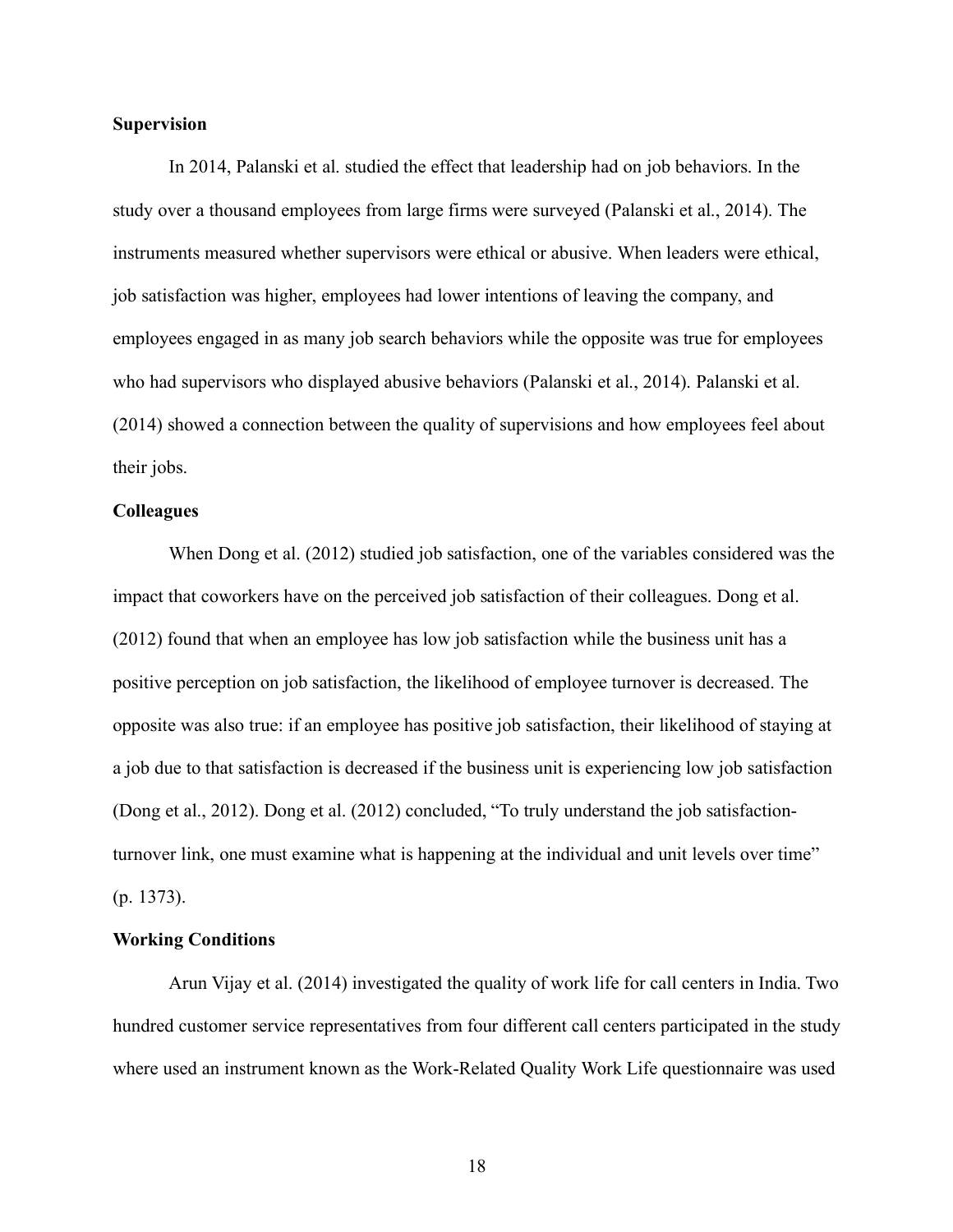### Supervision

In 2014, Palanski et al. studied the effect that leadership had on job behaviors. In the study over a thousand employees from large firms were surveyed (Palanski et al., 2014). The instruments measured whether supervisors were ethical or abusive. When leaders were ethical, job satisfaction was higher, employees had lower intentions of leaving the company, and employees engaged in as many job search behaviors while the opposite was true for employees who had supervisors who displayed abusive behaviors (Palanski et al., 2014). Palanski et al. (2014) showed a connection between the quality of supervisions and how employees feel about their jobs.

### Colleagues

When Dong et al. (2012) studied job satisfaction, one of the variables considered was the impact that coworkers have on the perceived job satisfaction of their colleagues. Dong et al. (2012) found that when an employee has low job satisfaction while the business unit has a positive perception on job satisfaction, the likelihood of employee turnover is decreased. The opposite was also true: if an employee has positive job satisfaction, their likelihood of staying at a job due to that satisfaction is decreased if the business unit is experiencing low job satisfaction (Dong et al., 2012). Dong et al. (2012) concluded, "To truly understand the job satisfaction-turnover link, one must examine what is happening at the individual and unit levels over time" (p. 1373).

### Working Conditions

Arun Vijay et al. (2014) investigated the quality of work life for call centers in India. Two hundred customer service representatives from four different call centers participated in the study where used an instrument known as the Work-Related Quality Work Life questionnaire was used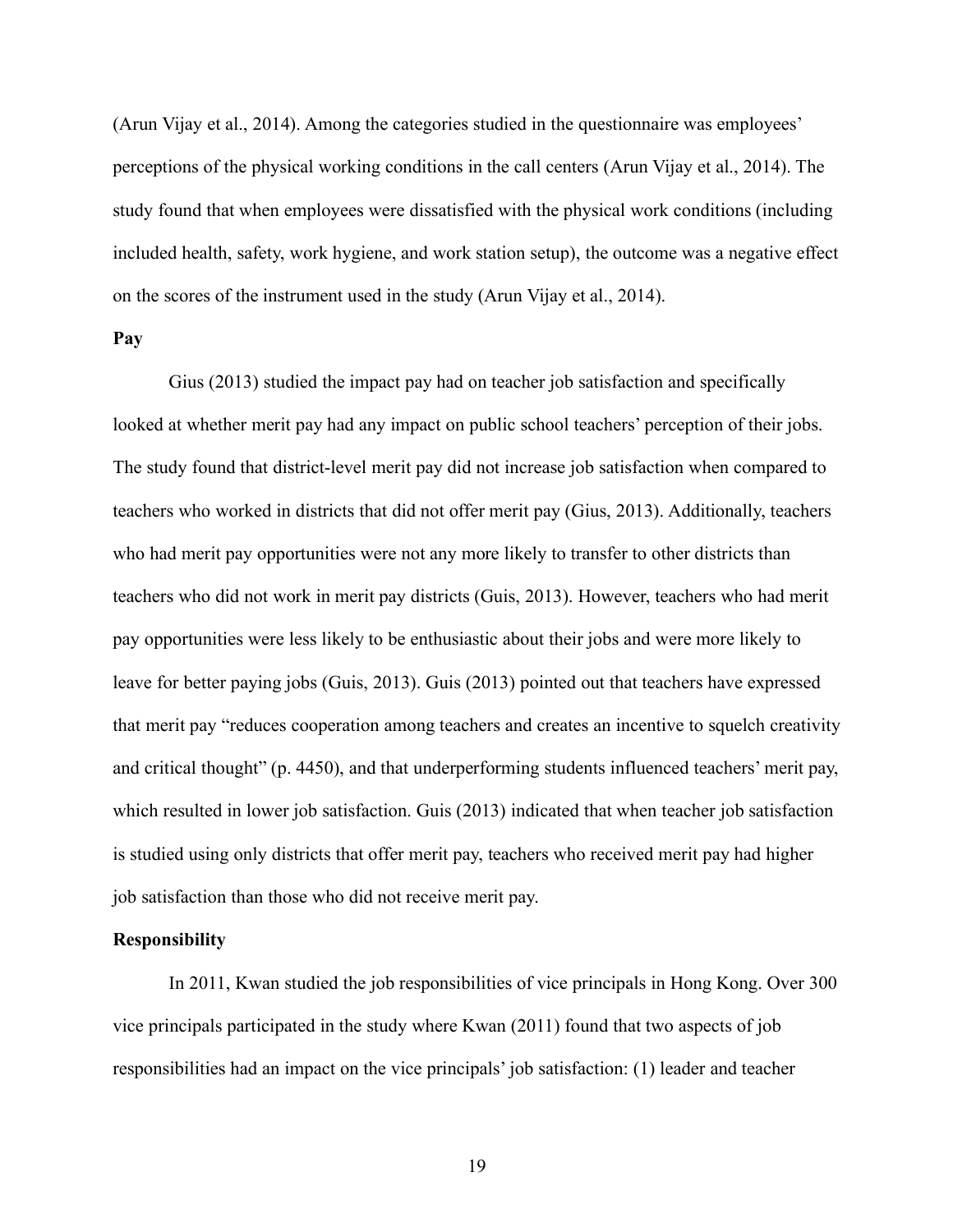(Arun Vijay et al., 2014). Among the categories studied in the questionnaire was employees' perceptions of the physical working conditions in the call centers (Arun Vijay et al., 2014). The study found that when employees were dissatisfied with the physical work conditions (including included health, safety, work hygiene, and work station setup), the outcome was a negative effect on the scores of the instrument used in the study (Arun Vijay et al., 2014).

### Pay

Gius (2013) studied the impact pay had on teacher job satisfaction and specifically looked at whether merit pay had any impact on public school teachers' perception of their jobs. The study found that district-level merit pay did not increase job satisfaction when compared to teachers who worked in districts that did not offer merit pay (Gius, 2013). Additionally, teachers who had merit pay opportunities were not any more likely to transfer to other districts than teachers who did not work in merit pay districts (Guis, 2013). However, teachers who had merit pay opportunities were less likely to be enthusiastic about their jobs and were more likely to leave for better paying jobs (Guis, 2013). Guis (2013) pointed out that teachers have expressed that merit pay "reduces cooperation among teachers and creates an incentive to squelch creativity and critical thought" (p. 4450), and that underperforming students influenced teachers' merit pay, which resulted in lower job satisfaction. Guis (2013) indicated that when teacher job satisfaction is studied using only districts that offer merit pay, teachers who received merit pay had higher job satisfaction than those who did not receive merit pay.

### Responsibility

In 2011, Kwan studied the job responsibilities of vice principals in Hong Kong. Over 300 vice principals participated in the study where Kwan (2011) found that two aspects of job responsibilities had an impact on the vice principals' job satisfaction: (1) leader and teacher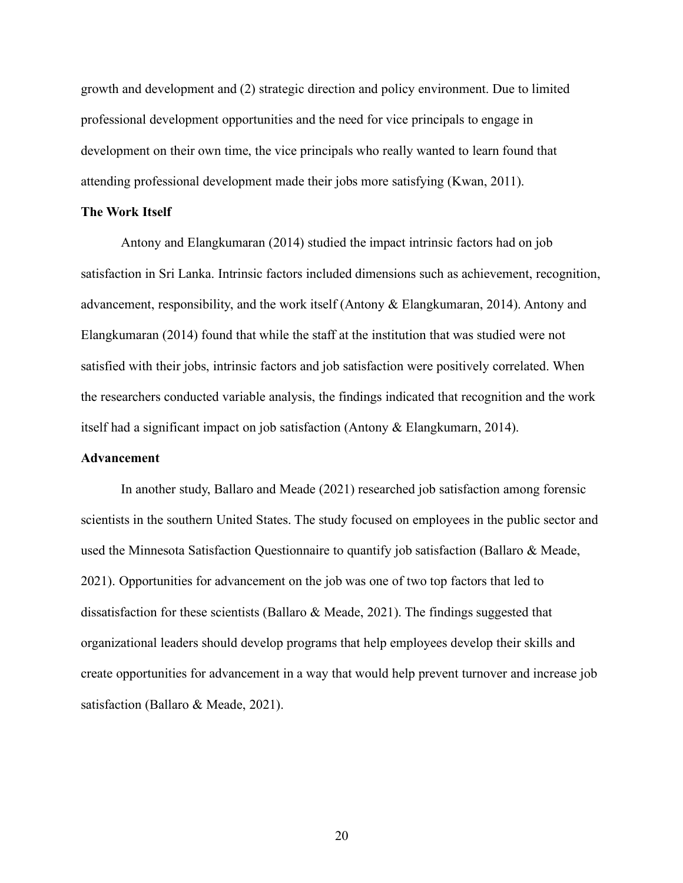growth and development and (2) strategic direction and policy environment. Due to limited professional development opportunities and the need for vice principals to engage in development on their own time, the vice principals who really wanted to learn found that attending professional development made their jobs more satisfying (Kwan, 2011).

### The Work Itself

Antony and Elangkumaran (2014) studied the impact intrinsic factors had on job satisfaction in Sri Lanka. Intrinsic factors included dimensions such as achievement, recognition, advancement, responsibility, and the work itself (Antony & Elangkumaran, 2014). Antony and Elangkumaran (2014) found that while the staff at the institution that was studied were not satisfied with their jobs, intrinsic factors and job satisfaction were positively correlated. When the researchers conducted variable analysis, the findings indicated that recognition and the work itself had a significant impact on job satisfaction (Antony & Elangkumarn, 2014).

### Advancement

In another study, Ballaro and Meade (2021) researched job satisfaction among forensic scientists in the southern United States. The study focused on employees in the public sector and used the Minnesota Satisfaction Questionnaire to quantify job satisfaction (Ballaro & Meade, 2021). Opportunities for advancement on the job was one of two top factors that led to dissatisfaction for these scientists (Ballaro & Meade, 2021). The findings suggested that organizational leaders should develop programs that help employees develop their skills and create opportunities for advancement in a way that would help prevent turnover and increase job satisfaction (Ballaro & Meade, 2021).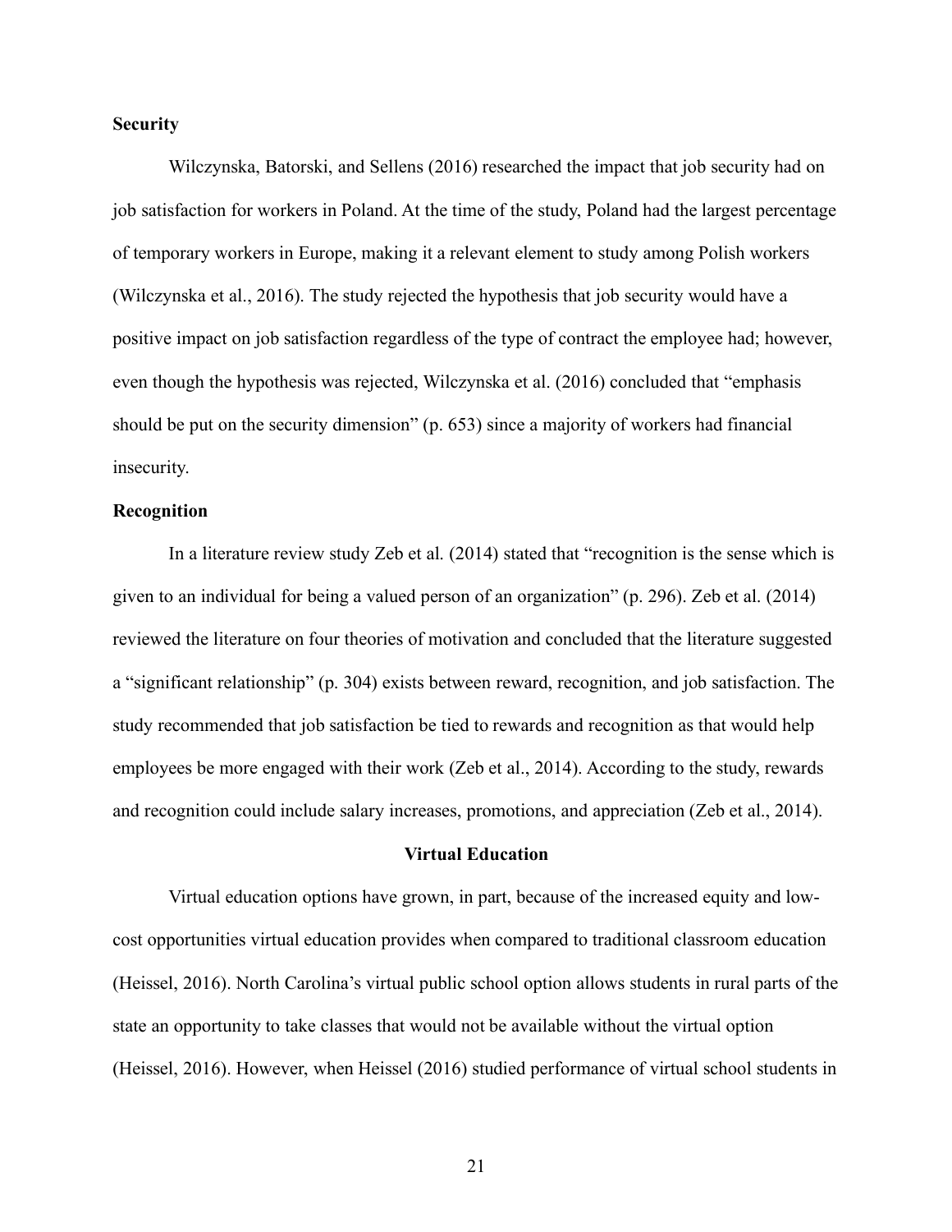### Security

Wilczynska, Batorski, and Sellens (2016) researched the impact that job security had on job satisfaction for workers in Poland. At the time of the study, Poland had the largest percentage of temporary workers in Europe, making it a relevant element to study among Polish workers (Wilczynska et al., 2016). The study rejected the hypothesis that job security would have a positive impact on job satisfaction regardless of the type of contract the employee had; however, even though the hypothesis was rejected, Wilczynska et al. (2016) concluded that "emphasis should be put on the security dimension" (p. 653) since a majority of workers had financial insecurity.

### Recognition

In a literature review study Zeb et al. (2014) stated that "recognition is the sense which is given to an individual for being a valued person of an organization" (p. 296). Zeb et al. (2014) reviewed the literature on four theories of motivation and concluded that the literature suggested a "significant relationship" (p. 304) exists between reward, recognition, and job satisfaction. The study recommended that job satisfaction be tied to rewards and recognition as that would help employees be more engaged with their work (Zeb et al., 2014). According to the study, rewards and recognition could include salary increases, promotions, and appreciation (Zeb et al., 2014).

## Virtual Education

Virtual education options have grown, in part, because of the increased equity and low-cost opportunities virtual education provides when compared to traditional classroom education (Heissel, 2016). North Carolina's virtual public school option allows students in rural parts of the state an opportunity to take classes that would not be available without the virtual option (Heissel, 2016). However, when Heissel (2016) studied performance of virtual school students in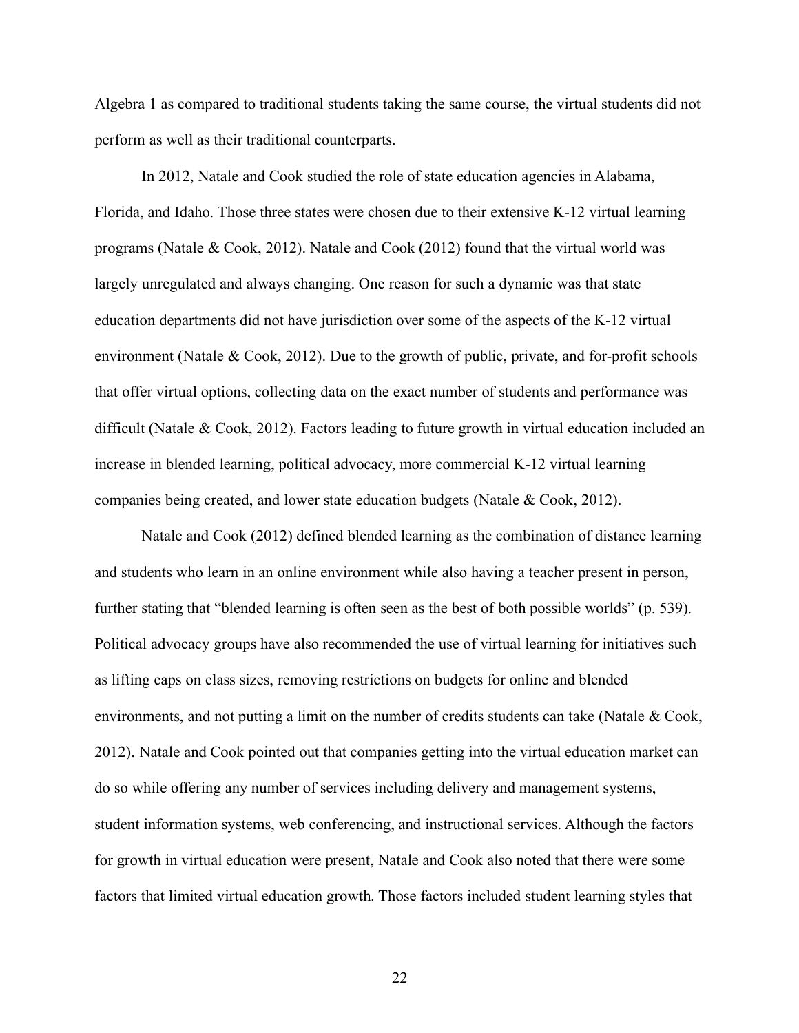Algebra 1 as compared to traditional students taking the same course, the virtual students did not perform as well as their traditional counterparts.

In 2012, Natale and Cook studied the role of state education agencies in Alabama, Florida, and Idaho. Those three states were chosen due to their extensive K-12 virtual learning programs (Natale & Cook, 2012). Natale and Cook (2012) found that the virtual world was largely unregulated and always changing. One reason for such a dynamic was that state education departments did not have jurisdiction over some of the aspects of the K-12 virtual environment (Natale & Cook, 2012). Due to the growth of public, private, and for-profit schools that offer virtual options, collecting data on the exact number of students and performance was difficult (Natale & Cook, 2012). Factors leading to future growth in virtual education included an increase in blended learning, political advocacy, more commercial K-12 virtual learning companies being created, and lower state education budgets (Natale & Cook, 2012).

Natale and Cook (2012) defined blended learning as the combination of distance learning and students who learn in an online environment while also having a teacher present in person, further stating that "blended learning is often seen as the best of both possible worlds" (p. 539). Political advocacy groups have also recommended the use of virtual learning for initiatives such as lifting caps on class sizes, removing restrictions on budgets for online and blended environments, and not putting a limit on the number of credits students can take (Natale & Cook, 2012). Natale and Cook pointed out that companies getting into the virtual education market can do so while offering any number of services including delivery and management systems, student information systems, web conferencing, and instructional services. Although the factors for growth in virtual education were present, Natale and Cook also noted that there were some factors that limited virtual education growth. Those factors included student learning styles that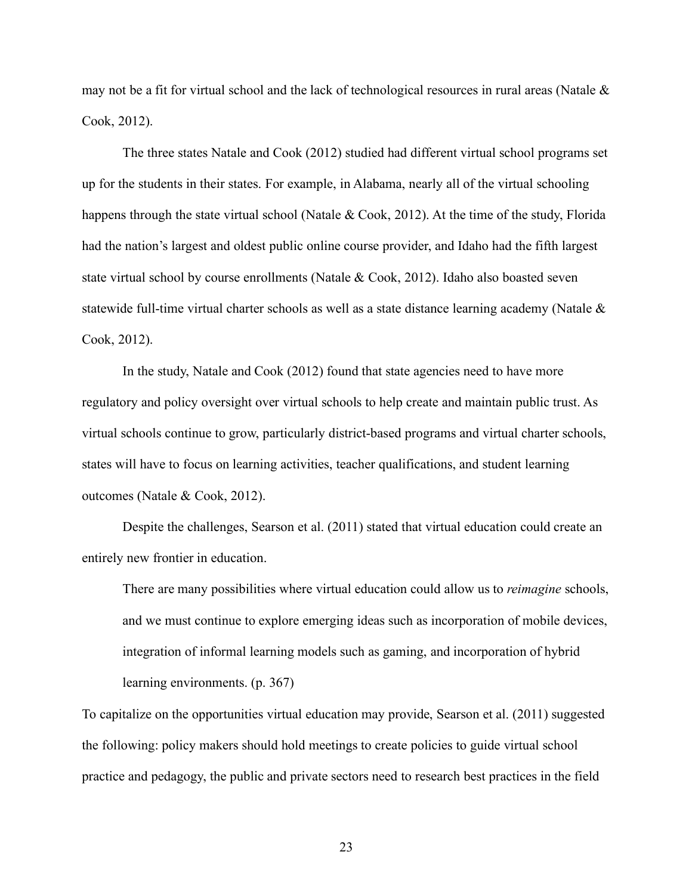may not be a fit for virtual school and the lack of technological resources in rural areas (Natale & Cook, 2012).

The three states Natale and Cook (2012) studied had different virtual school programs set up for the students in their states. For example, in Alabama, nearly all of the virtual schooling happens through the state virtual school (Natale & Cook, 2012). At the time of the study, Florida had the nation's largest and oldest public online course provider, and Idaho had the fifth largest state virtual school by course enrollments (Natale & Cook, 2012). Idaho also boasted seven statewide full-time virtual charter schools as well as a state distance learning academy (Natale & Cook, 2012).

In the study, Natale and Cook (2012) found that state agencies need to have more regulatory and policy oversight over virtual schools to help create and maintain public trust. As virtual schools continue to grow, particularly district-based programs and virtual charter schools, states will have to focus on learning activities, teacher qualifications, and student learning outcomes (Natale & Cook, 2012).

Despite the challenges, Searson et al. (2011) stated that virtual education could create an entirely new frontier in education.

> There are many possibilities where virtual education could allow us to *reimagine* schools, and we must continue to explore emerging ideas such as incorporation of mobile devices, integration of informal learning models such as gaming, and incorporation of hybrid learning environments. (p. 367)

To capitalize on the opportunities virtual education may provide, Searson et al. (2011) suggested the following: policy makers should hold meetings to create policies to guide virtual school practice and pedagogy, the public and private sectors need to research best practices in the field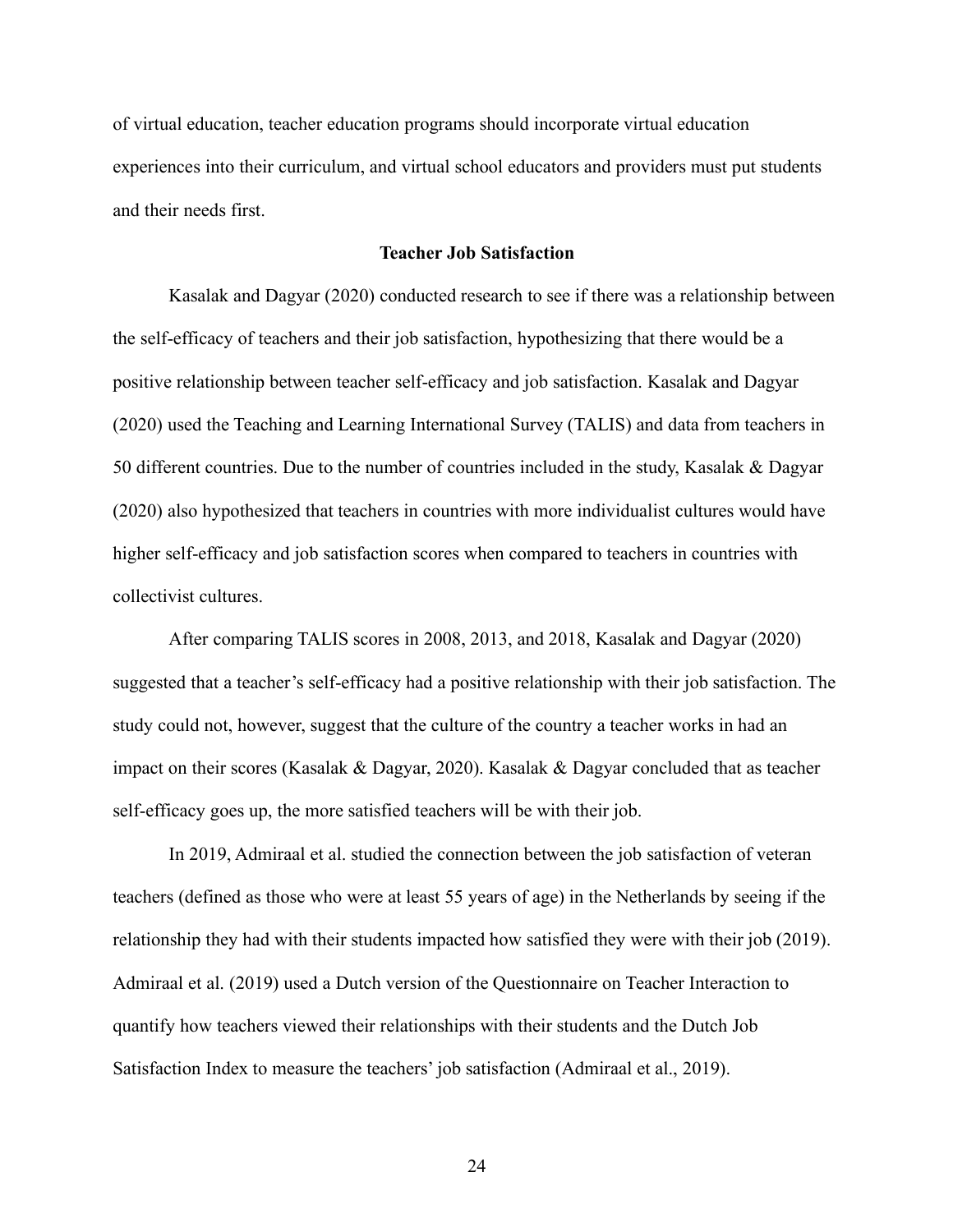of virtual education, teacher education programs should incorporate virtual education experiences into their curriculum, and virtual school educators and providers must put students and their needs first.

## Teacher Job Satisfaction

Kasalak and Dagyar (2020) conducted research to see if there was a relationship between the self-efficacy of teachers and their job satisfaction, hypothesizing that there would be a positive relationship between teacher self-efficacy and job satisfaction. Kasalak and Dagyar (2020) used the Teaching and Learning International Survey (TALIS) and data from teachers in 50 different countries. Due to the number of countries included in the study, Kasalak & Dagyar (2020) also hypothesized that teachers in countries with more individualist cultures would have higher self-efficacy and job satisfaction scores when compared to teachers in countries with collectivist cultures.

After comparing TALIS scores in 2008, 2013, and 2018, Kasalak and Dagyar (2020) suggested that a teacher's self-efficacy had a positive relationship with their job satisfaction. The study could not, however, suggest that the culture of the country a teacher works in had an impact on their scores (Kasalak & Dagyar, 2020). Kasalak & Dagyar concluded that as teacher self-efficacy goes up, the more satisfied teachers will be with their job.

In 2019, Admiraal et al. studied the connection between the job satisfaction of veteran teachers (defined as those who were at least 55 years of age) in the Netherlands by seeing if the relationship they had with their students impacted how satisfied they were with their job (2019). Admiraal et al. (2019) used a Dutch version of the Questionnaire on Teacher Interaction to quantify how teachers viewed their relationships with their students and the Dutch Job Satisfaction Index to measure the teachers' job satisfaction (Admiraal et al., 2019).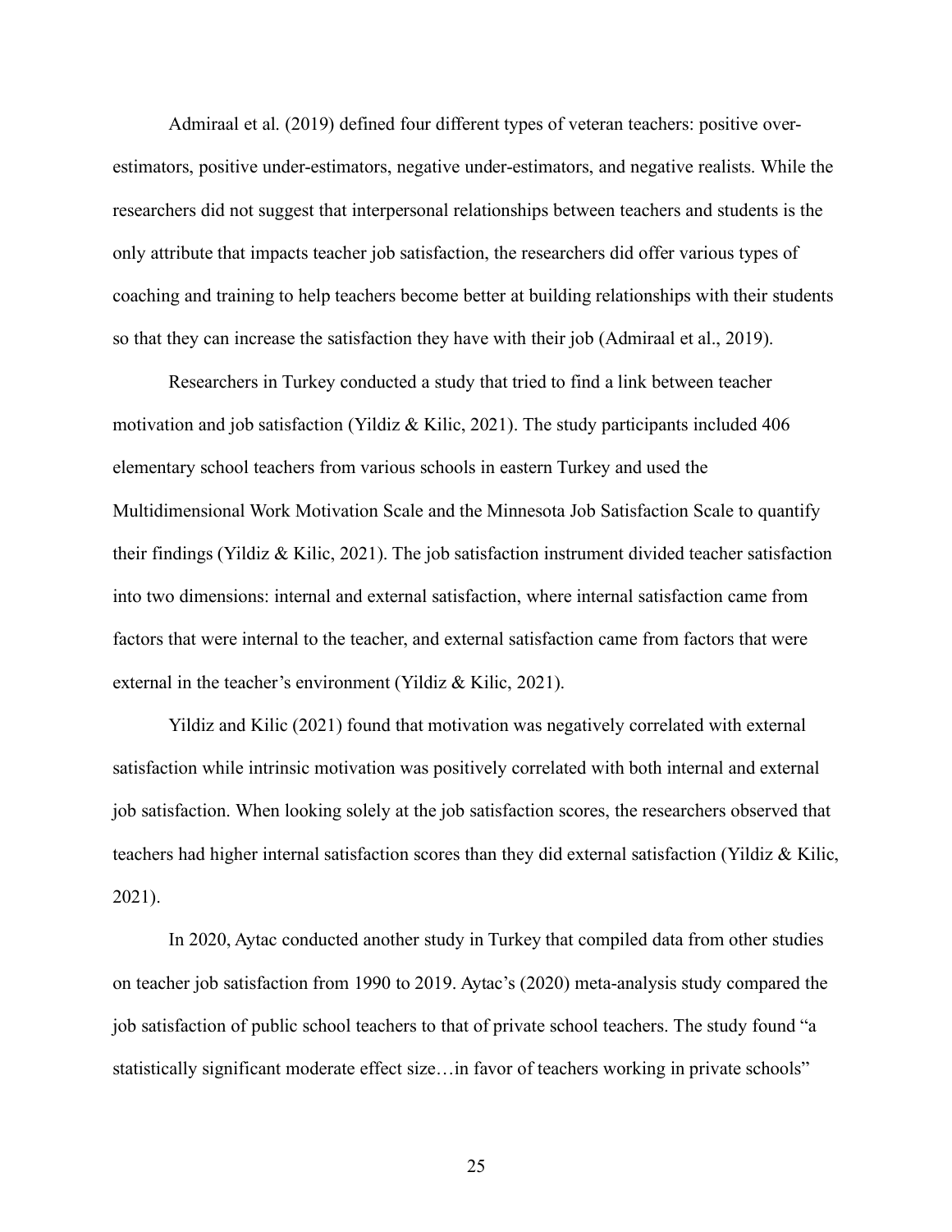Admiraal et al. (2019) defined four different types of veteran teachers: positive over-estimators, positive under-estimators, negative under-estimators, and negative realists. While the researchers did not suggest that interpersonal relationships between teachers and students is the only attribute that impacts teacher job satisfaction, the researchers did offer various types of coaching and training to help teachers become better at building relationships with their students so that they can increase the satisfaction they have with their job (Admiraal et al., 2019).

Researchers in Turkey conducted a study that tried to find a link between teacher motivation and job satisfaction (Yildiz & Kilic, 2021). The study participants included 406 elementary school teachers from various schools in eastern Turkey and used the Multidimensional Work Motivation Scale and the Minnesota Job Satisfaction Scale to quantify their findings (Yildiz & Kilic, 2021). The job satisfaction instrument divided teacher satisfaction into two dimensions: internal and external satisfaction, where internal satisfaction came from factors that were internal to the teacher, and external satisfaction came from factors that were external in the teacher's environment (Yildiz & Kilic, 2021).

Yildiz and Kilic (2021) found that motivation was negatively correlated with external satisfaction while intrinsic motivation was positively correlated with both internal and external job satisfaction. When looking solely at the job satisfaction scores, the researchers observed that teachers had higher internal satisfaction scores than they did external satisfaction (Yildiz & Kilic, 2021).

In 2020, Aytac conducted another study in Turkey that compiled data from other studies on teacher job satisfaction from 1990 to 2019. Aytac's (2020) meta-analysis study compared the job satisfaction of public school teachers to that of private school teachers. The study found "a statistically significant moderate effect size…in favor of teachers working in private schools"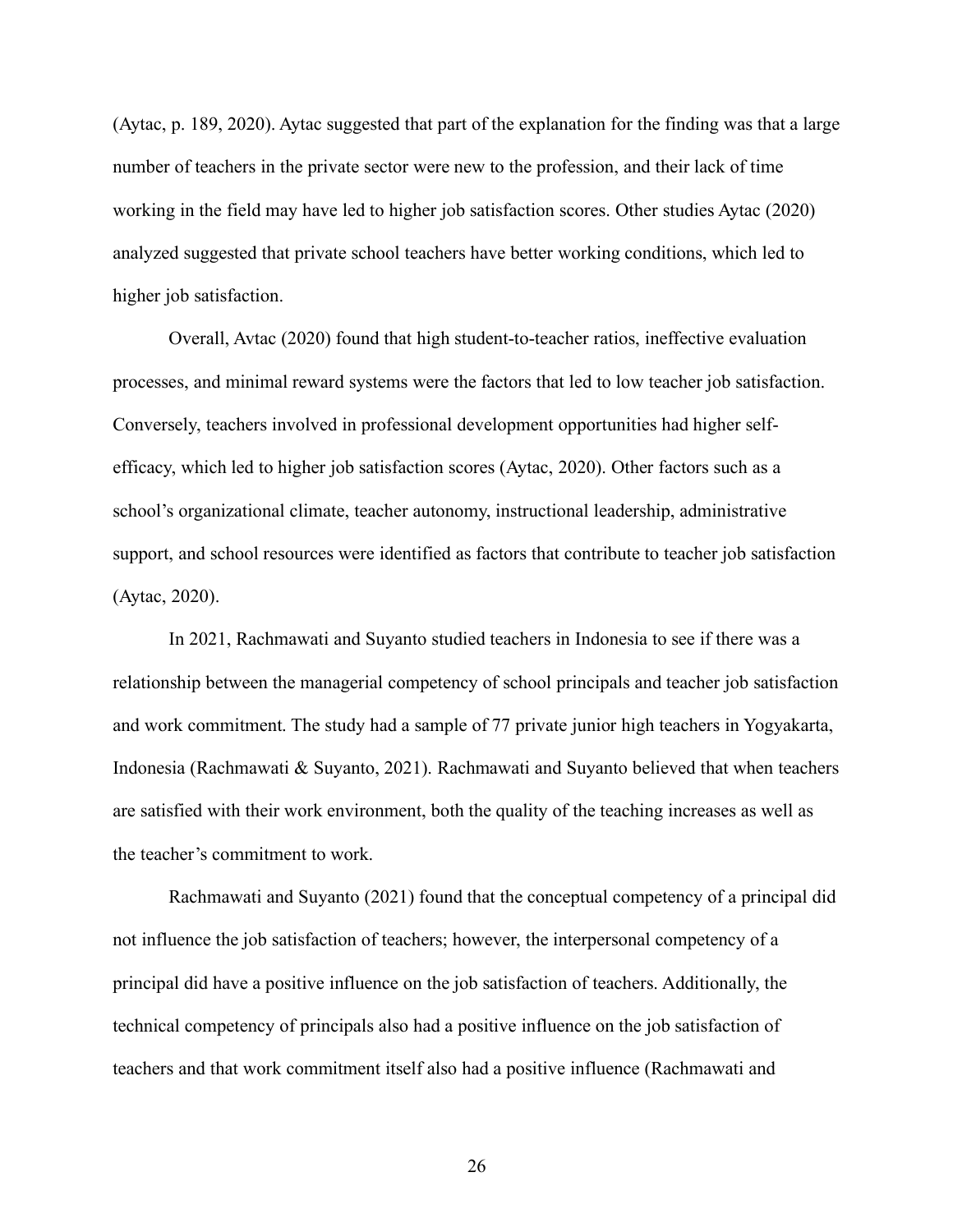(Aytac, p. 189, 2020). Aytac suggested that part of the explanation for the finding was that a large number of teachers in the private sector were new to the profession, and their lack of time working in the field may have led to higher job satisfaction scores. Other studies Aytac (2020) analyzed suggested that private school teachers have better working conditions, which led to higher job satisfaction.

Overall, Avtac (2020) found that high student-to-teacher ratios, ineffective evaluation processes, and minimal reward systems were the factors that led to low teacher job satisfaction. Conversely, teachers involved in professional development opportunities had higher self-efficacy, which led to higher job satisfaction scores (Aytac, 2020). Other factors such as a school's organizational climate, teacher autonomy, instructional leadership, administrative support, and school resources were identified as factors that contribute to teacher job satisfaction (Aytac, 2020).

In 2021, Rachmawati and Suyanto studied teachers in Indonesia to see if there was a relationship between the managerial competency of school principals and teacher job satisfaction and work commitment. The study had a sample of 77 private junior high teachers in Yogyakarta, Indonesia (Rachmawati & Suyanto, 2021). Rachmawati and Suyanto believed that when teachers are satisfied with their work environment, both the quality of the teaching increases as well as the teacher's commitment to work.

Rachmawati and Suyanto (2021) found that the conceptual competency of a principal did not influence the job satisfaction of teachers; however, the interpersonal competency of a principal did have a positive influence on the job satisfaction of teachers. Additionally, the technical competency of principals also had a positive influence on the job satisfaction of teachers and that work commitment itself also had a positive influence (Rachmawati and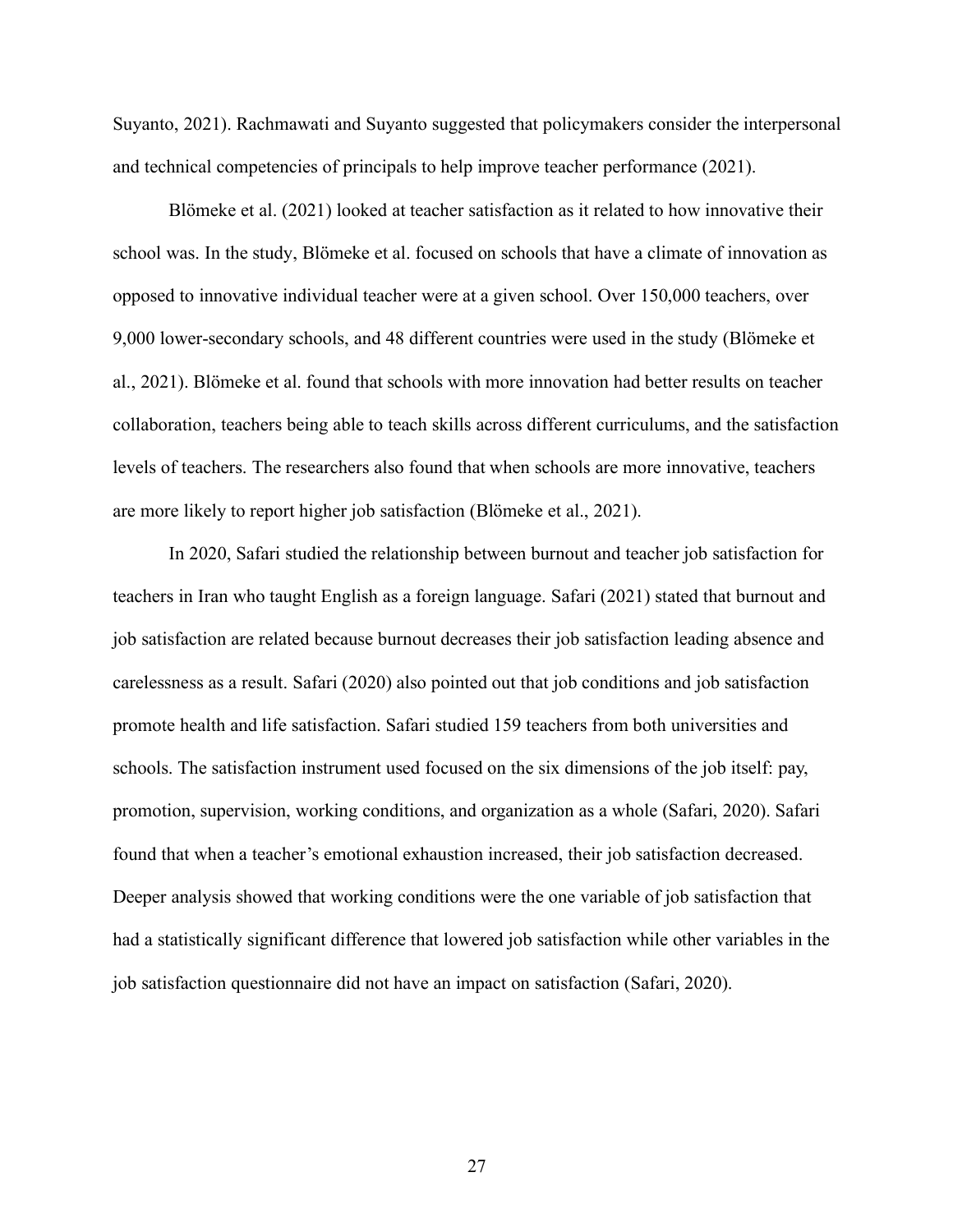Suyanto, 2021). Rachmawati and Suyanto suggested that policymakers consider the interpersonal and technical competencies of principals to help improve teacher performance (2021).

Blömeke et al. (2021) looked at teacher satisfaction as it related to how innovative their school was. In the study, Blömeke et al. focused on schools that have a climate of innovation as opposed to innovative individual teacher were at a given school. Over 150,000 teachers, over 9,000 lower-secondary schools, and 48 different countries were used in the study (Blömeke et al., 2021). Blömeke et al. found that schools with more innovation had better results on teacher collaboration, teachers being able to teach skills across different curriculums, and the satisfaction levels of teachers. The researchers also found that when schools are more innovative, teachers are more likely to report higher job satisfaction (Blömeke et al., 2021).

In 2020, Safari studied the relationship between burnout and teacher job satisfaction for teachers in Iran who taught English as a foreign language. Safari (2021) stated that burnout and job satisfaction are related because burnout decreases their job satisfaction leading absence and carelessness as a result. Safari (2020) also pointed out that job conditions and job satisfaction promote health and life satisfaction. Safari studied 159 teachers from both universities and schools. The satisfaction instrument used focused on the six dimensions of the job itself: pay, promotion, supervision, working conditions, and organization as a whole (Safari, 2020). Safari found that when a teacher's emotional exhaustion increased, their job satisfaction decreased. Deeper analysis showed that working conditions were the one variable of job satisfaction that had a statistically significant difference that lowered job satisfaction while other variables in the job satisfaction questionnaire did not have an impact on satisfaction (Safari, 2020).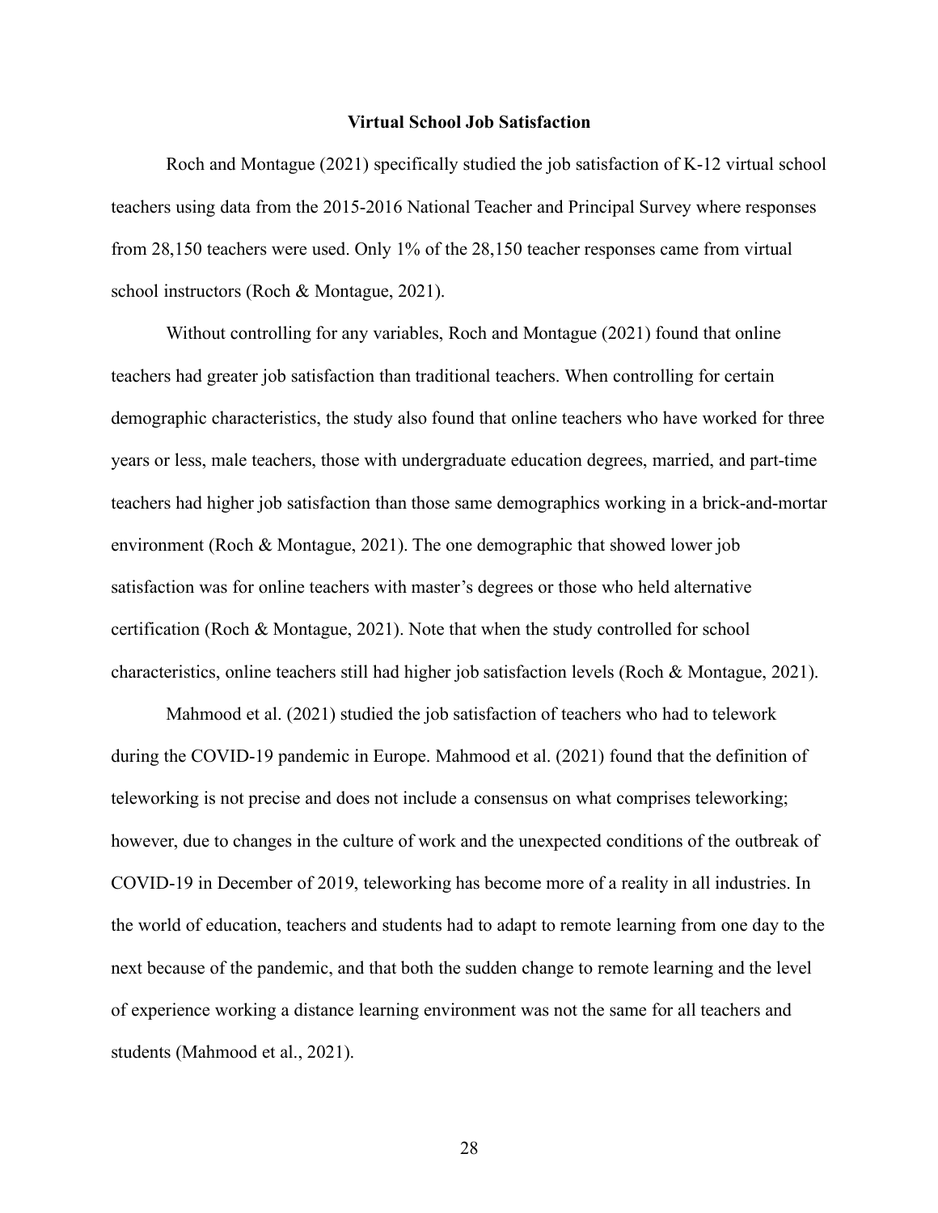## Virtual School Job Satisfaction

Roch and Montague (2021) specifically studied the job satisfaction of K-12 virtual school teachers using data from the 2015-2016 National Teacher and Principal Survey where responses from 28,150 teachers were used. Only 1% of the 28,150 teacher responses came from virtual school instructors (Roch & Montague, 2021).

Without controlling for any variables, Roch and Montague (2021) found that online teachers had greater job satisfaction than traditional teachers. When controlling for certain demographic characteristics, the study also found that online teachers who have worked for three years or less, male teachers, those with undergraduate education degrees, married, and part-time teachers had higher job satisfaction than those same demographics working in a brick-and-mortar environment (Roch & Montague, 2021). The one demographic that showed lower job satisfaction was for online teachers with master's degrees or those who held alternative certification (Roch & Montague, 2021). Note that when the study controlled for school characteristics, online teachers still had higher job satisfaction levels (Roch & Montague, 2021).

Mahmood et al. (2021) studied the job satisfaction of teachers who had to telework during the COVID-19 pandemic in Europe. Mahmood et al. (2021) found that the definition of teleworking is not precise and does not include a consensus on what comprises teleworking; however, due to changes in the culture of work and the unexpected conditions of the outbreak of COVID-19 in December of 2019, teleworking has become more of a reality in all industries. In the world of education, teachers and students had to adapt to remote learning from one day to the next because of the pandemic, and that both the sudden change to remote learning and the level of experience working a distance learning environment was not the same for all teachers and students (Mahmood et al., 2021).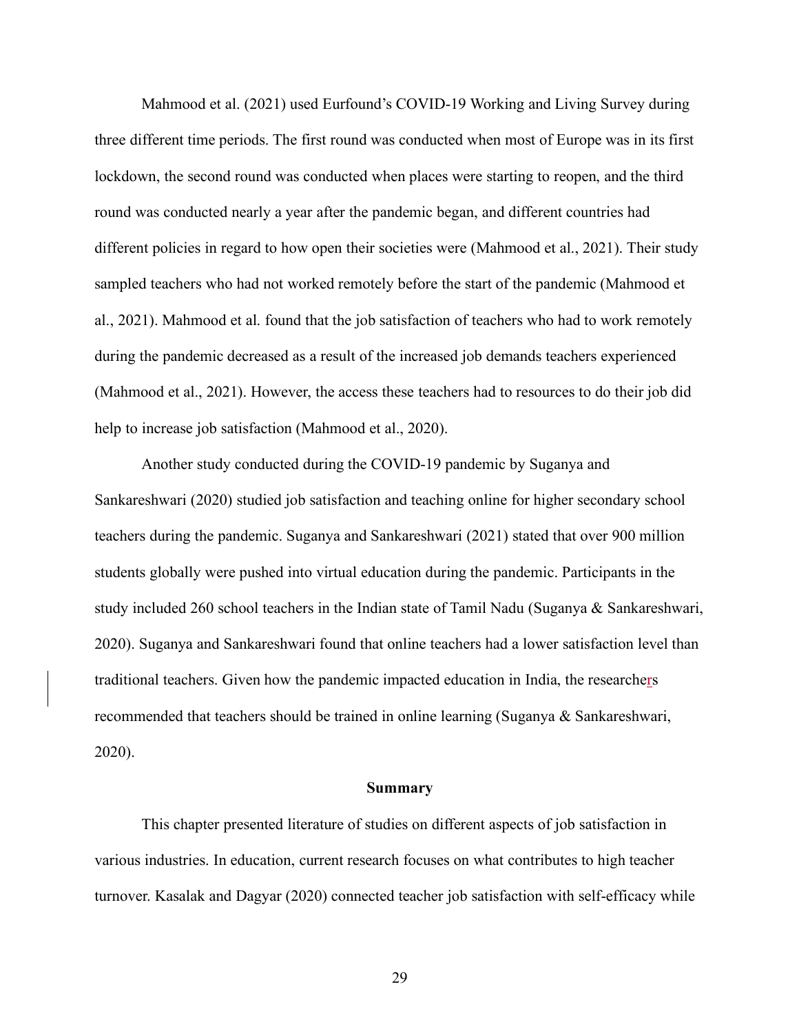Mahmood et al. (2021) used Eurfound's COVID-19 Working and Living Survey during three different time periods. The first round was conducted when most of Europe was in its first lockdown, the second round was conducted when places were starting to reopen, and the third round was conducted nearly a year after the pandemic began, and different countries had different policies in regard to how open their societies were (Mahmood et al., 2021). Their study sampled teachers who had not worked remotely before the start of the pandemic (Mahmood et al., 2021). Mahmood et al. found that the job satisfaction of teachers who had to work remotely during the pandemic decreased as a result of the increased job demands teachers experienced (Mahmood et al., 2021). However, the access these teachers had to resources to do their job did help to increase job satisfaction (Mahmood et al., 2020).

Another study conducted during the COVID-19 pandemic by Suganya and Sankareshwari (2020) studied job satisfaction and teaching online for higher secondary school teachers during the pandemic. Suganya and Sankareshwari (2021) stated that over 900 million students globally were pushed into virtual education during the pandemic. Participants in the study included 260 school teachers in the Indian state of Tamil Nadu (Suganya & Sankareshwari, 2020). Suganya and Sankareshwari found that online teachers had a lower satisfaction level than traditional teachers. Given how the pandemic impacted education in India, the researchers recommended that teachers should be trained in online learning (Suganya & Sankareshwari, 2020).

## Summary

This chapter presented literature of studies on different aspects of job satisfaction in various industries. In education, current research focuses on what contributes to high teacher turnover. Kasalak and Dagyar (2020) connected teacher job satisfaction with self-efficacy while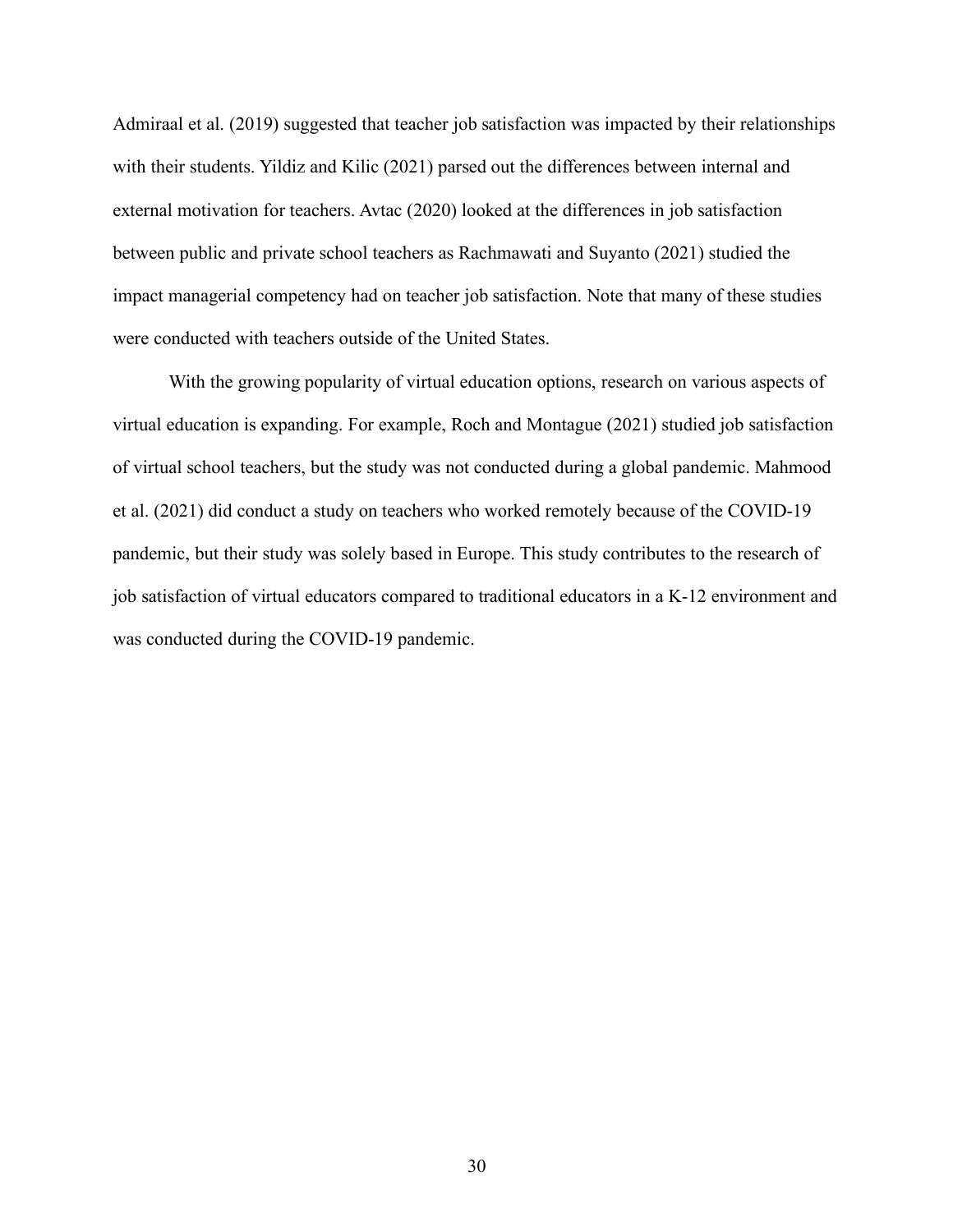Admiraal et al. (2019) suggested that teacher job satisfaction was impacted by their relationships with their students. Yildiz and Kilic (2021) parsed out the differences between internal and external motivation for teachers. Avtac (2020) looked at the differences in job satisfaction between public and private school teachers as Rachmawati and Suyanto (2021) studied the impact managerial competency had on teacher job satisfaction. Note that many of these studies were conducted with teachers outside of the United States.

With the growing popularity of virtual education options, research on various aspects of virtual education is expanding. For example, Roch and Montague (2021) studied job satisfaction of virtual school teachers, but the study was not conducted during a global pandemic. Mahmood et al. (2021) did conduct a study on teachers who worked remotely because of the COVID-19 pandemic, but their study was solely based in Europe. This study contributes to the research of job satisfaction of virtual educators compared to traditional educators in a K-12 environment and was conducted during the COVID-19 pandemic.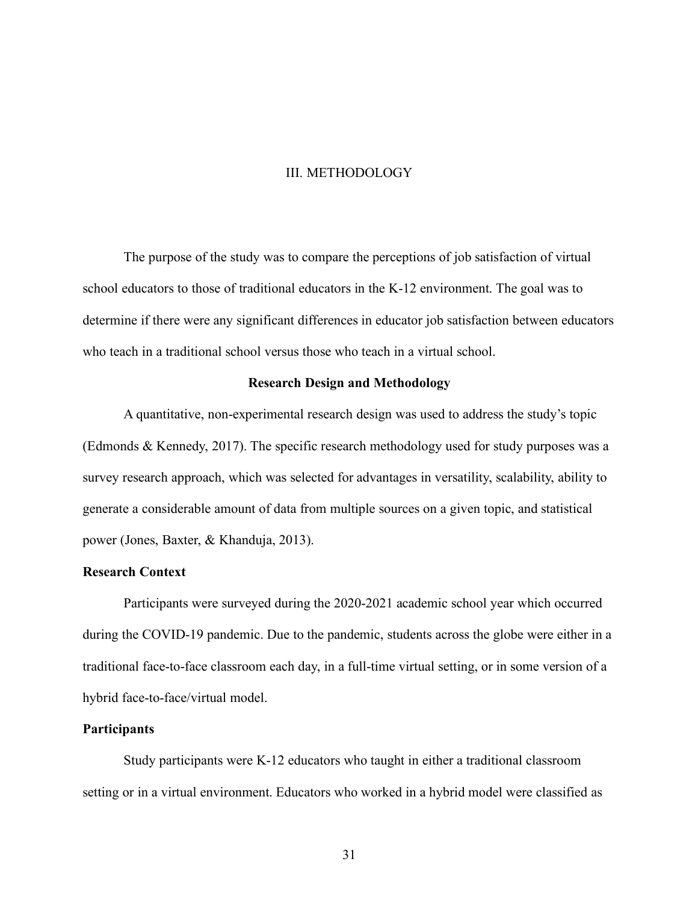# III. METHODOLOGY

The purpose of the study was to compare the perceptions of job satisfaction of virtual school educators to those of traditional educators in the K-12 environment. The goal was to determine if there were any significant differences in educator job satisfaction between educators who teach in a traditional school versus those who teach in a virtual school.

## Research Design and Methodology

A quantitative, non-experimental research design was used to address the study's topic (Edmonds & Kennedy, 2017). The specific research methodology used for study purposes was a survey research approach, which was selected for advantages in versatility, scalability, ability to generate a considerable amount of data from multiple sources on a given topic, and statistical power (Jones, Baxter, & Khanduja, 2013).

### Research Context

Participants were surveyed during the 2020-2021 academic school year which occurred during the COVID-19 pandemic. Due to the pandemic, students across the globe were either in a traditional face-to-face classroom each day, in a full-time virtual setting, or in some version of a hybrid face-to-face/virtual model.

### Participants

Study participants were K-12 educators who taught in either a traditional classroom setting or in a virtual environment. Educators who worked in a hybrid model were classified as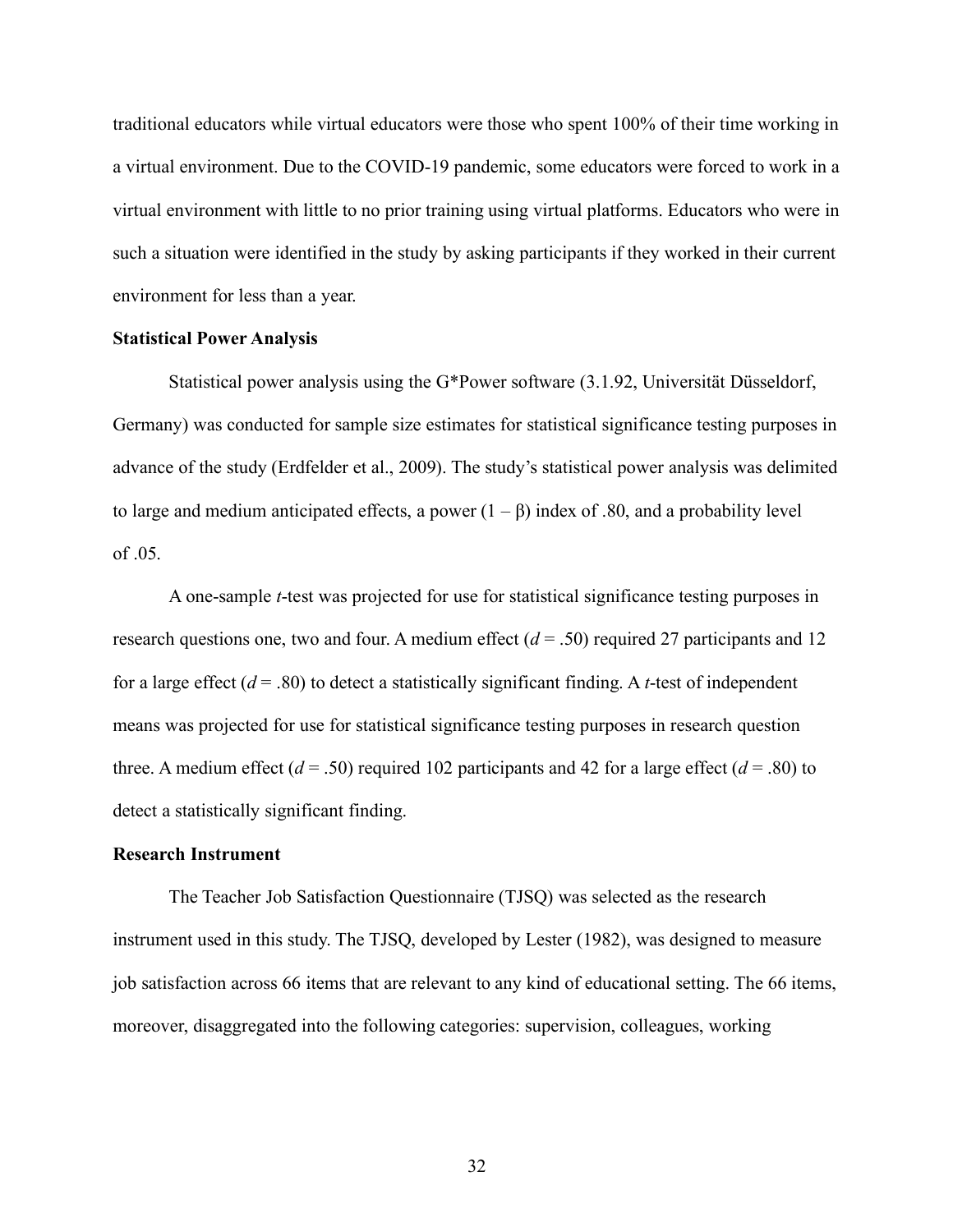traditional educators while virtual educators were those who spent 100% of their time working in a virtual environment. Due to the COVID-19 pandemic, some educators were forced to work in a virtual environment with little to no prior training using virtual platforms. Educators who were in such a situation were identified in the study by asking participants if they worked in their current environment for less than a year.

**Statistical Power Analysis**

Statistical power analysis using the G*Power software (3.1.92, Universität Düsseldorf, Germany) was conducted for sample size estimates for statistical significance testing purposes in advance of the study (Erdfelder et al., 2009). The study's statistical power analysis was delimited to large and medium anticipated effects, a power ($1 - \beta$) index of .80, and a probability level of .05.

A one-sample *t*-test was projected for use for statistical significance testing purposes in research questions one, two and four. A medium effect ($d = .50$) required 27 participants and 12 for a large effect ($d = .80$) to detect a statistically significant finding. A *t*-test of independent means was projected for use for statistical significance testing purposes in research question three. A medium effect ($d = .50$) required 102 participants and 42 for a large effect ($d = .80$) to detect a statistically significant finding.

**Research Instrument**

The Teacher Job Satisfaction Questionnaire (TJSQ) was selected as the research instrument used in this study. The TJSQ, developed by Lester (1982), was designed to measure job satisfaction across 66 items that are relevant to any kind of educational setting. The 66 items, moreover, disaggregated into the following categories: supervision, colleagues, working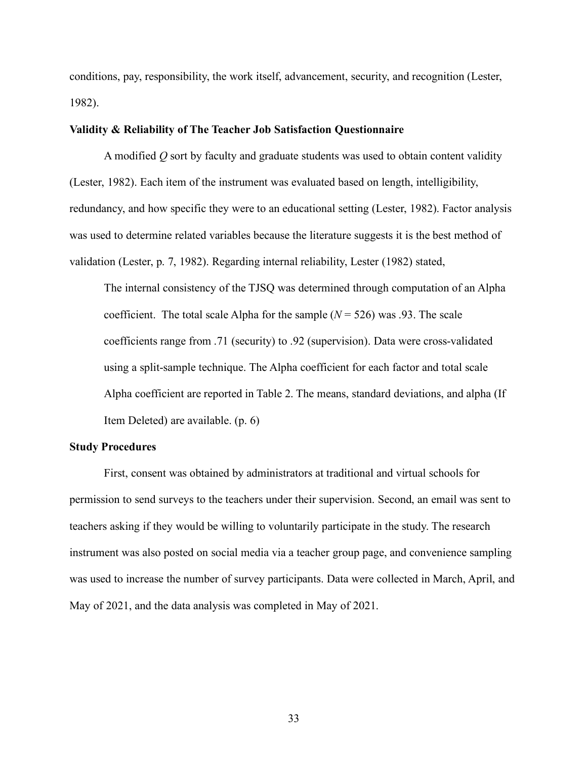conditions, pay, responsibility, the work itself, advancement, security, and recognition (Lester, 1982).

### Validity & Reliability of The Teacher Job Satisfaction Questionnaire

A modified *Q* sort by faculty and graduate students was used to obtain content validity (Lester, 1982). Each item of the instrument was evaluated based on length, intelligibility, redundancy, and how specific they were to an educational setting (Lester, 1982). Factor analysis was used to determine related variables because the literature suggests it is the best method of validation (Lester, p. 7, 1982). Regarding internal reliability, Lester (1982) stated,

> The internal consistency of the TJSQ was determined through computation of an Alpha coefficient. The total scale Alpha for the sample ($N = 526$) was .93. The scale coefficients range from .71 (security) to .92 (supervision). Data were cross-validated using a split-sample technique. The Alpha coefficient for each factor and total scale Alpha coefficient are reported in Table 2. The means, standard deviations, and alpha (If Item Deleted) are available. (p. 6)

### Study Procedures

First, consent was obtained by administrators at traditional and virtual schools for permission to send surveys to the teachers under their supervision. Second, an email was sent to teachers asking if they would be willing to voluntarily participate in the study. The research instrument was also posted on social media via a teacher group page, and convenience sampling was used to increase the number of survey participants. Data were collected in March, April, and May of 2021, and the data analysis was completed in May of 2021.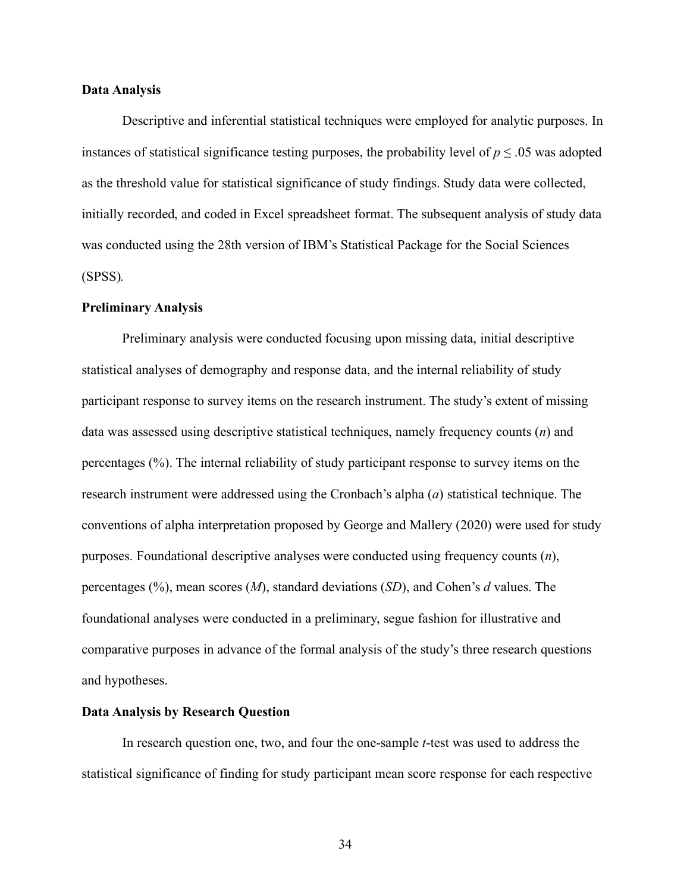**Data Analysis**

Descriptive and inferential statistical techniques were employed for analytic purposes. In instances of statistical significance testing purposes, the probability level of $p \leq .05$ was adopted as the threshold value for statistical significance of study findings. Study data were collected, initially recorded, and coded in Excel spreadsheet format. The subsequent analysis of study data was conducted using the 28th version of IBM's Statistical Package for the Social Sciences (SPSS).

**Preliminary Analysis**

Preliminary analysis were conducted focusing upon missing data, initial descriptive statistical analyses of demography and response data, and the internal reliability of study participant response to survey items on the research instrument. The study's extent of missing data was assessed using descriptive statistical techniques, namely frequency counts ($n$) and percentages (%). The internal reliability of study participant response to survey items on the research instrument were addressed using the Cronbach's alpha ($a$) statistical technique. The conventions of alpha interpretation proposed by George and Mallery (2020) were used for study purposes. Foundational descriptive analyses were conducted using frequency counts ($n$), percentages (%), mean scores ($M$), standard deviations ($SD$), and Cohen's $d$ values. The foundational analyses were conducted in a preliminary, segue fashion for illustrative and comparative purposes in advance of the formal analysis of the study's three research questions and hypotheses.

**Data Analysis by Research Question**

In research question one, two, and four the one-sample $t$-test was used to address the statistical significance of finding for study participant mean score response for each respective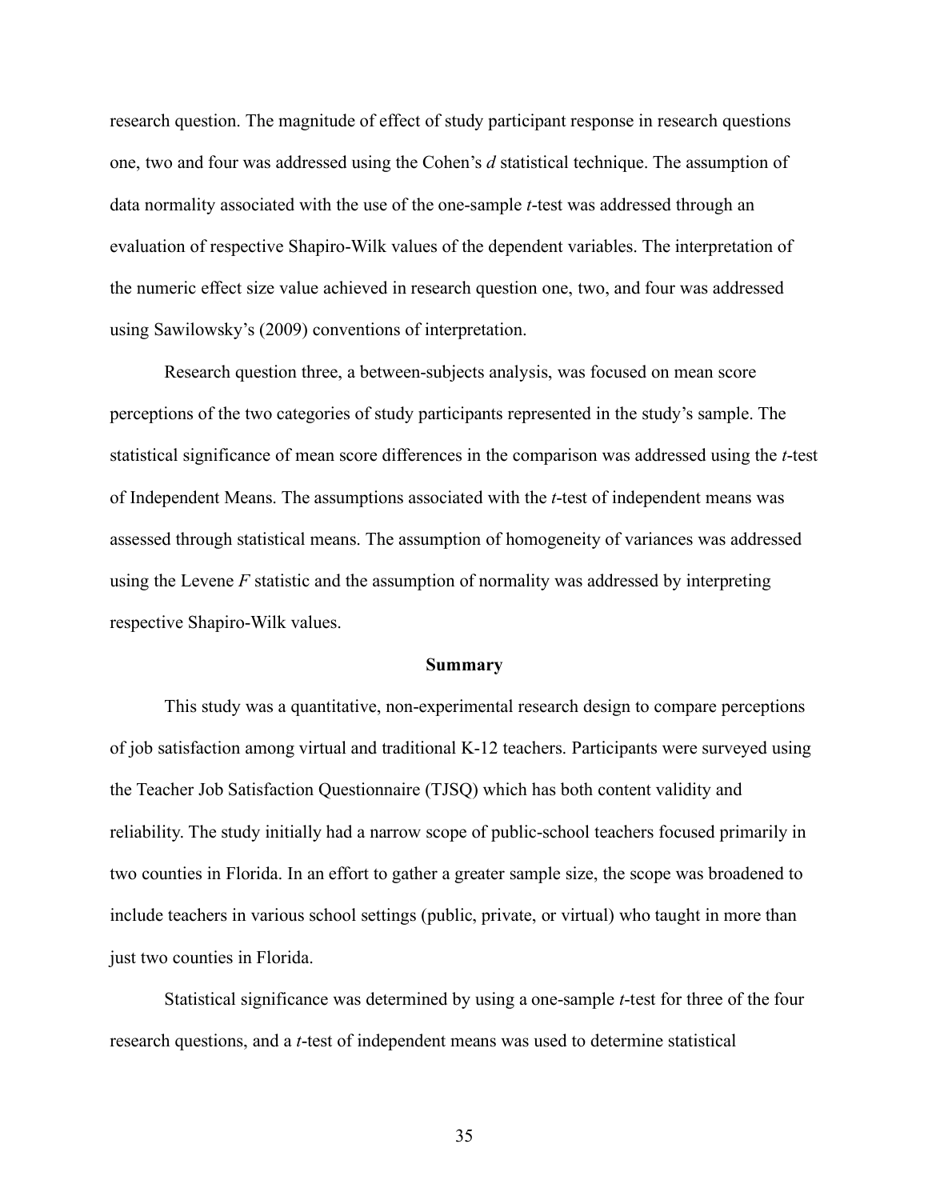research question. The magnitude of effect of study participant response in research questions one, two and four was addressed using the Cohen's *d* statistical technique. The assumption of data normality associated with the use of the one-sample *t*-test was addressed through an evaluation of respective Shapiro-Wilk values of the dependent variables. The interpretation of the numeric effect size value achieved in research question one, two, and four was addressed using Sawilowsky's (2009) conventions of interpretation.

Research question three, a between-subjects analysis, was focused on mean score perceptions of the two categories of study participants represented in the study's sample. The statistical significance of mean score differences in the comparison was addressed using the *t*-test of Independent Means. The assumptions associated with the *t*-test of independent means was assessed through statistical means. The assumption of homogeneity of variances was addressed using the Levene *F* statistic and the assumption of normality was addressed by interpreting respective Shapiro-Wilk values.

## Summary

This study was a quantitative, non-experimental research design to compare perceptions of job satisfaction among virtual and traditional K-12 teachers. Participants were surveyed using the Teacher Job Satisfaction Questionnaire (TJSQ) which has both content validity and reliability. The study initially had a narrow scope of public-school teachers focused primarily in two counties in Florida. In an effort to gather a greater sample size, the scope was broadened to include teachers in various school settings (public, private, or virtual) who taught in more than just two counties in Florida.

Statistical significance was determined by using a one-sample *t*-test for three of the four research questions, and a *t*-test of independent means was used to determine statistical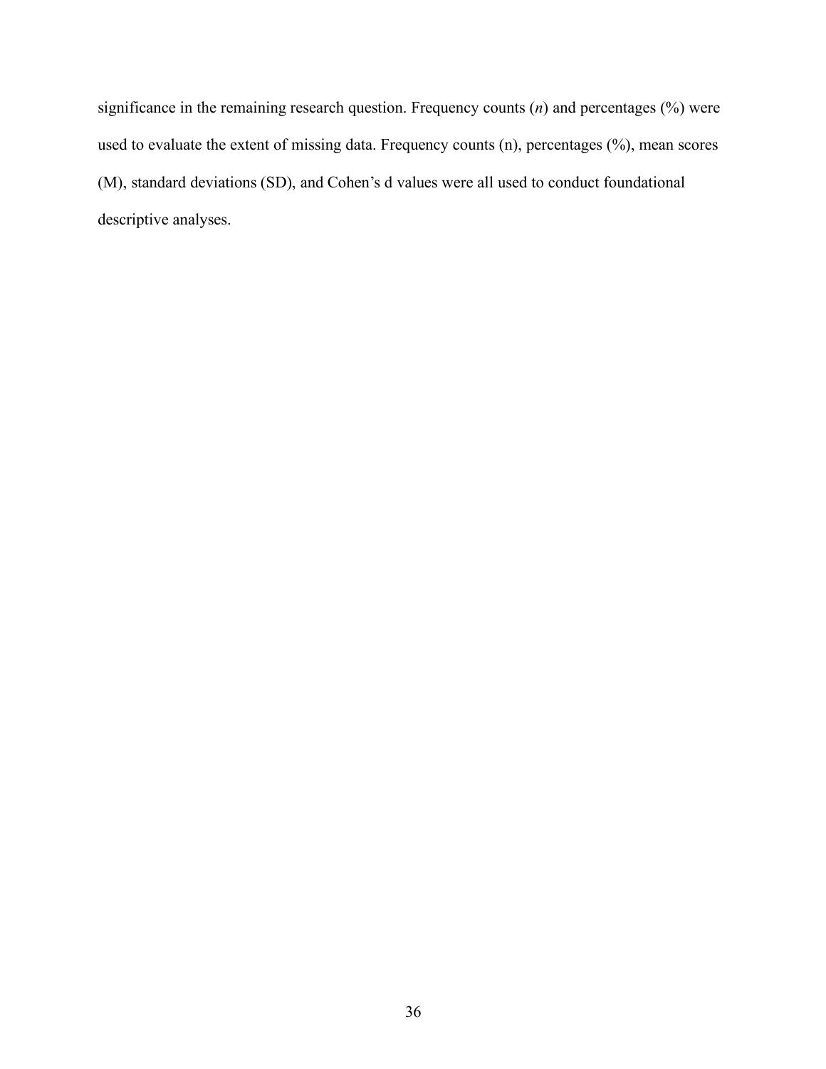significance in the remaining research question. Frequency counts (*n*) and percentages (%) were used to evaluate the extent of missing data. Frequency counts (n), percentages (%), mean scores (M), standard deviations (SD), and Cohen's d values were all used to conduct foundational descriptive analyses.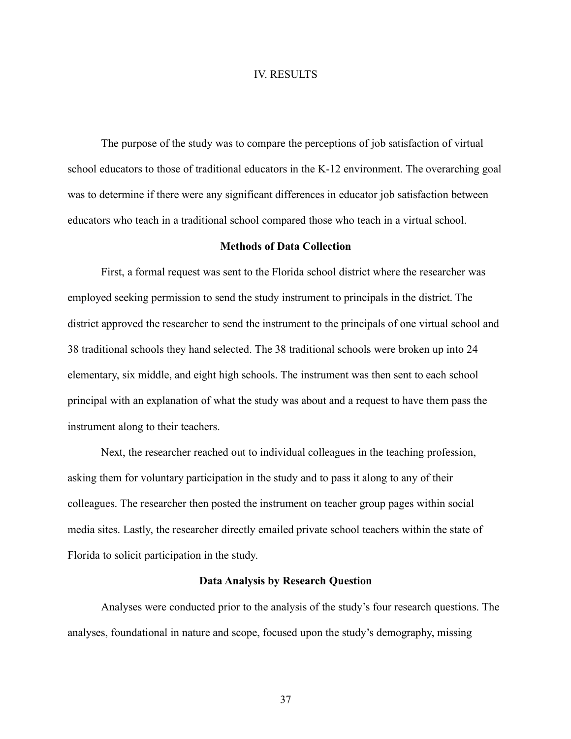# IV. RESULTS

The purpose of the study was to compare the perceptions of job satisfaction of virtual school educators to those of traditional educators in the K-12 environment. The overarching goal was to determine if there were any significant differences in educator job satisfaction between educators who teach in a traditional school compared those who teach in a virtual school.

## Methods of Data Collection

First, a formal request was sent to the Florida school district where the researcher was employed seeking permission to send the study instrument to principals in the district. The district approved the researcher to send the instrument to the principals of one virtual school and 38 traditional schools they hand selected. The 38 traditional schools were broken up into 24 elementary, six middle, and eight high schools. The instrument was then sent to each school principal with an explanation of what the study was about and a request to have them pass the instrument along to their teachers.

Next, the researcher reached out to individual colleagues in the teaching profession, asking them for voluntary participation in the study and to pass it along to any of their colleagues. The researcher then posted the instrument on teacher group pages within social media sites. Lastly, the researcher directly emailed private school teachers within the state of Florida to solicit participation in the study.

## Data Analysis by Research Question

Analyses were conducted prior to the analysis of the study's four research questions. The analyses, foundational in nature and scope, focused upon the study's demography, missing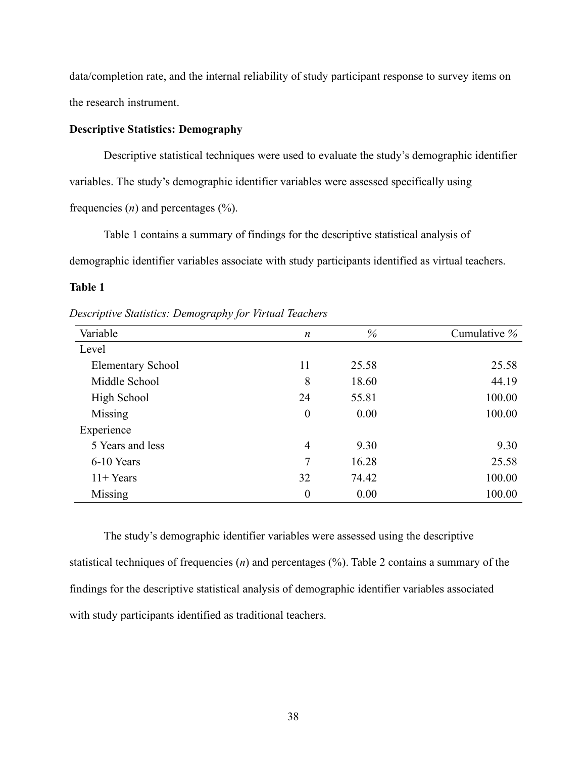data/completion rate, and the internal reliability of study participant response to survey items on the research instrument.

**Descriptive Statistics: Demography**

Descriptive statistical techniques were used to evaluate the study's demographic identifier variables. The study's demographic identifier variables were assessed specifically using frequencies (*n*) and percentages (%).

Table 1 contains a summary of findings for the descriptive statistical analysis of demographic identifier variables associate with study participants identified as virtual teachers.

**Table 1**

*Descriptive Statistics: Demography for Virtual Teachers*

| Variable | *n* | *%* | Cumulative *%* |
|---|---|---|---|
| Level | | | |
| Elementary School | 11 | 25.58 | 25.58 |
| Middle School | 8 | 18.60 | 44.19 |
| High School | 24 | 55.81 | 100.00 |
| Missing | 0 | 0.00 | 100.00 |
| Experience | | | |
| 5 Years and less | 4 | 9.30 | 9.30 |
| 6-10 Years | 7 | 16.28 | 25.58 |
| 11+ Years | 32 | 74.42 | 100.00 |
| Missing | 0 | 0.00 | 100.00 |

The study's demographic identifier variables were assessed using the descriptive statistical techniques of frequencies (*n*) and percentages (%). Table 2 contains a summary of the findings for the descriptive statistical analysis of demographic identifier variables associated with study participants identified as traditional teachers.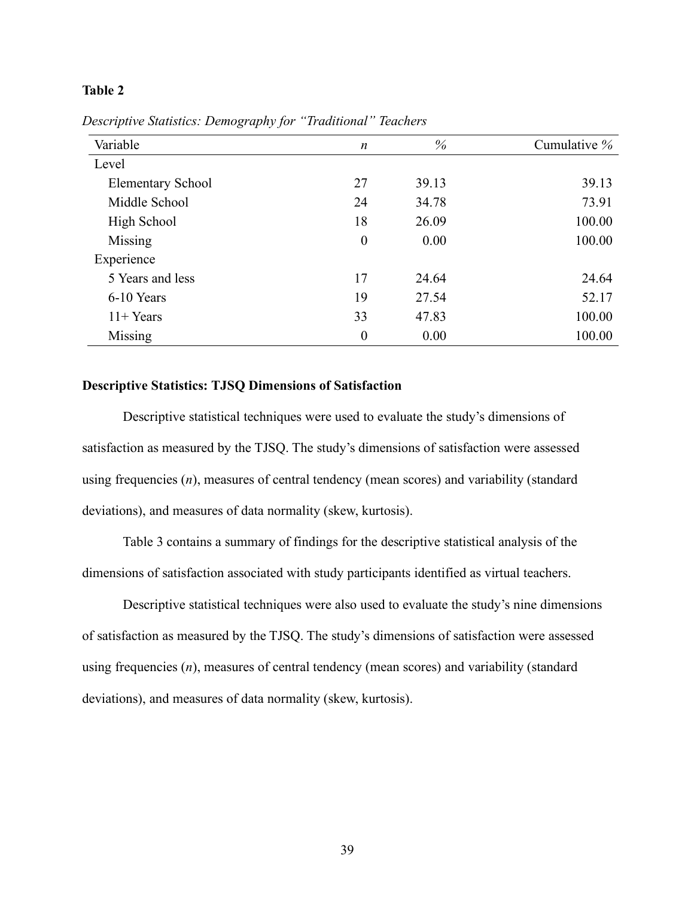**Table 2**

*Descriptive Statistics: Demography for "Traditional" Teachers*

| Variable | *n* | % | Cumulative % |
|---|---|---|---|
| Level | | | |
| Elementary School | 27 | 39.13 | 39.13 |
| Middle School | 24 | 34.78 | 73.91 |
| High School | 18 | 26.09 | 100.00 |
| Missing | 0 | 0.00 | 100.00 |
| Experience | | | |
| 5 Years and less | 17 | 24.64 | 24.64 |
| 6-10 Years | 19 | 27.54 | 52.17 |
| 11+ Years | 33 | 47.83 | 100.00 |
| Missing | 0 | 0.00 | 100.00 |

### Descriptive Statistics: TJSQ Dimensions of Satisfaction

Descriptive statistical techniques were used to evaluate the study's dimensions of satisfaction as measured by the TJSQ. The study's dimensions of satisfaction were assessed using frequencies (*n*), measures of central tendency (mean scores) and variability (standard deviations), and measures of data normality (skew, kurtosis).

Table 3 contains a summary of findings for the descriptive statistical analysis of the dimensions of satisfaction associated with study participants identified as virtual teachers.

Descriptive statistical techniques were also used to evaluate the study's nine dimensions of satisfaction as measured by the TJSQ. The study's dimensions of satisfaction were assessed using frequencies (*n*), measures of central tendency (mean scores) and variability (standard deviations), and measures of data normality (skew, kurtosis).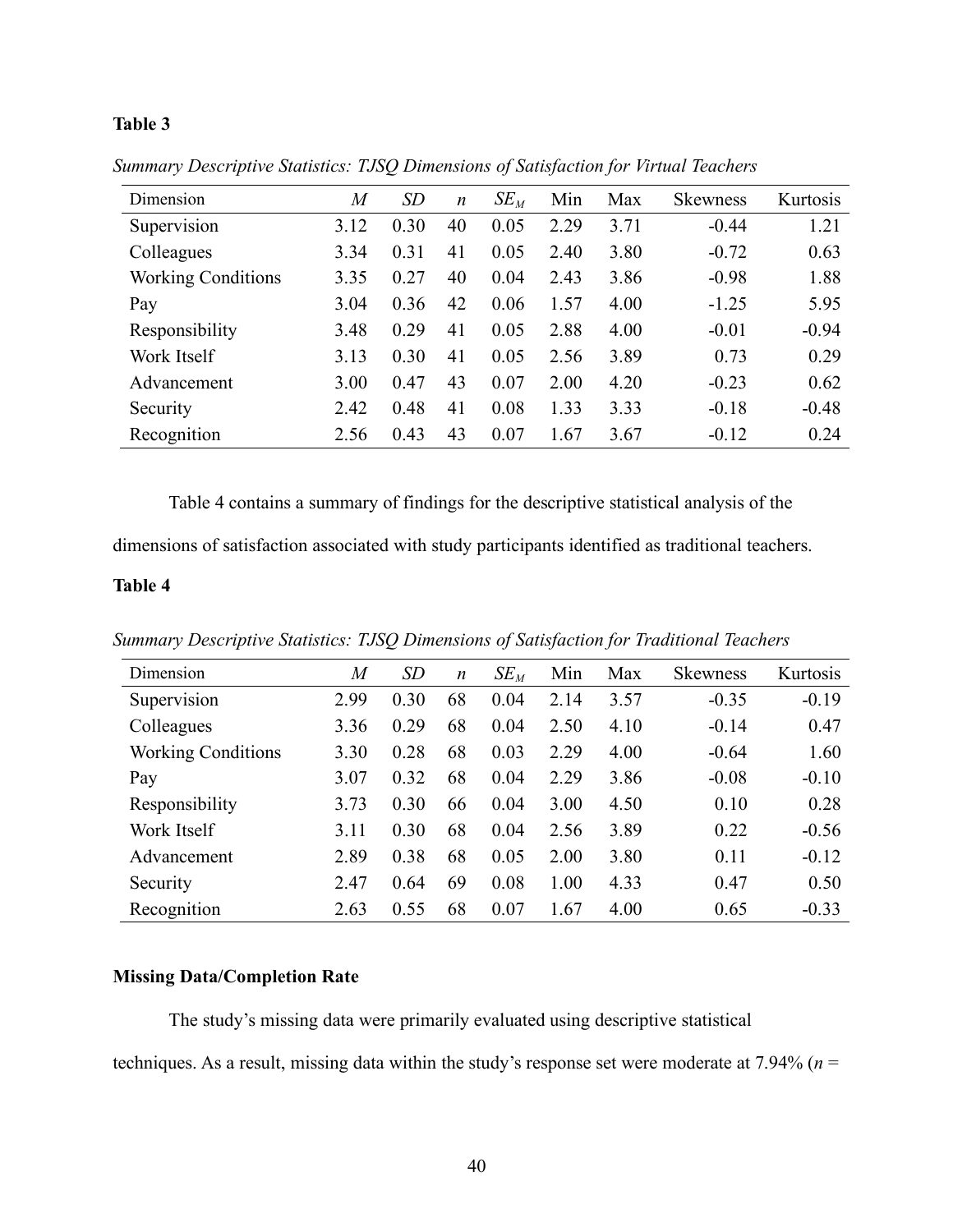**Table 3**

*Summary Descriptive Statistics: TJSQ Dimensions of Satisfaction for Virtual Teachers*

| Dimension | *M* | *SD* | *n* | $SE_M$ | Min | Max | Skewness | Kurtosis |
|---|---|---|---|---|---|---|---|---|
| Supervision | 3.12 | 0.30 | 40 | 0.05 | 2.29 | 3.71 | -0.44 | 1.21 |
| Colleagues | 3.34 | 0.31 | 41 | 0.05 | 2.40 | 3.80 | -0.72 | 0.63 |
| Working Conditions | 3.35 | 0.27 | 40 | 0.04 | 2.43 | 3.86 | -0.98 | 1.88 |
| Pay | 3.04 | 0.36 | 42 | 0.06 | 1.57 | 4.00 | -1.25 | 5.95 |
| Responsibility | 3.48 | 0.29 | 41 | 0.05 | 2.88 | 4.00 | -0.01 | -0.94 |
| Work Itself | 3.13 | 0.30 | 41 | 0.05 | 2.56 | 3.89 | 0.73 | 0.29 |
| Advancement | 3.00 | 0.47 | 43 | 0.07 | 2.00 | 4.20 | -0.23 | 0.62 |
| Security | 2.42 | 0.48 | 41 | 0.08 | 1.33 | 3.33 | -0.18 | -0.48 |
| Recognition | 2.56 | 0.43 | 43 | 0.07 | 1.67 | 3.67 | -0.12 | 0.24 |

Table 4 contains a summary of findings for the descriptive statistical analysis of the dimensions of satisfaction associated with study participants identified as traditional teachers.

**Table 4**

*Summary Descriptive Statistics: TJSQ Dimensions of Satisfaction for Traditional Teachers*

| Dimension | *M* | *SD* | *n* | $SE_M$ | Min | Max | Skewness | Kurtosis |
|---|---|---|---|---|---|---|---|---|
| Supervision | 2.99 | 0.30 | 68 | 0.04 | 2.14 | 3.57 | -0.35 | -0.19 |
| Colleagues | 3.36 | 0.29 | 68 | 0.04 | 2.50 | 4.10 | -0.14 | 0.47 |
| Working Conditions | 3.30 | 0.28 | 68 | 0.03 | 2.29 | 4.00 | -0.64 | 1.60 |
| Pay | 3.07 | 0.32 | 68 | 0.04 | 2.29 | 3.86 | -0.08 | -0.10 |
| Responsibility | 3.73 | 0.30 | 66 | 0.04 | 3.00 | 4.50 | 0.10 | 0.28 |
| Work Itself | 3.11 | 0.30 | 68 | 0.04 | 2.56 | 3.89 | 0.22 | -0.56 |
| Advancement | 2.89 | 0.38 | 68 | 0.05 | 2.00 | 3.80 | 0.11 | -0.12 |
| Security | 2.47 | 0.64 | 69 | 0.08 | 1.00 | 4.33 | 0.47 | 0.50 |
| Recognition | 2.63 | 0.55 | 68 | 0.07 | 1.67 | 4.00 | 0.65 | -0.33 |

**Missing Data/Completion Rate**

The study's missing data were primarily evaluated using descriptive statistical techniques. As a result, missing data within the study's response set were moderate at 7.94% (*n* =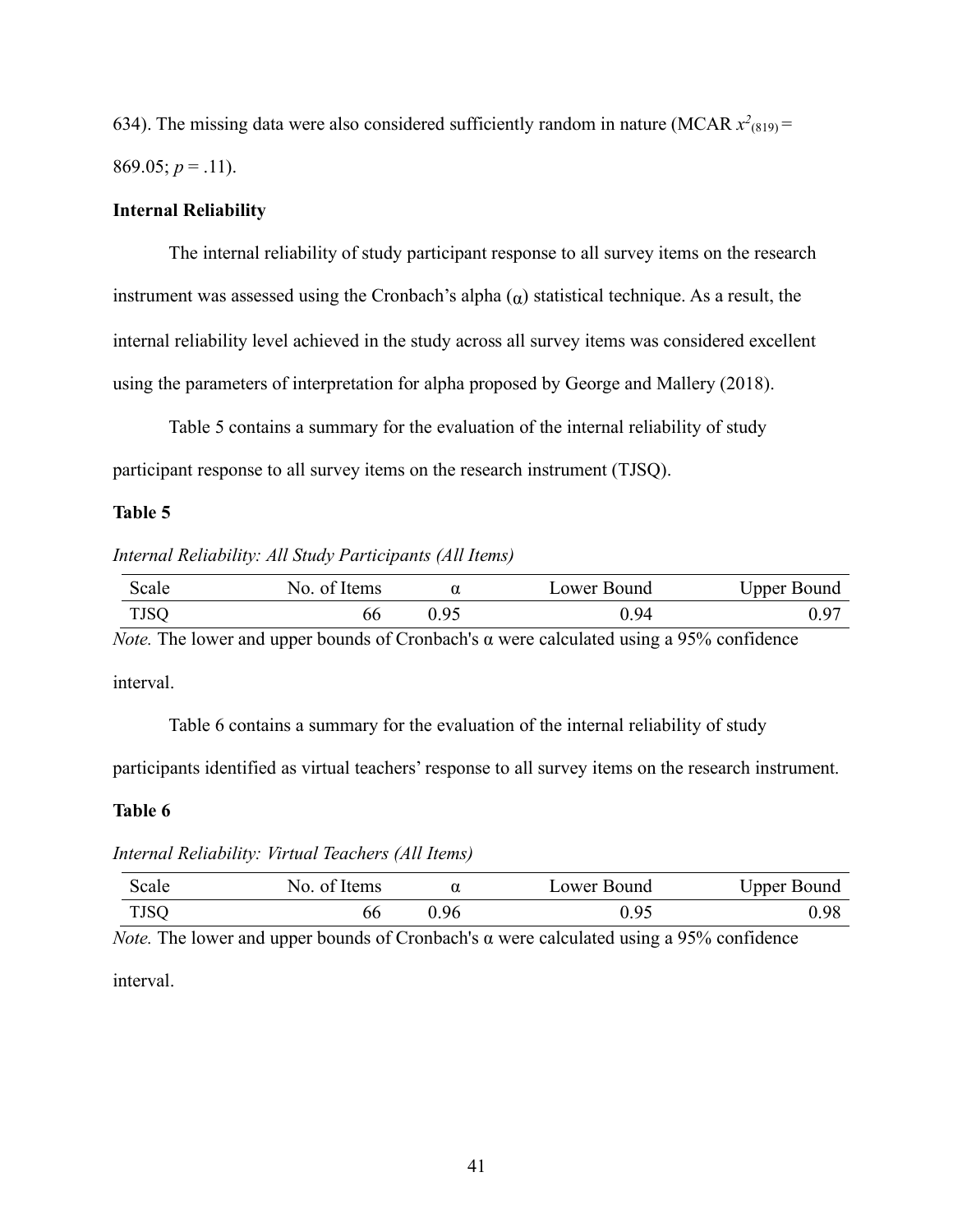634). The missing data were also considered sufficiently random in nature (MCAR $x^2_{(819)}$ = 869.05; $p$ = .11).

**Internal Reliability**

The internal reliability of study participant response to all survey items on the research instrument was assessed using the Cronbach's alpha (α) statistical technique. As a result, the internal reliability level achieved in the study across all survey items was considered excellent using the parameters of interpretation for alpha proposed by George and Mallery (2018).

Table 5 contains a summary for the evaluation of the internal reliability of study participant response to all survey items on the research instrument (TJSQ).

**Table 5**

*Internal Reliability: All Study Participants (All Items)*

| Scale | No. of Items | α | Lower Bound | Upper Bound |
|---|---|---|---|---|
| TJSQ | 66 | 0.95 | 0.94 | 0.97 |

*Note.* The lower and upper bounds of Cronbach's α were calculated using a 95% confidence interval.

Table 6 contains a summary for the evaluation of the internal reliability of study participants identified as virtual teachers' response to all survey items on the research instrument.

**Table 6**

*Internal Reliability: Virtual Teachers (All Items)*

| Scale | No. of Items | α | Lower Bound | Upper Bound |
|---|---|---|---|---|
| TJSQ | 66 | 0.96 | 0.95 | 0.98 |

*Note.* The lower and upper bounds of Cronbach's α were calculated using a 95% confidence interval.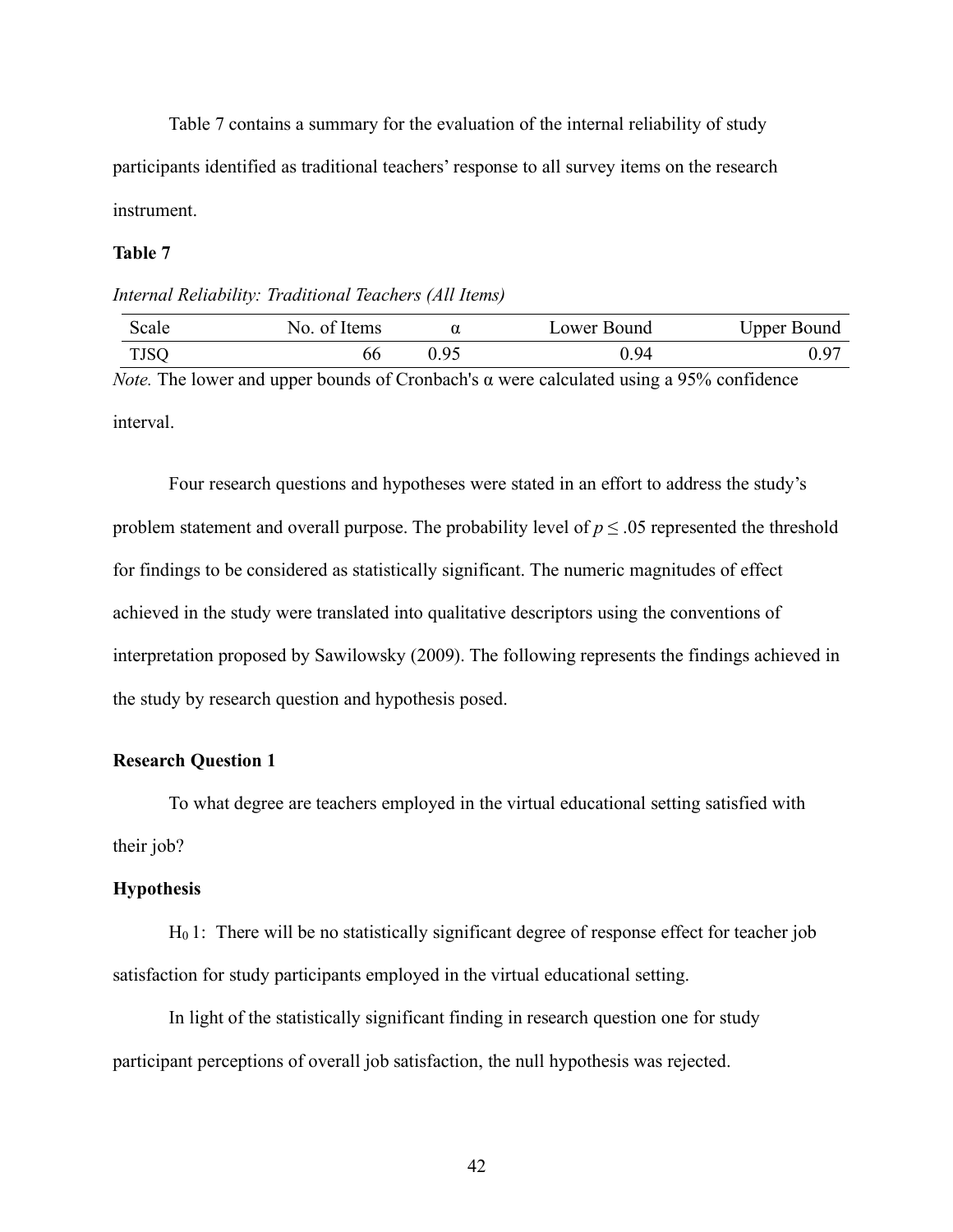Table 7 contains a summary for the evaluation of the internal reliability of study participants identified as traditional teachers' response to all survey items on the research instrument.

**Table 7**

*Internal Reliability: Traditional Teachers (All Items)*

| Scale | No. of Items | α | Lower Bound | Upper Bound |
|---|---|---|---|---|
| TJSQ | 66 | 0.95 | 0.94 | 0.97 |

*Note.* The lower and upper bounds of Cronbach's α were calculated using a 95% confidence interval.

Four research questions and hypotheses were stated in an effort to address the study's problem statement and overall purpose. The probability level of $p \leq .05$ represented the threshold for findings to be considered as statistically significant. The numeric magnitudes of effect achieved in the study were translated into qualitative descriptors using the conventions of interpretation proposed by Sawilowsky (2009). The following represents the findings achieved in the study by research question and hypothesis posed.

**Research Question 1**

To what degree are teachers employed in the virtual educational setting satisfied with their job?

**Hypothesis**

$H_0 1$: There will be no statistically significant degree of response effect for teacher job satisfaction for study participants employed in the virtual educational setting.

In light of the statistically significant finding in research question one for study participant perceptions of overall job satisfaction, the null hypothesis was rejected.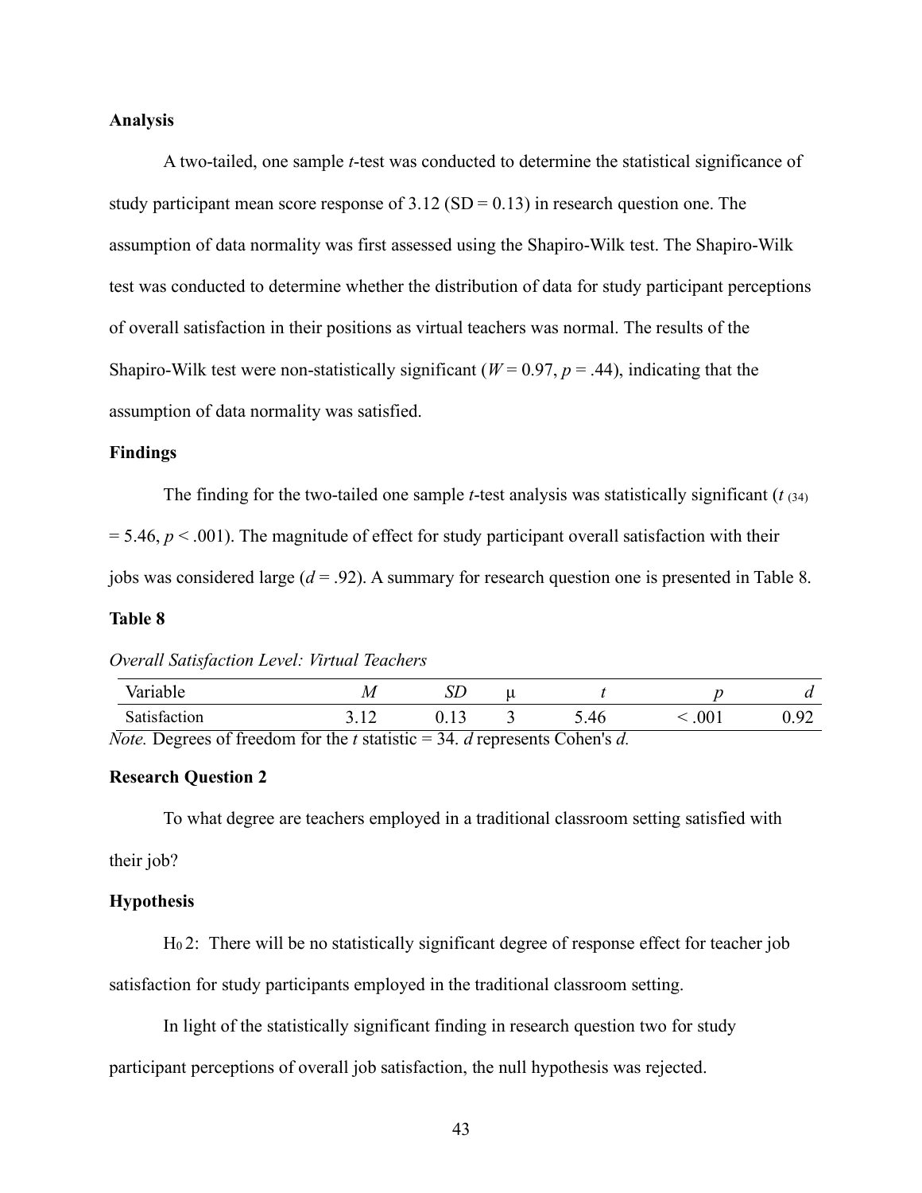**Analysis**

A two-tailed, one sample *t*-test was conducted to determine the statistical significance of study participant mean score response of 3.12 (SD = 0.13) in research question one. The assumption of data normality was first assessed using the Shapiro-Wilk test. The Shapiro-Wilk test was conducted to determine whether the distribution of data for study participant perceptions of overall satisfaction in their positions as virtual teachers was normal. The results of the Shapiro-Wilk test were non-statistically significant ($W = 0.97$, $p = .44$), indicating that the assumption of data normality was satisfied.

**Findings**

The finding for the two-tailed one sample *t*-test analysis was statistically significant ($t_{(34)} = 5.46$, $p < .001$). The magnitude of effect for study participant overall satisfaction with their jobs was considered large ($d = .92$). A summary for research question one is presented in Table 8.

**Table 8**

*Overall Satisfaction Level: Virtual Teachers*

| Variable | *M* | *SD* | μ | *t* | *p* | *d* |
|---|---|---|---|---|---|---|
| Satisfaction | 3.12 | 0.13 | 3 | 5.46 | < .001 | 0.92 |

*Note.* Degrees of freedom for the *t* statistic = 34. *d* represents Cohen's *d.*

**Research Question 2**

To what degree are teachers employed in a traditional classroom setting satisfied with their job?

**Hypothesis**

$H_0$ 2: There will be no statistically significant degree of response effect for teacher job satisfaction for study participants employed in the traditional classroom setting.

In light of the statistically significant finding in research question two for study participant perceptions of overall job satisfaction, the null hypothesis was rejected.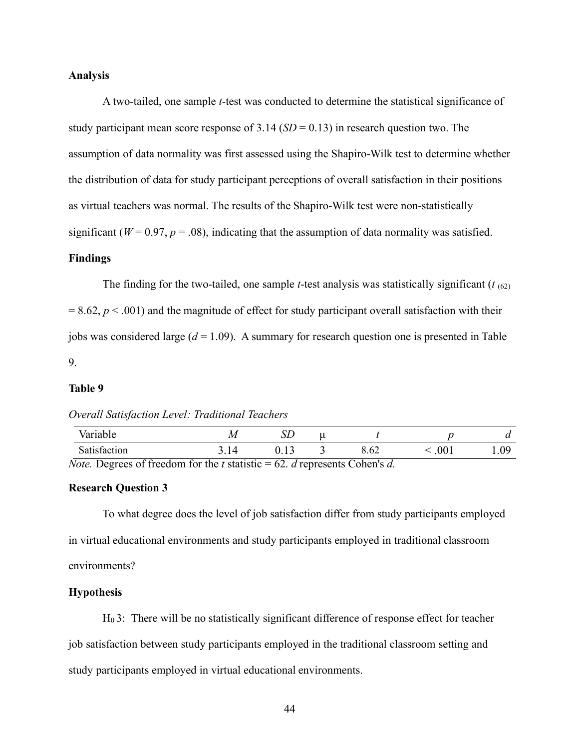**Analysis**

A two-tailed, one sample *t*-test was conducted to determine the statistical significance of study participant mean score response of 3.14 (*SD* = 0.13) in research question two. The assumption of data normality was first assessed using the Shapiro-Wilk test to determine whether the distribution of data for study participant perceptions of overall satisfaction in their positions as virtual teachers was normal. The results of the Shapiro-Wilk test were non-statistically significant ($W = 0.97$, $p = .08$), indicating that the assumption of data normality was satisfied.

**Findings**

The finding for the two-tailed, one sample *t*-test analysis was statistically significant ($t_{(62)} = 8.62$, $p < .001$) and the magnitude of effect for study participant overall satisfaction with their jobs was considered large ($d = 1.09$). A summary for research question one is presented in Table 9.

**Table 9**

*Overall Satisfaction Level: Traditional Teachers*

| Variable | *M* | *SD* | μ | *t* | *p* | *d* |
|---|---|---|---|---|---|---|
| Satisfaction | 3.14 | 0.13 | 3 | 8.62 | < .001 | 1.09 |

*Note.* Degrees of freedom for the *t* statistic = 62. *d* represents Cohen's *d.*

**Research Question 3**

To what degree does the level of job satisfaction differ from study participants employed in virtual educational environments and study participants employed in traditional classroom environments?

**Hypothesis**

$H_0$ 3: There will be no statistically significant difference of response effect for teacher job satisfaction between study participants employed in the traditional classroom setting and study participants employed in virtual educational environments.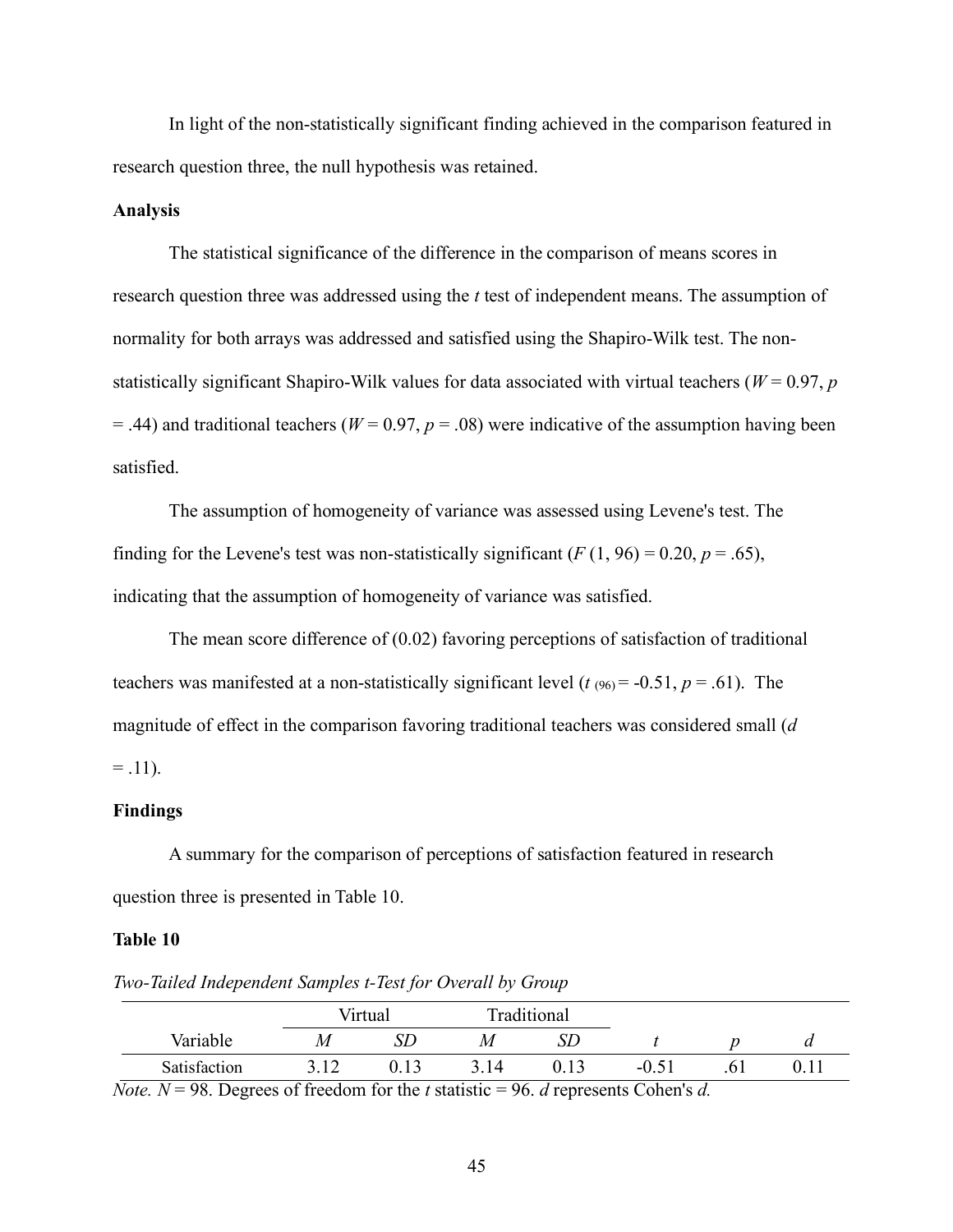In light of the non-statistically significant finding achieved in the comparison featured in research question three, the null hypothesis was retained.

**Analysis**

The statistical significance of the difference in the comparison of means scores in research question three was addressed using the *t* test of independent means. The assumption of normality for both arrays was addressed and satisfied using the Shapiro-Wilk test. The non-statistically significant Shapiro-Wilk values for data associated with virtual teachers ($W = 0.97$, $p = .44$) and traditional teachers ($W = 0.97$, $p = .08$) were indicative of the assumption having been satisfied.

The assumption of homogeneity of variance was assessed using Levene's test. The finding for the Levene's test was non-statistically significant ($F(1, 96) = 0.20$, $p = .65$), indicating that the assumption of homogeneity of variance was satisfied.

The mean score difference of (0.02) favoring perceptions of satisfaction of traditional teachers was manifested at a non-statistically significant level ($t_{(96)} = -0.51$, $p = .61$). The magnitude of effect in the comparison favoring traditional teachers was considered small ($d = .11$).

**Findings**

A summary for the comparison of perceptions of satisfaction featured in research question three is presented in Table 10.

**Table 10**

*Two-Tailed Independent Samples t-Test for Overall by Group*

| | Virtual | | Traditional | | | | |
|---|---|---|---|---|---|---|---|
| Variable | *M* | *SD* | *M* | *SD* | *t* | *p* | *d* |
| Satisfaction | 3.12 | 0.13 | 3.14 | 0.13 | -0.51 | .61 | 0.11 |

*Note.* $N = 98$. Degrees of freedom for the *t* statistic = 96. *d* represents Cohen's *d.*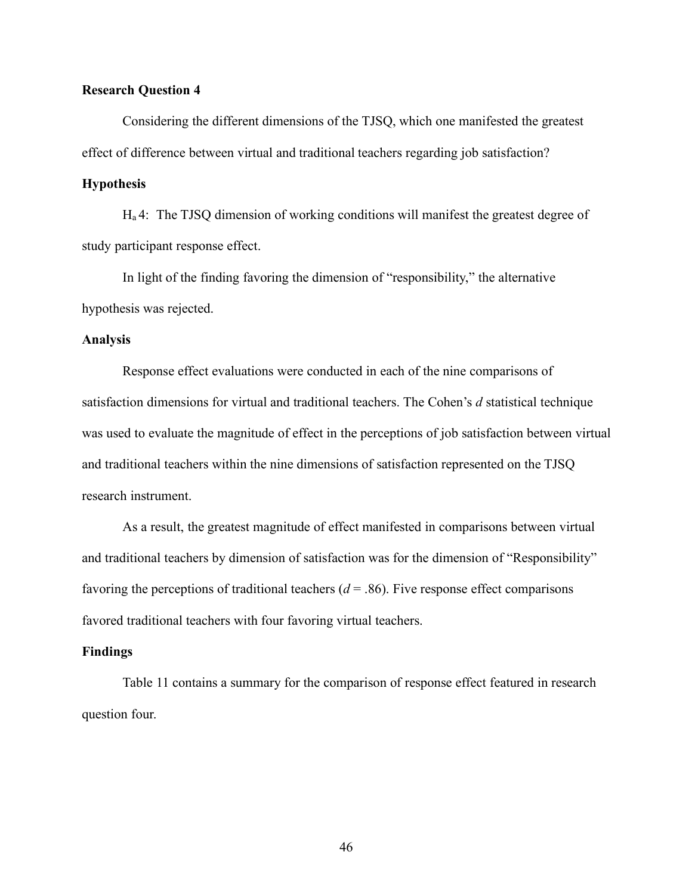**Research Question 4**

Considering the different dimensions of the TJSQ, which one manifested the greatest effect of difference between virtual and traditional teachers regarding job satisfaction?

**Hypothesis**

$H_a$ 4: The TJSQ dimension of working conditions will manifest the greatest degree of study participant response effect.

In light of the finding favoring the dimension of "responsibility," the alternative hypothesis was rejected.

**Analysis**

Response effect evaluations were conducted in each of the nine comparisons of satisfaction dimensions for virtual and traditional teachers. The Cohen's *d* statistical technique was used to evaluate the magnitude of effect in the perceptions of job satisfaction between virtual and traditional teachers within the nine dimensions of satisfaction represented on the TJSQ research instrument.

As a result, the greatest magnitude of effect manifested in comparisons between virtual and traditional teachers by dimension of satisfaction was for the dimension of "Responsibility" favoring the perceptions of traditional teachers ($d$ = .86). Five response effect comparisons favored traditional teachers with four favoring virtual teachers.

**Findings**

Table 11 contains a summary for the comparison of response effect featured in research question four.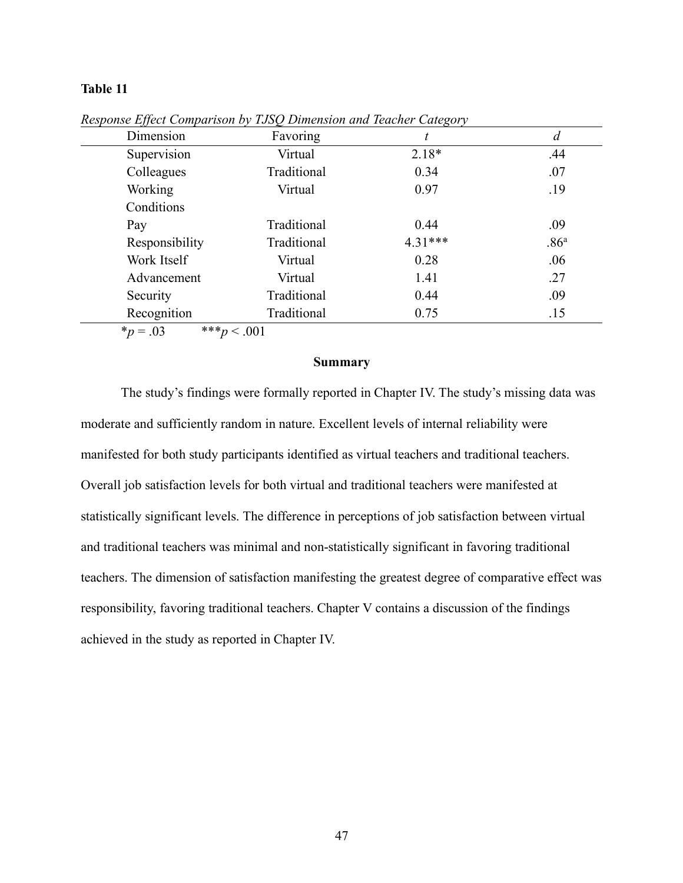**Table 11**

*Response Effect Comparison by TJSQ Dimension and Teacher Category*

| Dimension | Favoring | *t* | *d* |
|---|---|---|---|
| Supervision | Virtual | 2.18* | .44 |
| Colleagues | Traditional | 0.34 | .07 |
| Working Conditions | Virtual | 0.97 | .19 |
| Pay | Traditional | 0.44 | .09 |
| Responsibility | Traditional | 4.31*** | .86[a] |
| Work Itself | Virtual | 0.28 | .06 |
| Advancement | Virtual | 1.41 | .27 |
| Security | Traditional | 0.44 | .09 |
| Recognition | Traditional | 0.75 | .15 |

*$p = .03$ ***$p < .001$

## Summary

The study's findings were formally reported in Chapter IV. The study's missing data was moderate and sufficiently random in nature. Excellent levels of internal reliability were manifested for both study participants identified as virtual teachers and traditional teachers. Overall job satisfaction levels for both virtual and traditional teachers were manifested at statistically significant levels. The difference in perceptions of job satisfaction between virtual and traditional teachers was minimal and non-statistically significant in favoring traditional teachers. The dimension of satisfaction manifesting the greatest degree of comparative effect was responsibility, favoring traditional teachers. Chapter V contains a discussion of the findings achieved in the study as reported in Chapter IV.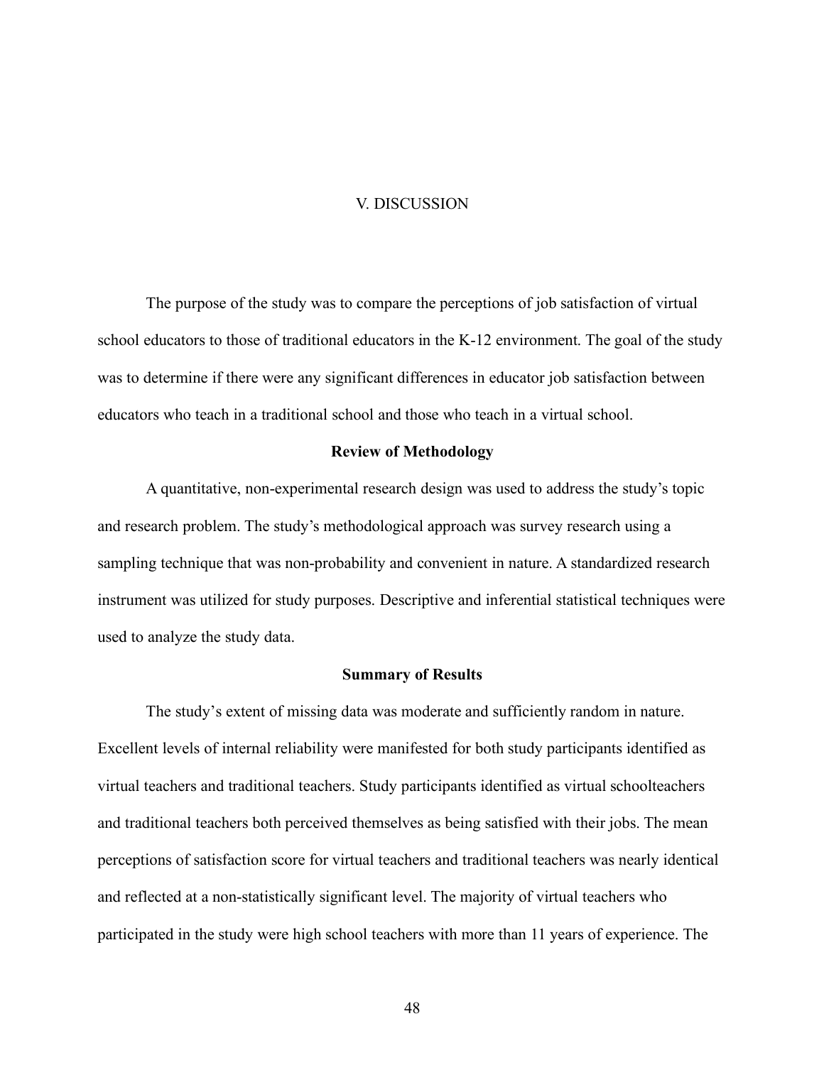# V. DISCUSSION

The purpose of the study was to compare the perceptions of job satisfaction of virtual school educators to those of traditional educators in the K-12 environment. The goal of the study was to determine if there were any significant differences in educator job satisfaction between educators who teach in a traditional school and those who teach in a virtual school.

## Review of Methodology

A quantitative, non-experimental research design was used to address the study's topic and research problem. The study's methodological approach was survey research using a sampling technique that was non-probability and convenient in nature. A standardized research instrument was utilized for study purposes. Descriptive and inferential statistical techniques were used to analyze the study data.

## Summary of Results

The study's extent of missing data was moderate and sufficiently random in nature. Excellent levels of internal reliability were manifested for both study participants identified as virtual teachers and traditional teachers. Study participants identified as virtual schoolteachers and traditional teachers both perceived themselves as being satisfied with their jobs. The mean perceptions of satisfaction score for virtual teachers and traditional teachers was nearly identical and reflected at a non-statistically significant level. The majority of virtual teachers who participated in the study were high school teachers with more than 11 years of experience. The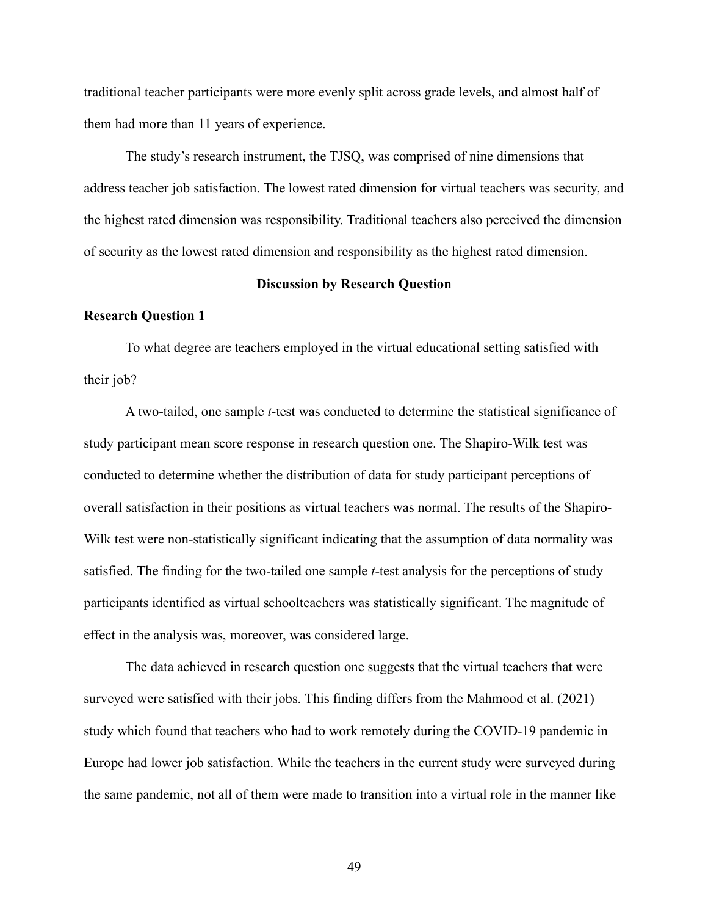traditional teacher participants were more evenly split across grade levels, and almost half of them had more than 11 years of experience.

The study's research instrument, the TJSQ, was comprised of nine dimensions that address teacher job satisfaction. The lowest rated dimension for virtual teachers was security, and the highest rated dimension was responsibility. Traditional teachers also perceived the dimension of security as the lowest rated dimension and responsibility as the highest rated dimension.

## Discussion by Research Question

### Research Question 1

To what degree are teachers employed in the virtual educational setting satisfied with their job?

A two-tailed, one sample *t*-test was conducted to determine the statistical significance of study participant mean score response in research question one. The Shapiro-Wilk test was conducted to determine whether the distribution of data for study participant perceptions of overall satisfaction in their positions as virtual teachers was normal. The results of the Shapiro-Wilk test were non-statistically significant indicating that the assumption of data normality was satisfied. The finding for the two-tailed one sample *t*-test analysis for the perceptions of study participants identified as virtual schoolteachers was statistically significant. The magnitude of effect in the analysis was, moreover, was considered large.

The data achieved in research question one suggests that the virtual teachers that were surveyed were satisfied with their jobs. This finding differs from the Mahmood et al. (2021) study which found that teachers who had to work remotely during the COVID-19 pandemic in Europe had lower job satisfaction. While the teachers in the current study were surveyed during the same pandemic, not all of them were made to transition into a virtual role in the manner like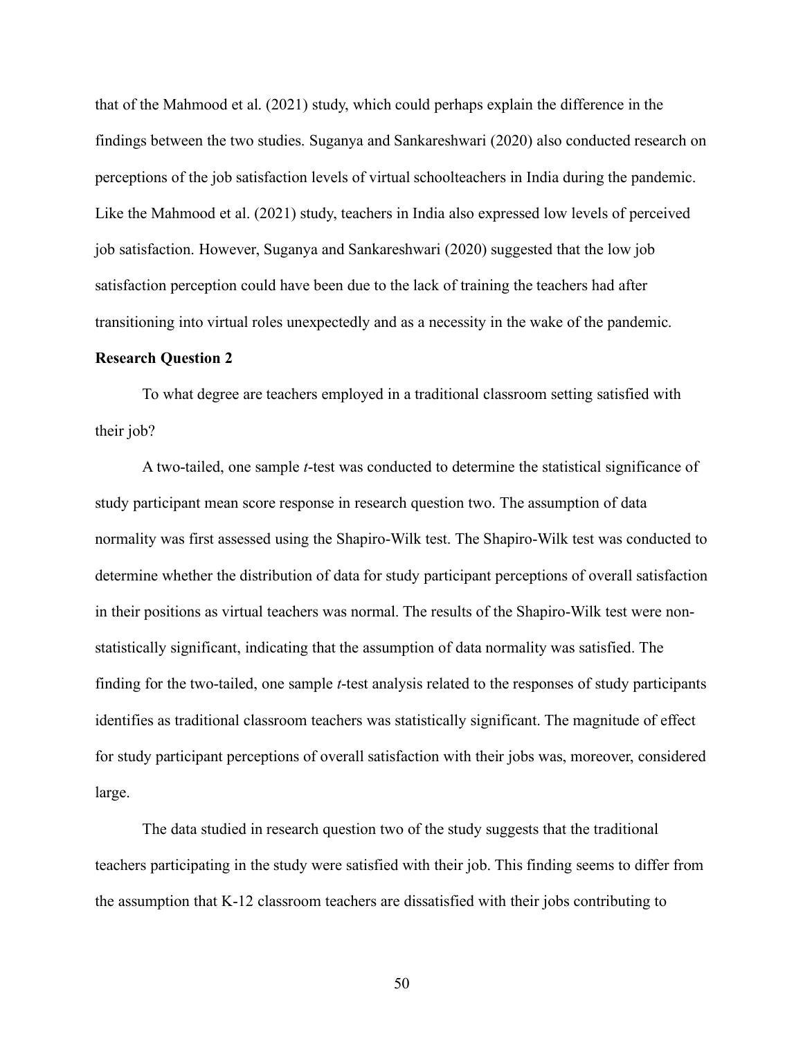that of the Mahmood et al. (2021) study, which could perhaps explain the difference in the findings between the two studies. Suganya and Sankareshwari (2020) also conducted research on perceptions of the job satisfaction levels of virtual schoolteachers in India during the pandemic. Like the Mahmood et al. (2021) study, teachers in India also expressed low levels of perceived job satisfaction. However, Suganya and Sankareshwari (2020) suggested that the low job satisfaction perception could have been due to the lack of training the teachers had after transitioning into virtual roles unexpectedly and as a necessity in the wake of the pandemic.

**Research Question 2**

To what degree are teachers employed in a traditional classroom setting satisfied with their job?

A two-tailed, one sample *t*-test was conducted to determine the statistical significance of study participant mean score response in research question two. The assumption of data normality was first assessed using the Shapiro-Wilk test. The Shapiro-Wilk test was conducted to determine whether the distribution of data for study participant perceptions of overall satisfaction in their positions as virtual teachers was normal. The results of the Shapiro-Wilk test were non-statistically significant, indicating that the assumption of data normality was satisfied. The finding for the two-tailed, one sample *t*-test analysis related to the responses of study participants identifies as traditional classroom teachers was statistically significant. The magnitude of effect for study participant perceptions of overall satisfaction with their jobs was, moreover, considered large.

The data studied in research question two of the study suggests that the traditional teachers participating in the study were satisfied with their job. This finding seems to differ from the assumption that K-12 classroom teachers are dissatisfied with their jobs contributing to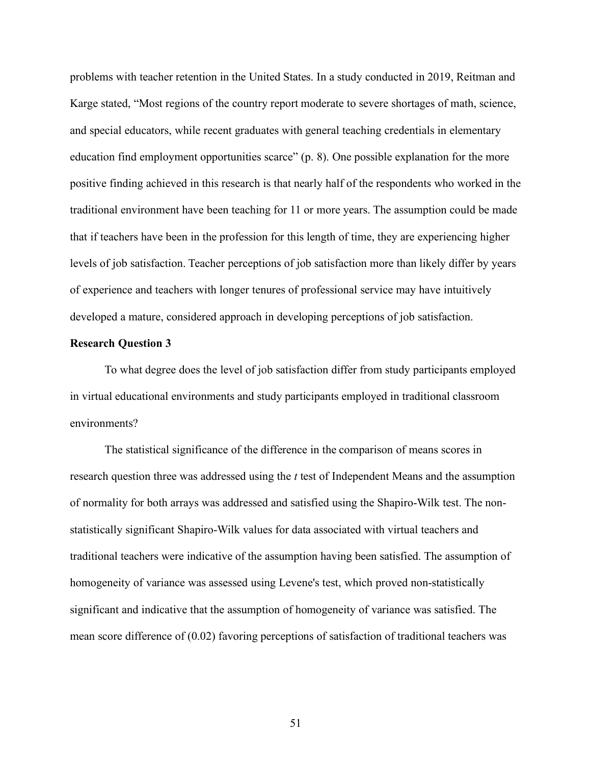problems with teacher retention in the United States. In a study conducted in 2019, Reitman and Karge stated, "Most regions of the country report moderate to severe shortages of math, science, and special educators, while recent graduates with general teaching credentials in elementary education find employment opportunities scarce" (p. 8). One possible explanation for the more positive finding achieved in this research is that nearly half of the respondents who worked in the traditional environment have been teaching for 11 or more years. The assumption could be made that if teachers have been in the profession for this length of time, they are experiencing higher levels of job satisfaction. Teacher perceptions of job satisfaction more than likely differ by years of experience and teachers with longer tenures of professional service may have intuitively developed a mature, considered approach in developing perceptions of job satisfaction.

**Research Question 3**

To what degree does the level of job satisfaction differ from study participants employed in virtual educational environments and study participants employed in traditional classroom environments?

The statistical significance of the difference in the comparison of means scores in research question three was addressed using the *t* test of Independent Means and the assumption of normality for both arrays was addressed and satisfied using the Shapiro-Wilk test. The non-statistically significant Shapiro-Wilk values for data associated with virtual teachers and traditional teachers were indicative of the assumption having been satisfied. The assumption of homogeneity of variance was assessed using Levene's test, which proved non-statistically significant and indicative that the assumption of homogeneity of variance was satisfied. The mean score difference of (0.02) favoring perceptions of satisfaction of traditional teachers was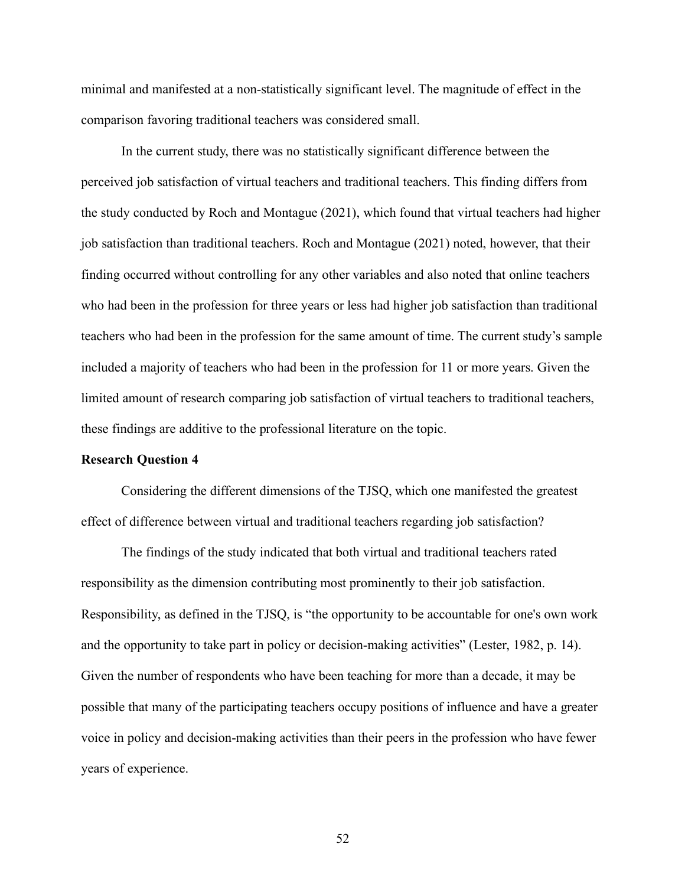minimal and manifested at a non-statistically significant level. The magnitude of effect in the comparison favoring traditional teachers was considered small.

In the current study, there was no statistically significant difference between the perceived job satisfaction of virtual teachers and traditional teachers. This finding differs from the study conducted by Roch and Montague (2021), which found that virtual teachers had higher job satisfaction than traditional teachers. Roch and Montague (2021) noted, however, that their finding occurred without controlling for any other variables and also noted that online teachers who had been in the profession for three years or less had higher job satisfaction than traditional teachers who had been in the profession for the same amount of time. The current study's sample included a majority of teachers who had been in the profession for 11 or more years. Given the limited amount of research comparing job satisfaction of virtual teachers to traditional teachers, these findings are additive to the professional literature on the topic.

**Research Question 4**

Considering the different dimensions of the TJSQ, which one manifested the greatest effect of difference between virtual and traditional teachers regarding job satisfaction?

The findings of the study indicated that both virtual and traditional teachers rated responsibility as the dimension contributing most prominently to their job satisfaction. Responsibility, as defined in the TJSQ, is "the opportunity to be accountable for one's own work and the opportunity to take part in policy or decision-making activities" (Lester, 1982, p. 14). Given the number of respondents who have been teaching for more than a decade, it may be possible that many of the participating teachers occupy positions of influence and have a greater voice in policy and decision-making activities than their peers in the profession who have fewer years of experience.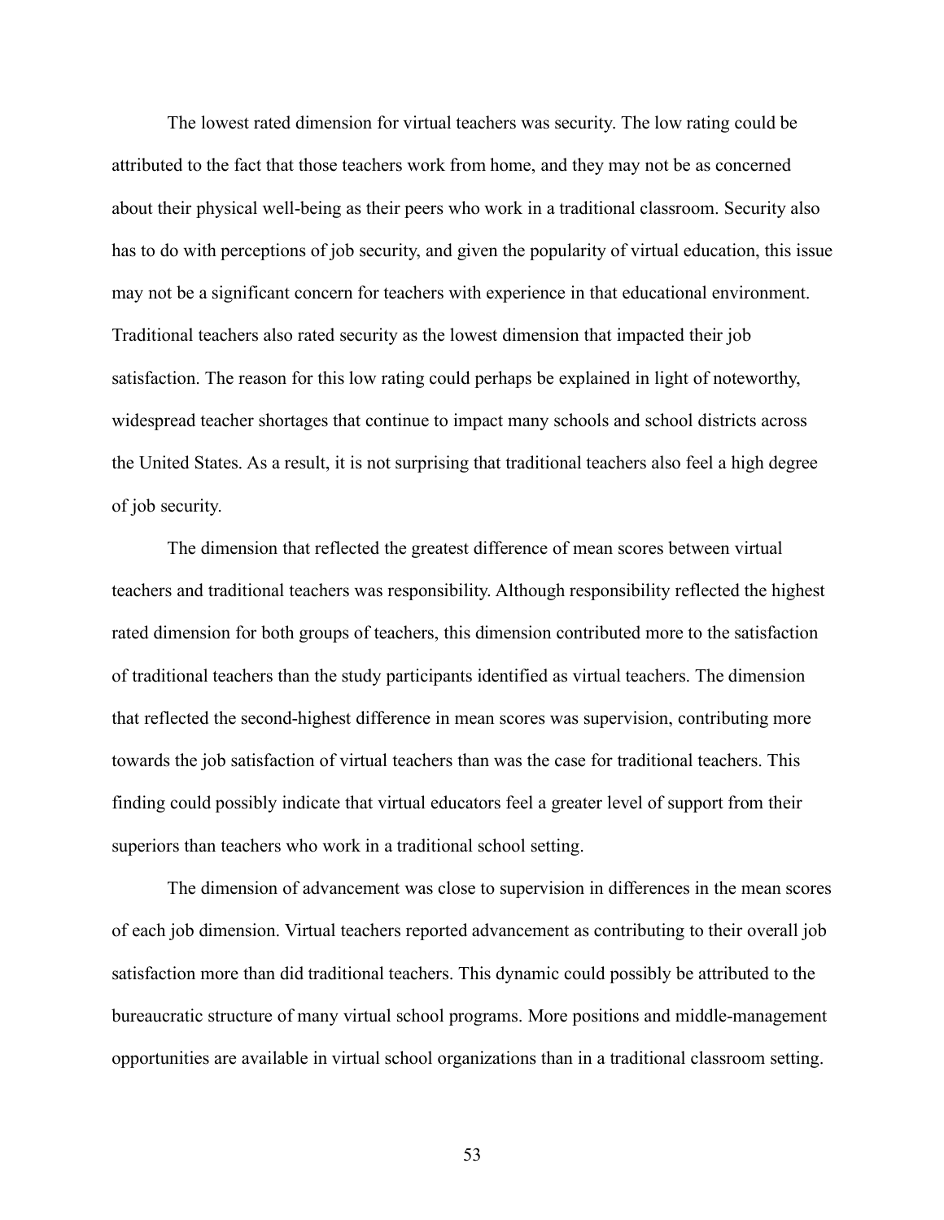The lowest rated dimension for virtual teachers was security. The low rating could be attributed to the fact that those teachers work from home, and they may not be as concerned about their physical well-being as their peers who work in a traditional classroom. Security also has to do with perceptions of job security, and given the popularity of virtual education, this issue may not be a significant concern for teachers with experience in that educational environment. Traditional teachers also rated security as the lowest dimension that impacted their job satisfaction. The reason for this low rating could perhaps be explained in light of noteworthy, widespread teacher shortages that continue to impact many schools and school districts across the United States. As a result, it is not surprising that traditional teachers also feel a high degree of job security.

The dimension that reflected the greatest difference of mean scores between virtual teachers and traditional teachers was responsibility. Although responsibility reflected the highest rated dimension for both groups of teachers, this dimension contributed more to the satisfaction of traditional teachers than the study participants identified as virtual teachers. The dimension that reflected the second-highest difference in mean scores was supervision, contributing more towards the job satisfaction of virtual teachers than was the case for traditional teachers. This finding could possibly indicate that virtual educators feel a greater level of support from their superiors than teachers who work in a traditional school setting.

The dimension of advancement was close to supervision in differences in the mean scores of each job dimension. Virtual teachers reported advancement as contributing to their overall job satisfaction more than did traditional teachers. This dynamic could possibly be attributed to the bureaucratic structure of many virtual school programs. More positions and middle-management opportunities are available in virtual school organizations than in a traditional classroom setting.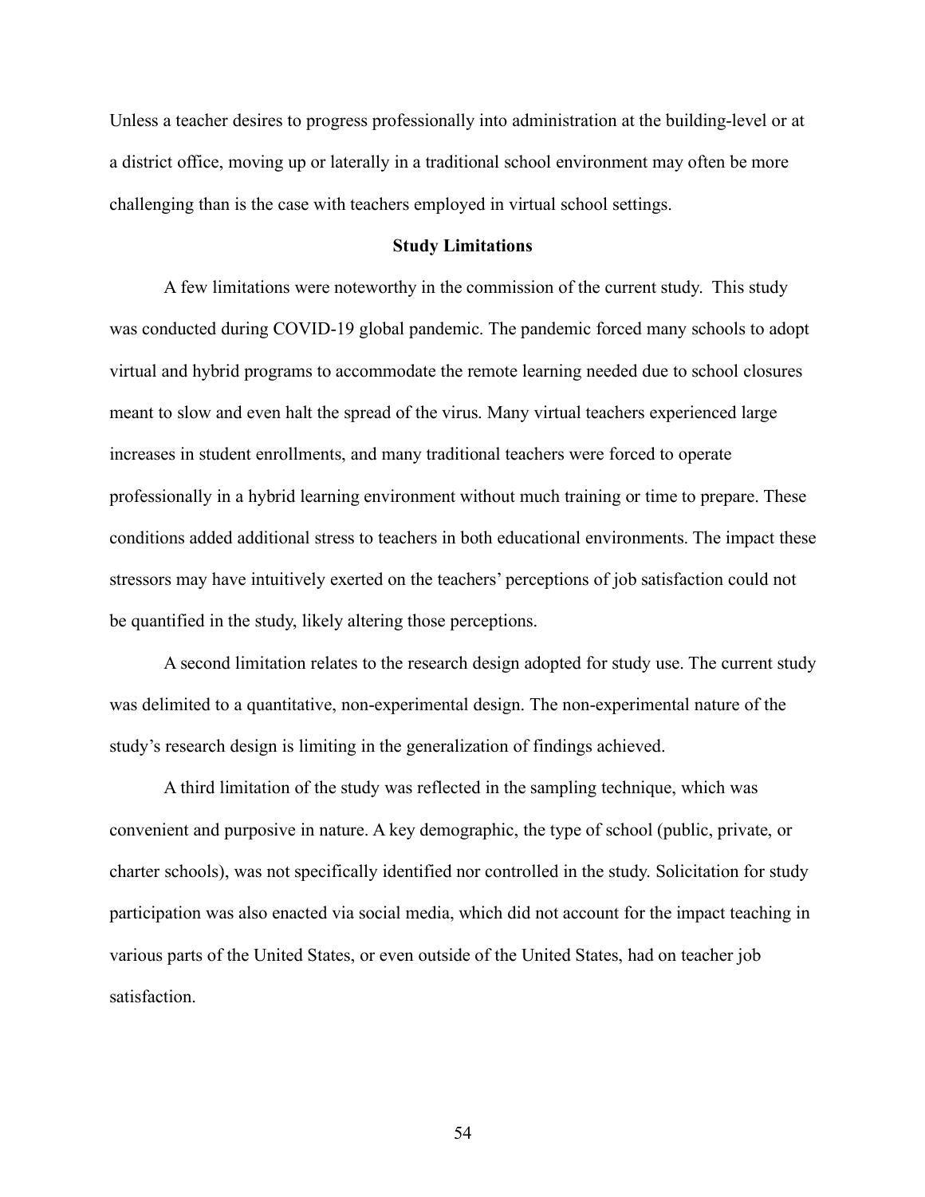Unless a teacher desires to progress professionally into administration at the building-level or at a district office, moving up or laterally in a traditional school environment may often be more challenging than is the case with teachers employed in virtual school settings.

## Study Limitations

A few limitations were noteworthy in the commission of the current study. This study was conducted during COVID-19 global pandemic. The pandemic forced many schools to adopt virtual and hybrid programs to accommodate the remote learning needed due to school closures meant to slow and even halt the spread of the virus. Many virtual teachers experienced large increases in student enrollments, and many traditional teachers were forced to operate professionally in a hybrid learning environment without much training or time to prepare. These conditions added additional stress to teachers in both educational environments. The impact these stressors may have intuitively exerted on the teachers' perceptions of job satisfaction could not be quantified in the study, likely altering those perceptions.

A second limitation relates to the research design adopted for study use. The current study was delimited to a quantitative, non-experimental design. The non-experimental nature of the study's research design is limiting in the generalization of findings achieved.

A third limitation of the study was reflected in the sampling technique, which was convenient and purposive in nature. A key demographic, the type of school (public, private, or charter schools), was not specifically identified nor controlled in the study. Solicitation for study participation was also enacted via social media, which did not account for the impact teaching in various parts of the United States, or even outside of the United States, had on teacher job satisfaction.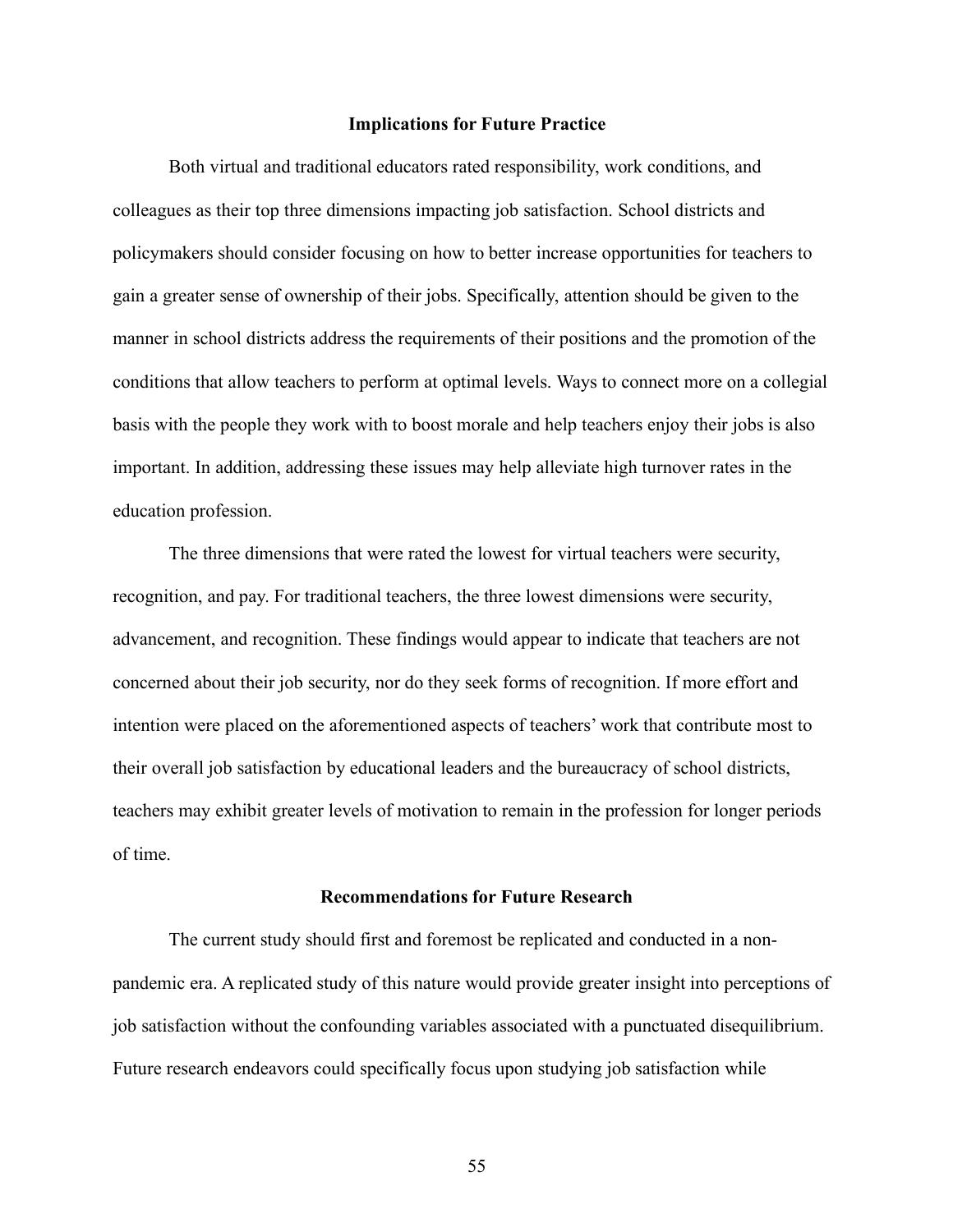## Implications for Future Practice

Both virtual and traditional educators rated responsibility, work conditions, and colleagues as their top three dimensions impacting job satisfaction. School districts and policymakers should consider focusing on how to better increase opportunities for teachers to gain a greater sense of ownership of their jobs. Specifically, attention should be given to the manner in school districts address the requirements of their positions and the promotion of the conditions that allow teachers to perform at optimal levels. Ways to connect more on a collegial basis with the people they work with to boost morale and help teachers enjoy their jobs is also important. In addition, addressing these issues may help alleviate high turnover rates in the education profession.

The three dimensions that were rated the lowest for virtual teachers were security, recognition, and pay. For traditional teachers, the three lowest dimensions were security, advancement, and recognition. These findings would appear to indicate that teachers are not concerned about their job security, nor do they seek forms of recognition. If more effort and intention were placed on the aforementioned aspects of teachers' work that contribute most to their overall job satisfaction by educational leaders and the bureaucracy of school districts, teachers may exhibit greater levels of motivation to remain in the profession for longer periods of time.

## Recommendations for Future Research

The current study should first and foremost be replicated and conducted in a non-pandemic era. A replicated study of this nature would provide greater insight into perceptions of job satisfaction without the confounding variables associated with a punctuated disequilibrium. Future research endeavors could specifically focus upon studying job satisfaction while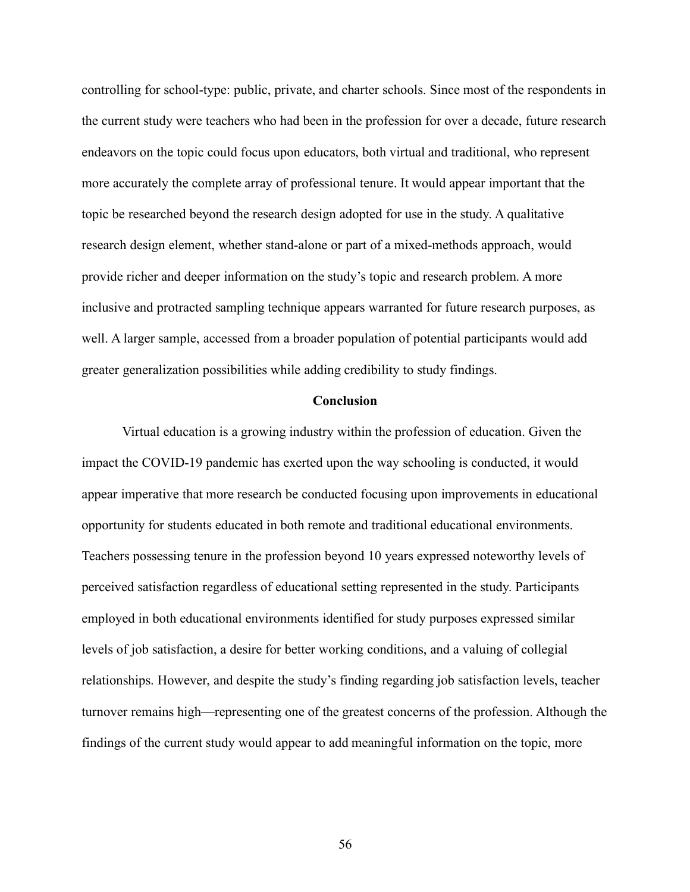controlling for school-type: public, private, and charter schools. Since most of the respondents in the current study were teachers who had been in the profession for over a decade, future research endeavors on the topic could focus upon educators, both virtual and traditional, who represent more accurately the complete array of professional tenure. It would appear important that the topic be researched beyond the research design adopted for use in the study. A qualitative research design element, whether stand-alone or part of a mixed-methods approach, would provide richer and deeper information on the study's topic and research problem. A more inclusive and protracted sampling technique appears warranted for future research purposes, as well. A larger sample, accessed from a broader population of potential participants would add greater generalization possibilities while adding credibility to study findings.

## Conclusion

Virtual education is a growing industry within the profession of education. Given the impact the COVID-19 pandemic has exerted upon the way schooling is conducted, it would appear imperative that more research be conducted focusing upon improvements in educational opportunity for students educated in both remote and traditional educational environments. Teachers possessing tenure in the profession beyond 10 years expressed noteworthy levels of perceived satisfaction regardless of educational setting represented in the study. Participants employed in both educational environments identified for study purposes expressed similar levels of job satisfaction, a desire for better working conditions, and a valuing of collegial relationships. However, and despite the study's finding regarding job satisfaction levels, teacher turnover remains high—representing one of the greatest concerns of the profession. Although the findings of the current study would appear to add meaningful information on the topic, more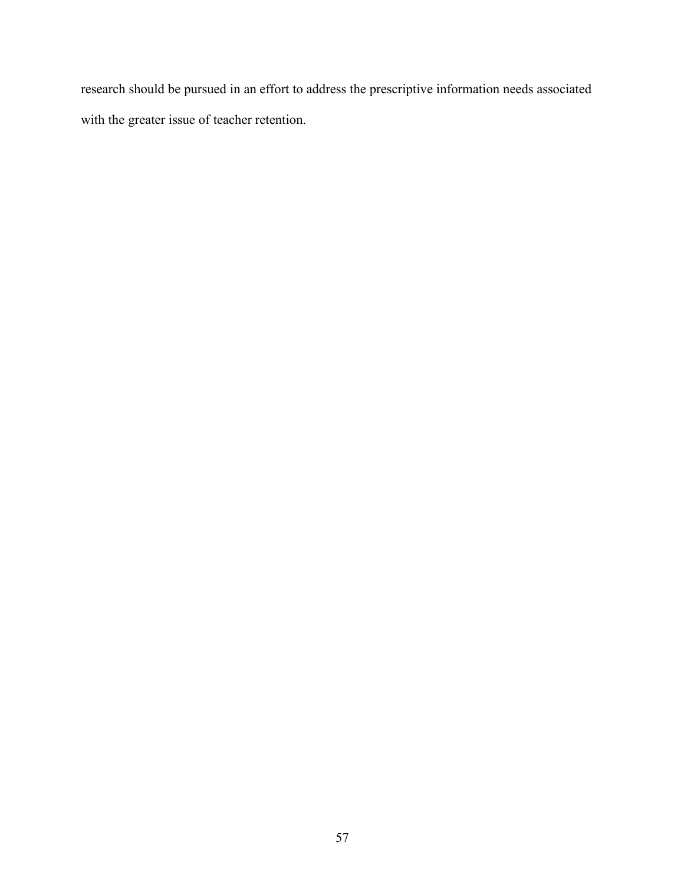research should be pursued in an effort to address the prescriptive information needs associated with the greater issue of teacher retention.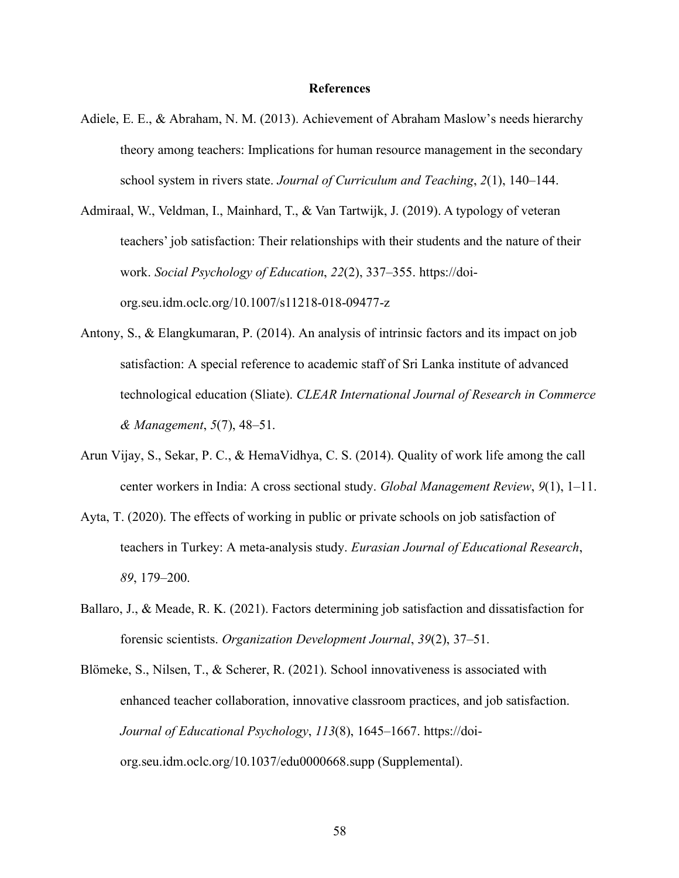# References

Adiele, E. E., & Abraham, N. M. (2013). Achievement of Abraham Maslow's needs hierarchy theory among teachers: Implications for human resource management in the secondary school system in rivers state. *Journal of Curriculum and Teaching*, *2*(1), 140–144.

Admiraal, W., Veldman, I., Mainhard, T., & Van Tartwijk, J. (2019). A typology of veteran teachers' job satisfaction: Their relationships with their students and the nature of their work. *Social Psychology of Education*, *22*(2), 337–355. https://doi-org.seu.idm.oclc.org/10.1007/s11218-018-09477-z

Antony, S., & Elangkumaran, P. (2014). An analysis of intrinsic factors and its impact on job satisfaction: A special reference to academic staff of Sri Lanka institute of advanced technological education (Sliate). *CLEAR International Journal of Research in Commerce & Management*, *5*(7), 48–51.

Arun Vijay, S., Sekar, P. C., & HemaVidhya, C. S. (2014). Quality of work life among the call center workers in India: A cross sectional study. *Global Management Review*, *9*(1), 1–11.

Ayta, T. (2020). The effects of working in public or private schools on job satisfaction of teachers in Turkey: A meta-analysis study. *Eurasian Journal of Educational Research*, *89*, 179–200.

Ballaro, J., & Meade, R. K. (2021). Factors determining job satisfaction and dissatisfaction for forensic scientists. *Organization Development Journal*, *39*(2), 37–51.

Blömeke, S., Nilsen, T., & Scherer, R. (2021). School innovativeness is associated with enhanced teacher collaboration, innovative classroom practices, and job satisfaction. *Journal of Educational Psychology*, *113*(8), 1645–1667. https://doi-org.seu.idm.oclc.org/10.1037/edu0000668.supp (Supplemental).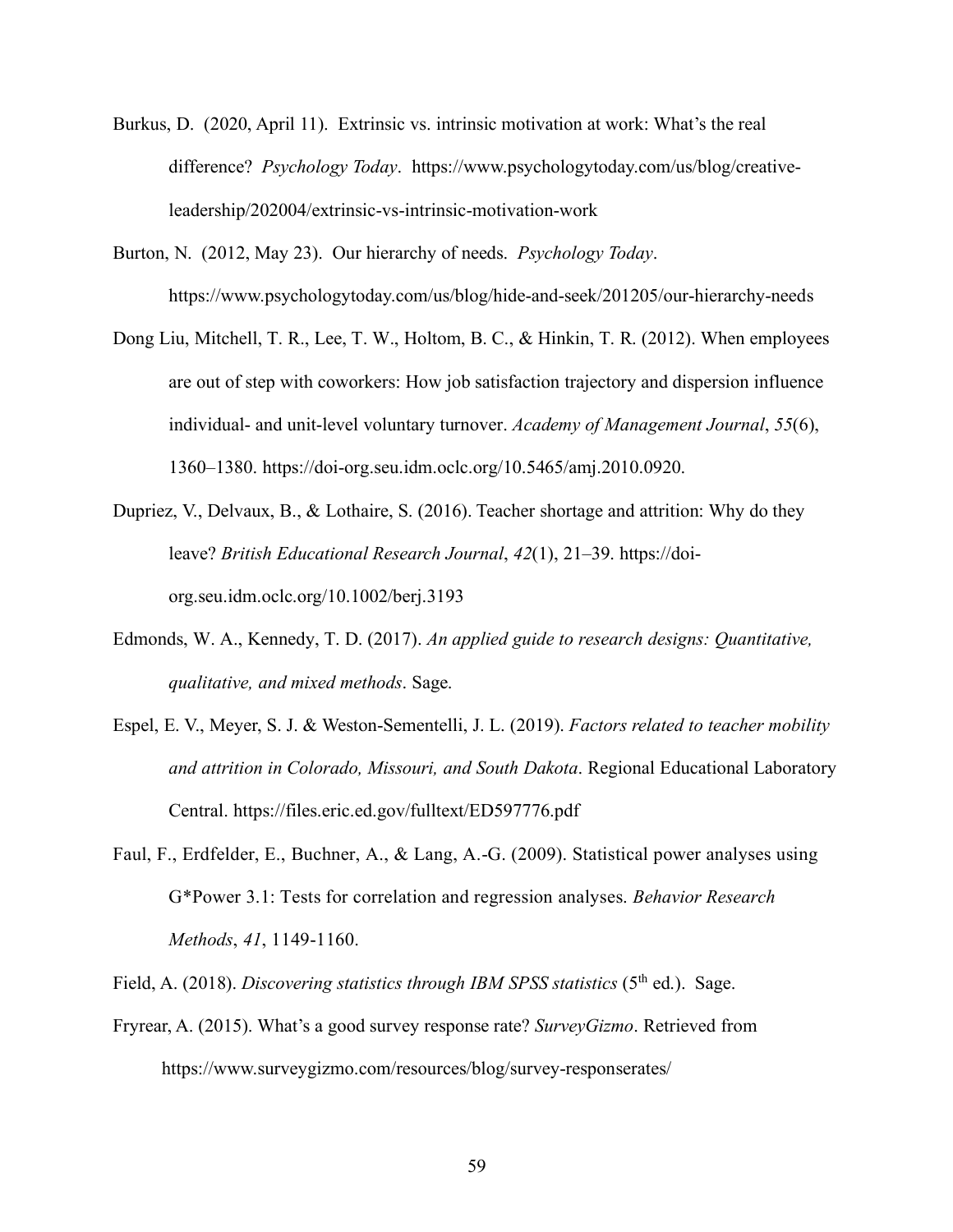Burkus, D. (2020, April 11). Extrinsic vs. intrinsic motivation at work: What's the real difference? *Psychology Today*. https://www.psychologytoday.com/us/blog/creative-leadership/202004/extrinsic-vs-intrinsic-motivation-work

Burton, N. (2012, May 23). Our hierarchy of needs. *Psychology Today*. https://www.psychologytoday.com/us/blog/hide-and-seek/201205/our-hierarchy-needs

Dong Liu, Mitchell, T. R., Lee, T. W., Holtom, B. C., & Hinkin, T. R. (2012). When employees are out of step with coworkers: How job satisfaction trajectory and dispersion influence individual- and unit-level voluntary turnover. *Academy of Management Journal*, *55*(6), 1360–1380. https://doi-org.seu.idm.oclc.org/10.5465/amj.2010.0920.

Dupriez, V., Delvaux, B., & Lothaire, S. (2016). Teacher shortage and attrition: Why do they leave? *British Educational Research Journal*, *42*(1), 21–39. https://doi-org.seu.idm.oclc.org/10.1002/berj.3193

Edmonds, W. A., Kennedy, T. D. (2017). *An applied guide to research designs: Quantitative, qualitative, and mixed methods*. Sage.

Espel, E. V., Meyer, S. J. & Weston-Sementelli, J. L. (2019). *Factors related to teacher mobility and attrition in Colorado, Missouri, and South Dakota*. Regional Educational Laboratory Central. https://files.eric.ed.gov/fulltext/ED597776.pdf

Faul, F., Erdfelder, E., Buchner, A., & Lang, A.-G. (2009). Statistical power analyses using G*Power 3.1: Tests for correlation and regression analyses. *Behavior Research Methods*, *41*, 1149-1160.

Field, A. (2018). *Discovering statistics through IBM SPSS statistics* (5th ed.). Sage.

Fryrear, A. (2015). What's a good survey response rate? *SurveyGizmo*. Retrieved from https://www.surveygizmo.com/resources/blog/survey-responserates/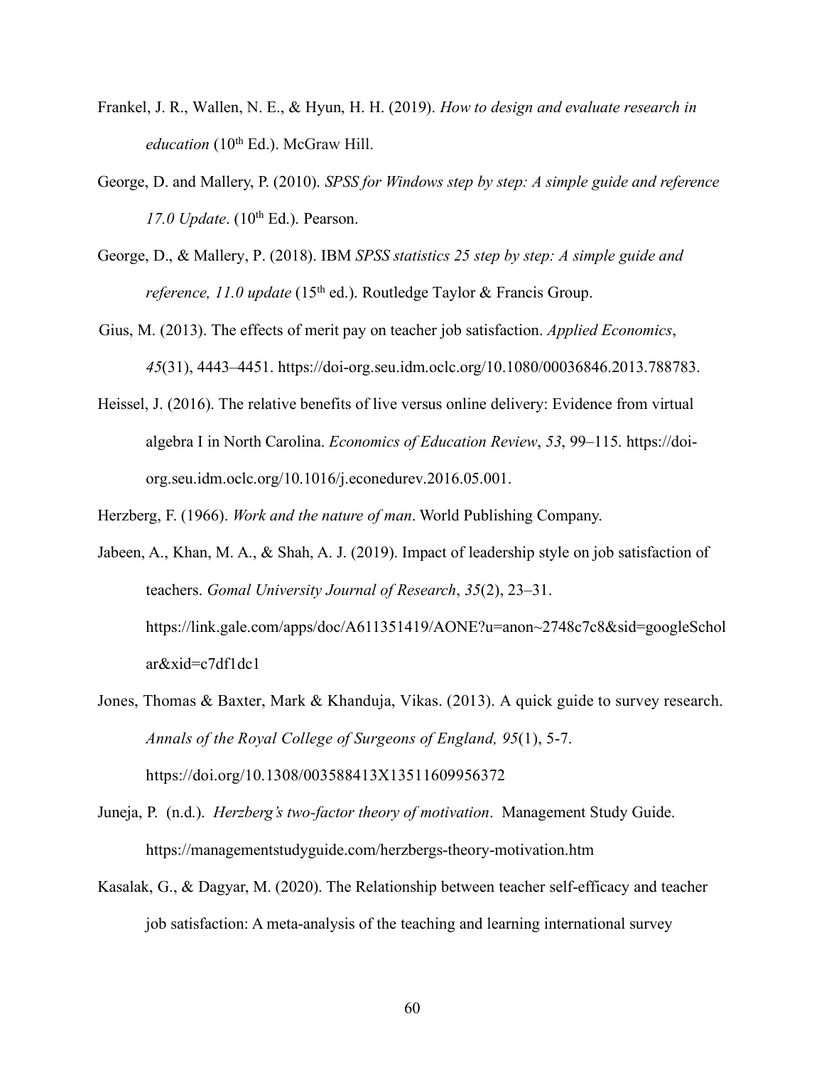Frankel, J. R., Wallen, N. E., & Hyun, H. H. (2019). *How to design and evaluate research in education* (10th Ed.). McGraw Hill.

George, D. and Mallery, P. (2010). *SPSS for Windows step by step: A simple guide and reference 17.0 Update*. (10th Ed.). Pearson.

George, D., & Mallery, P. (2018). IBM *SPSS statistics 25 step by step: A simple guide and reference, 11.0 update* (15th ed.). Routledge Taylor & Francis Group.

Gius, M. (2013). The effects of merit pay on teacher job satisfaction. *Applied Economics*, *45*(31), 4443–4451. https://doi-org.seu.idm.oclc.org/10.1080/00036846.2013.788783.

Heissel, J. (2016). The relative benefits of live versus online delivery: Evidence from virtual algebra I in North Carolina. *Economics of Education Review*, *53*, 99–115. https://doi-org.seu.idm.oclc.org/10.1016/j.econedurev.2016.05.001.

Herzberg, F. (1966). *Work and the nature of man*. World Publishing Company.

Jabeen, A., Khan, M. A., & Shah, A. J. (2019). Impact of leadership style on job satisfaction of teachers. *Gomal University Journal of Research*, *35*(2), 23–31. https://link.gale.com/apps/doc/A611351419/AONE?u=anon~2748c7c8&sid=googleScholar&xid=c7df1dc1

Jones, Thomas & Baxter, Mark & Khanduja, Vikas. (2013). A quick guide to survey research. *Annals of the Royal College of Surgeons of England, 95*(1), 5-7. https://doi.org/10.1308/003588413X13511609956372

Juneja, P. (n.d.). *Herzberg's two-factor theory of motivation*. Management Study Guide. https://managementstudyguide.com/herzbergs-theory-motivation.htm

Kasalak, G., & Dagyar, M. (2020). The Relationship between teacher self-efficacy and teacher job satisfaction: A meta-analysis of the teaching and learning international survey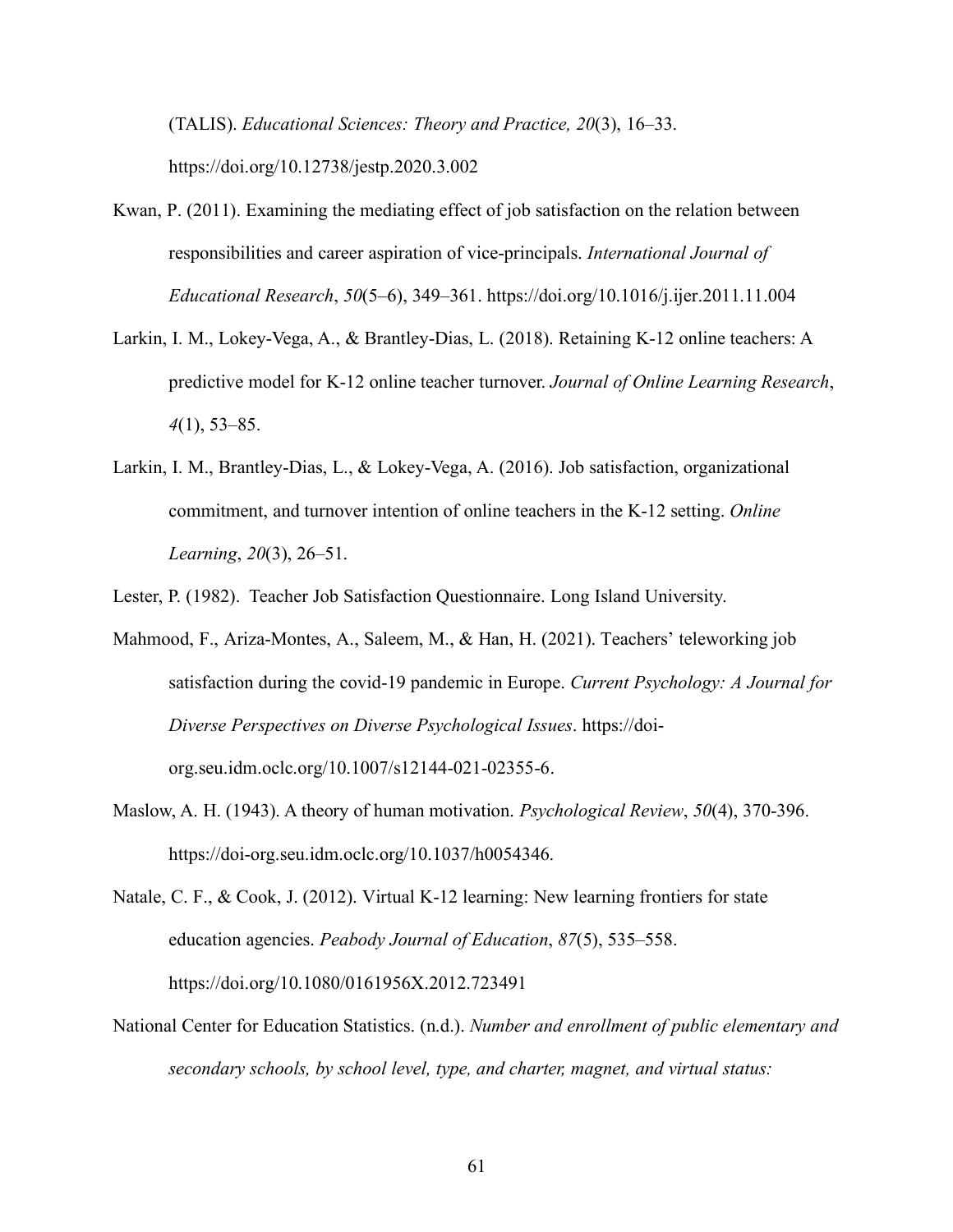(TALIS). *Educational Sciences: Theory and Practice, 20*(3), 16–33. https://doi.org/10.12738/jestp.2020.3.002

Kwan, P. (2011). Examining the mediating effect of job satisfaction on the relation between responsibilities and career aspiration of vice-principals. *International Journal of Educational Research*, *50*(5–6), 349–361. https://doi.org/10.1016/j.ijer.2011.11.004

Larkin, I. M., Lokey-Vega, A., & Brantley-Dias, L. (2018). Retaining K-12 online teachers: A predictive model for K-12 online teacher turnover. *Journal of Online Learning Research*, *4*(1), 53–85.

Larkin, I. M., Brantley-Dias, L., & Lokey-Vega, A. (2016). Job satisfaction, organizational commitment, and turnover intention of online teachers in the K-12 setting. *Online Learning*, *20*(3), 26–51.

Lester, P. (1982). Teacher Job Satisfaction Questionnaire. Long Island University.

Mahmood, F., Ariza-Montes, A., Saleem, M., & Han, H. (2021). Teachers' teleworking job satisfaction during the covid-19 pandemic in Europe. *Current Psychology: A Journal for Diverse Perspectives on Diverse Psychological Issues*. https://doi-org.seu.idm.oclc.org/10.1007/s12144-021-02355-6.

Maslow, A. H. (1943). A theory of human motivation. *Psychological Review*, *50*(4), 370-396. https://doi-org.seu.idm.oclc.org/10.1037/h0054346.

Natale, C. F., & Cook, J. (2012). Virtual K-12 learning: New learning frontiers for state education agencies. *Peabody Journal of Education*, *87*(5), 535–558. https://doi.org/10.1080/0161956X.2012.723491

National Center for Education Statistics. (n.d.). *Number and enrollment of public elementary and secondary schools, by school level, type, and charter, magnet, and virtual status:*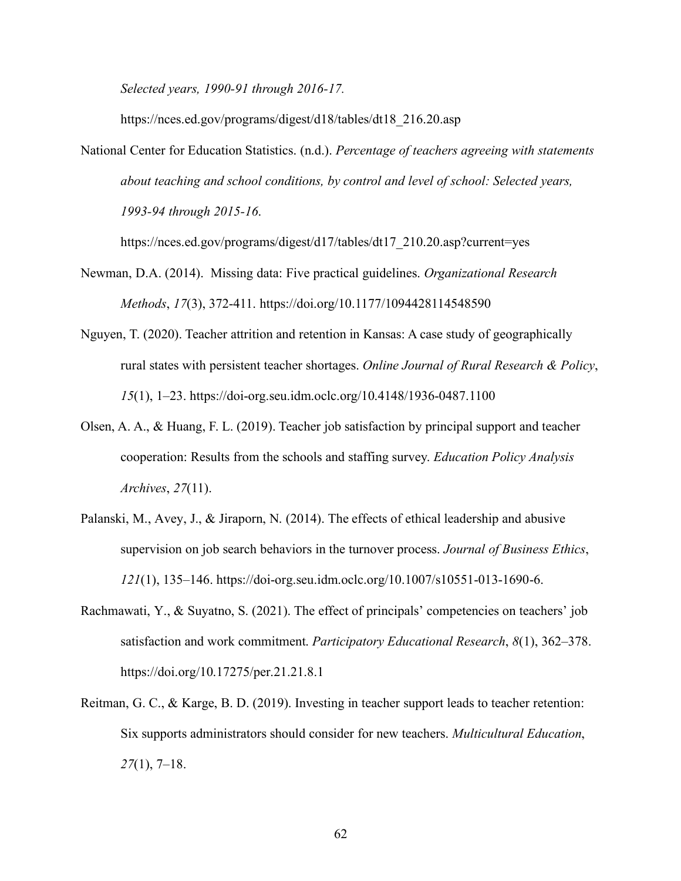*Selected years, 1990-91 through 2016-17.* https://nces.ed.gov/programs/digest/d18/tables/dt18_216.20.asp

National Center for Education Statistics. (n.d.). *Percentage of teachers agreeing with statements about teaching and school conditions, by control and level of school: Selected years, 1993-94 through 2015-16.* https://nces.ed.gov/programs/digest/d17/tables/dt17_210.20.asp?current=yes

Newman, D.A. (2014). Missing data: Five practical guidelines. *Organizational Research Methods*, *17*(3), 372-411. https://doi.org/10.1177/1094428114548590

Nguyen, T. (2020). Teacher attrition and retention in Kansas: A case study of geographically rural states with persistent teacher shortages. *Online Journal of Rural Research & Policy*, *15*(1), 1–23. https://doi-org.seu.idm.oclc.org/10.4148/1936-0487.1100

Olsen, A. A., & Huang, F. L. (2019). Teacher job satisfaction by principal support and teacher cooperation: Results from the schools and staffing survey. *Education Policy Analysis Archives*, *27*(11).

Palanski, M., Avey, J., & Jiraporn, N. (2014). The effects of ethical leadership and abusive supervision on job search behaviors in the turnover process. *Journal of Business Ethics*, *121*(1), 135–146. https://doi-org.seu.idm.oclc.org/10.1007/s10551-013-1690-6.

Rachmawati, Y., & Suyatno, S. (2021). The effect of principals' competencies on teachers' job satisfaction and work commitment. *Participatory Educational Research*, *8*(1), 362–378. https://doi.org/10.17275/per.21.21.8.1

Reitman, G. C., & Karge, B. D. (2019). Investing in teacher support leads to teacher retention: Six supports administrators should consider for new teachers. *Multicultural Education*, *27*(1), 7–18.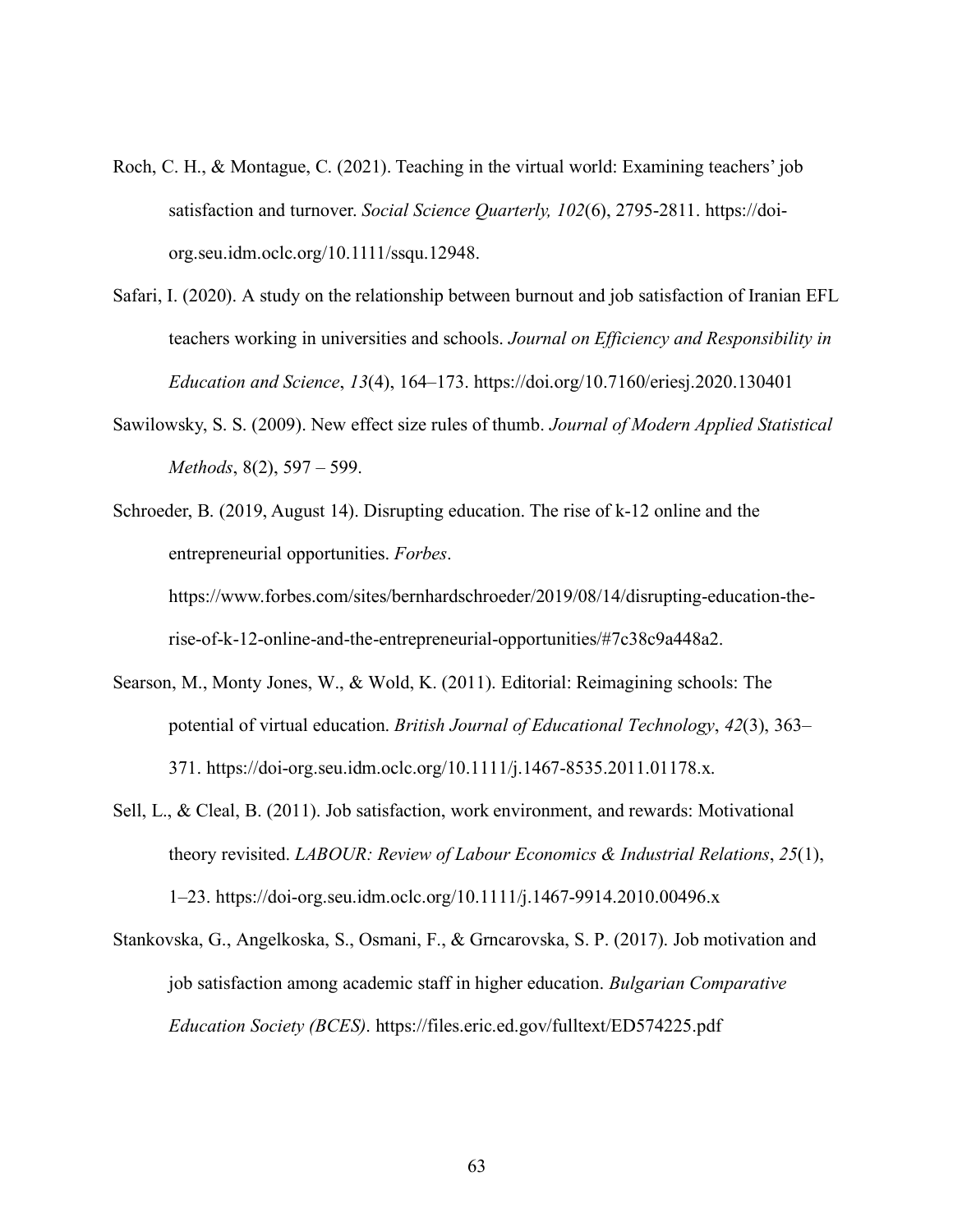Roch, C. H., & Montague, C. (2021). Teaching in the virtual world: Examining teachers' job satisfaction and turnover. *Social Science Quarterly, 102*(6), 2795-2811. https://doi-org.seu.idm.oclc.org/10.1111/ssqu.12948.

Safari, I. (2020). A study on the relationship between burnout and job satisfaction of Iranian EFL teachers working in universities and schools. *Journal on Efficiency and Responsibility in Education and Science*, *13*(4), 164–173. https://doi.org/10.7160/eriesj.2020.130401

Sawilowsky, S. S. (2009). New effect size rules of thumb. *Journal of Modern Applied Statistical Methods*, 8(2), 597 – 599.

Schroeder, B. (2019, August 14). Disrupting education. The rise of k-12 online and the entrepreneurial opportunities. *Forbes*. https://www.forbes.com/sites/bernhardschroeder/2019/08/14/disrupting-education-the-rise-of-k-12-online-and-the-entrepreneurial-opportunities/#7c38c9a448a2.

Searson, M., Monty Jones, W., & Wold, K. (2011). Editorial: Reimagining schools: The potential of virtual education. *British Journal of Educational Technology*, *42*(3), 363–371. https://doi-org.seu.idm.oclc.org/10.1111/j.1467-8535.2011.01178.x.

Sell, L., & Cleal, B. (2011). Job satisfaction, work environment, and rewards: Motivational theory revisited. *LABOUR: Review of Labour Economics & Industrial Relations*, *25*(1), 1–23. https://doi-org.seu.idm.oclc.org/10.1111/j.1467-9914.2010.00496.x

Stankovska, G., Angelkoska, S., Osmani, F., & Grncarovska, S. P. (2017). Job motivation and job satisfaction among academic staff in higher education. *Bulgarian Comparative Education Society (BCES)*. https://files.eric.ed.gov/fulltext/ED574225.pdf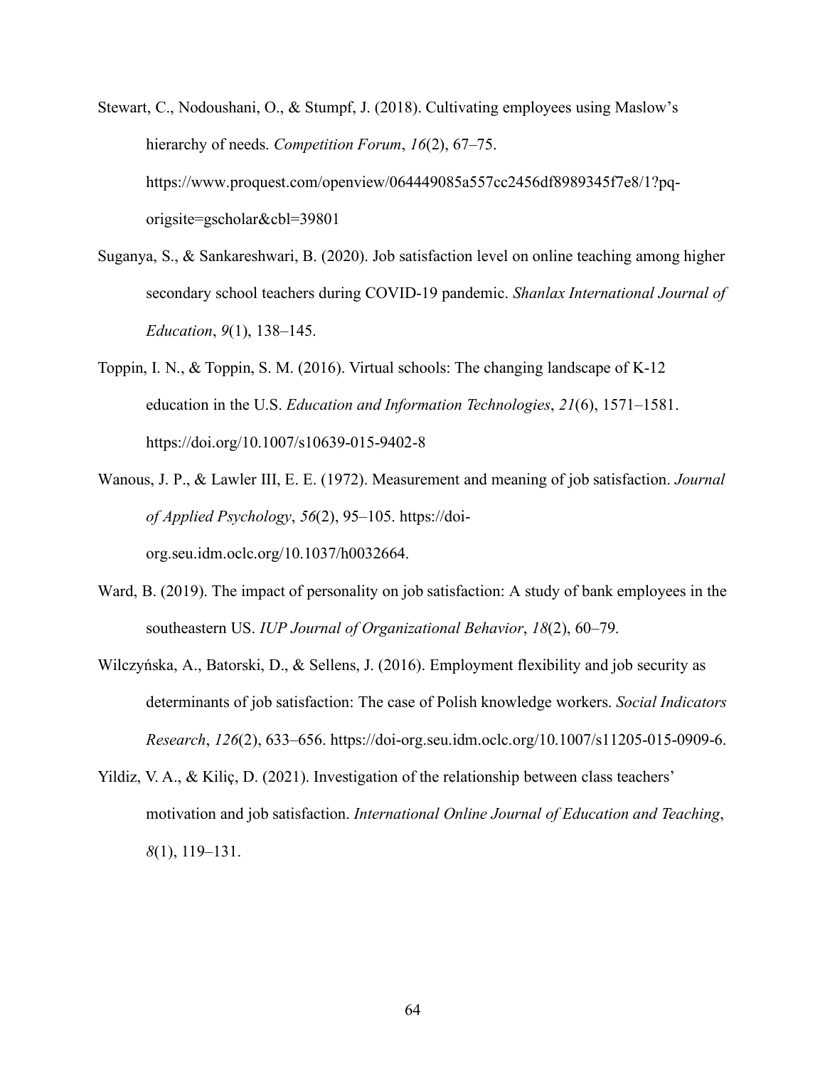Stewart, C., Nodoushani, O., & Stumpf, J. (2018). Cultivating employees using Maslow's hierarchy of needs. *Competition Forum*, *16*(2), 67–75. https://www.proquest.com/openview/064449085a557cc2456df8989345f7e8/1?pq-origsite=gscholar&cbl=39801

Suganya, S., & Sankareshwari, B. (2020). Job satisfaction level on online teaching among higher secondary school teachers during COVID-19 pandemic. *Shanlax International Journal of Education*, *9*(1), 138–145.

Toppin, I. N., & Toppin, S. M. (2016). Virtual schools: The changing landscape of K-12 education in the U.S. *Education and Information Technologies*, *21*(6), 1571–1581. https://doi.org/10.1007/s10639-015-9402-8

Wanous, J. P., & Lawler III, E. E. (1972). Measurement and meaning of job satisfaction. *Journal of Applied Psychology*, *56*(2), 95–105. https://doi-org.seu.idm.oclc.org/10.1037/h0032664.

Ward, B. (2019). The impact of personality on job satisfaction: A study of bank employees in the southeastern US. *IUP Journal of Organizational Behavior*, *18*(2), 60–79.

Wilczyńska, A., Batorski, D., & Sellens, J. (2016). Employment flexibility and job security as determinants of job satisfaction: The case of Polish knowledge workers. *Social Indicators Research*, *126*(2), 633–656. https://doi-org.seu.idm.oclc.org/10.1007/s11205-015-0909-6.

Yildiz, V. A., & Kiliç, D. (2021). Investigation of the relationship between class teachers' motivation and job satisfaction. *International Online Journal of Education and Teaching*, *8*(1), 119–131.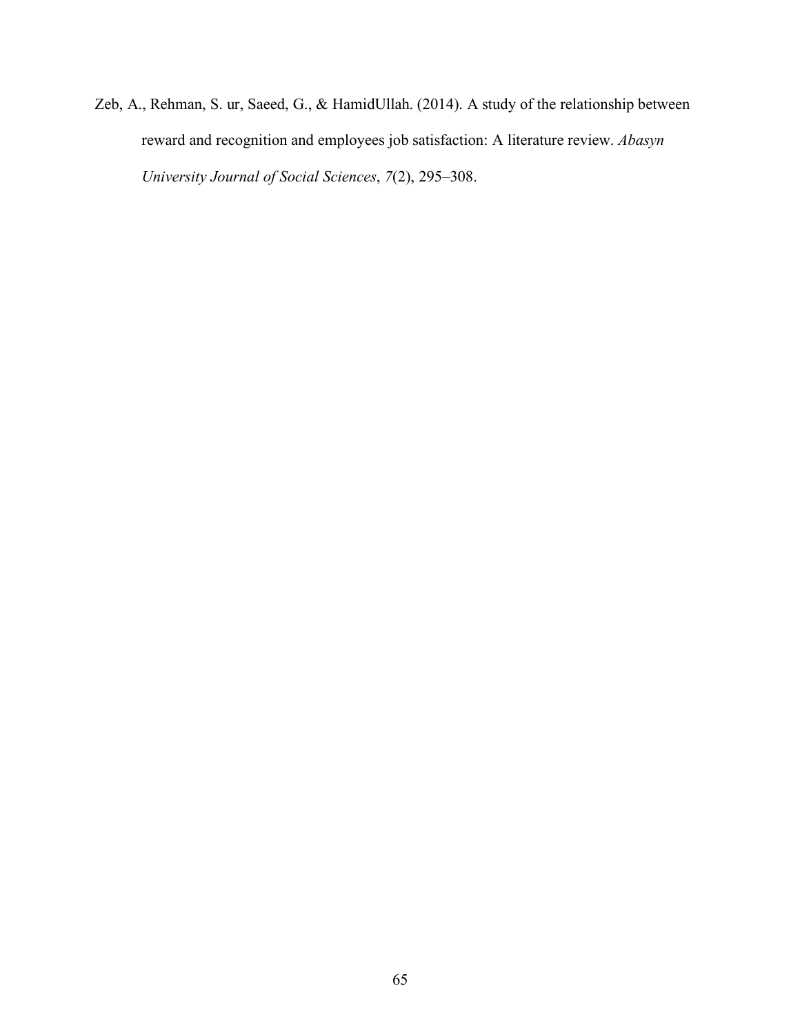Zeb, A., Rehman, S. ur, Saeed, G., & HamidUllah. (2014). A study of the relationship between reward and recognition and employees job satisfaction: A literature review. *Abasyn University Journal of Social Sciences*, *7*(2), 295–308.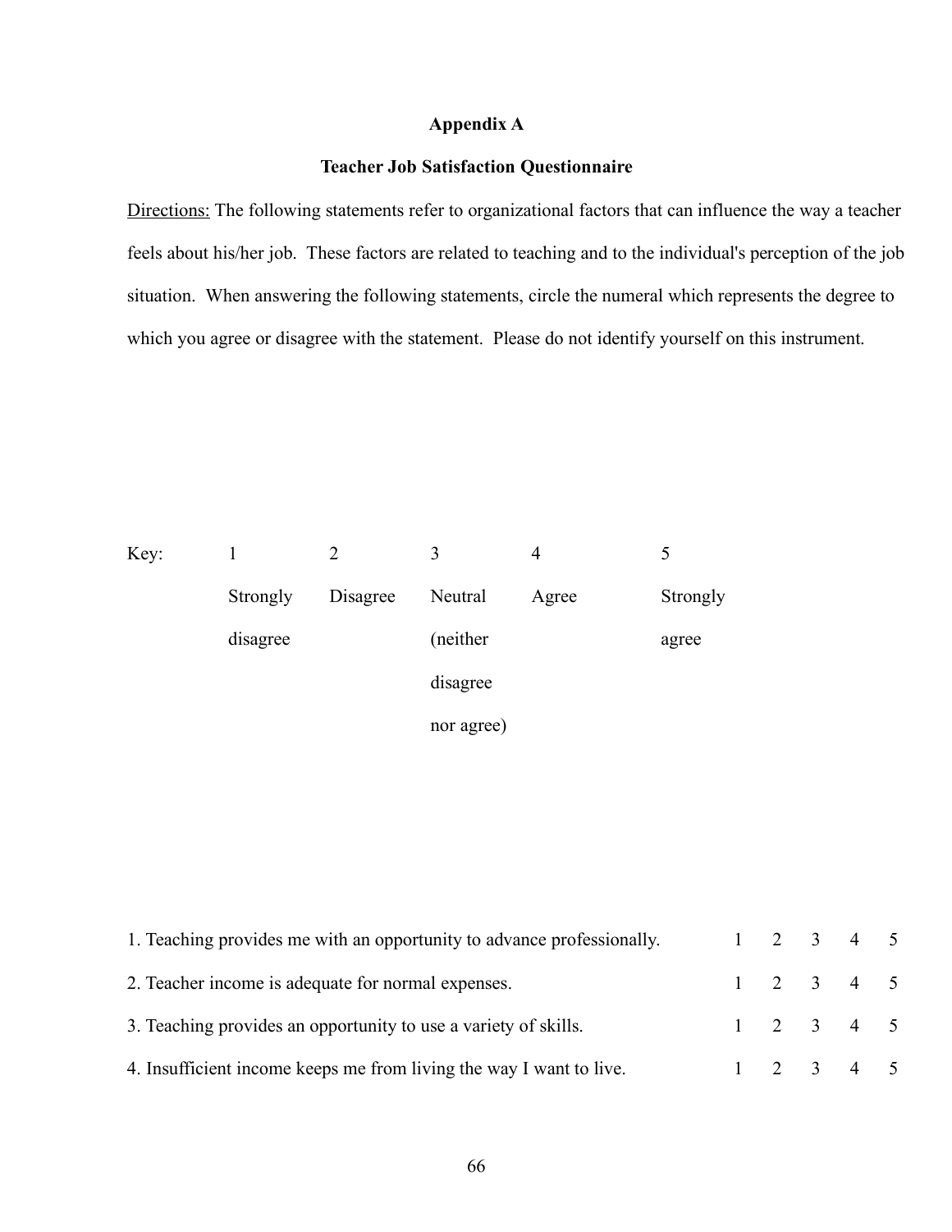## Appendix A

### Teacher Job Satisfaction Questionnaire

Directions: The following statements refer to organizational factors that can influence the way a teacher feels about his/her job. These factors are related to teaching and to the individual's perception of the job situation. When answering the following statements, circle the numeral which represents the degree to which you agree or disagree with the statement. Please do not identify yourself on this instrument.

| Key: | 1 | 2 | 3 | 4 | 5 |
|---|---|---|---|---|---|
| | Strongly disagree | Disagree | Neutral (neither disagree nor agree) | Agree | Strongly agree |

| Statement | | | | | |
|---|---|---|---|---|---|
| 1. Teaching provides me with an opportunity to advance professionally. | 1 | 2 | 3 | 4 | 5 |
| 2. Teacher income is adequate for normal expenses. | 1 | 2 | 3 | 4 | 5 |
| 3. Teaching provides an opportunity to use a variety of skills. | 1 | 2 | 3 | 4 | 5 |
| 4. Insufficient income keeps me from living the way I want to live. | 1 | 2 | 3 | 4 | 5 |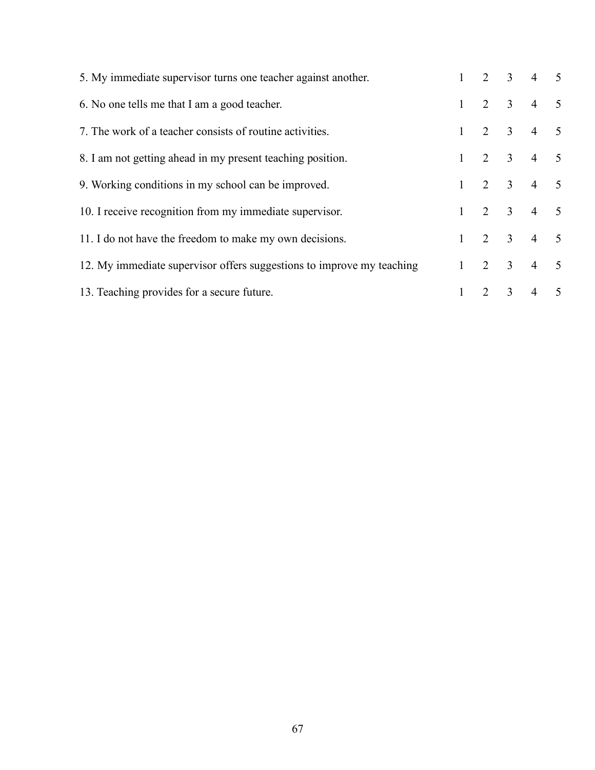| | | | | | |
|---|---|---|---|---|---|
| 5. My immediate supervisor turns one teacher against another. | 1 | 2 | 3 | 4 | 5 |
| 6. No one tells me that I am a good teacher. | 1 | 2 | 3 | 4 | 5 |
| 7. The work of a teacher consists of routine activities. | 1 | 2 | 3 | 4 | 5 |
| 8. I am not getting ahead in my present teaching position. | 1 | 2 | 3 | 4 | 5 |
| 9. Working conditions in my school can be improved. | 1 | 2 | 3 | 4 | 5 |
| 10. I receive recognition from my immediate supervisor. | 1 | 2 | 3 | 4 | 5 |
| 11. I do not have the freedom to make my own decisions. | 1 | 2 | 3 | 4 | 5 |
| 12. My immediate supervisor offers suggestions to improve my teaching | 1 | 2 | 3 | 4 | 5 |
| 13. Teaching provides for a secure future. | 1 | 2 | 3 | 4 | 5 |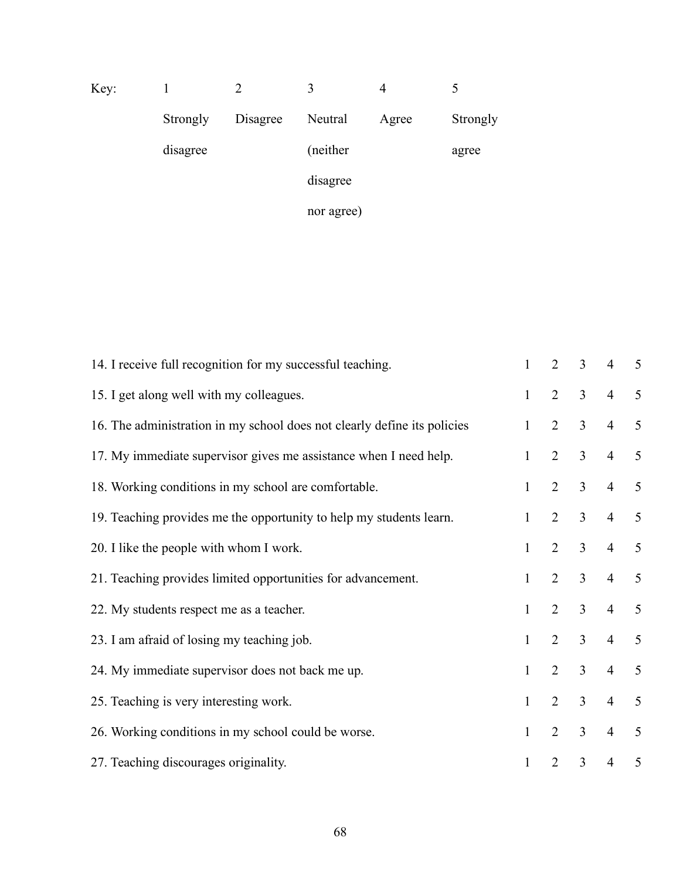| Key: | 1 | 2 | 3 | 4 | 5 |
|---|---|---|---|---|---|
| | Strongly disagree | Disagree | Neutral (neither disagree nor agree) | Agree | Strongly agree |

| | | | | | |
|---|---|---|---|---|---|
| 14. I receive full recognition for my successful teaching. | 1 | 2 | 3 | 4 | 5 |
| 15. I get along well with my colleagues. | 1 | 2 | 3 | 4 | 5 |
| 16. The administration in my school does not clearly define its policies | 1 | 2 | 3 | 4 | 5 |
| 17. My immediate supervisor gives me assistance when I need help. | 1 | 2 | 3 | 4 | 5 |
| 18. Working conditions in my school are comfortable. | 1 | 2 | 3 | 4 | 5 |
| 19. Teaching provides me the opportunity to help my students learn. | 1 | 2 | 3 | 4 | 5 |
| 20. I like the people with whom I work. | 1 | 2 | 3 | 4 | 5 |
| 21. Teaching provides limited opportunities for advancement. | 1 | 2 | 3 | 4 | 5 |
| 22. My students respect me as a teacher. | 1 | 2 | 3 | 4 | 5 |
| 23. I am afraid of losing my teaching job. | 1 | 2 | 3 | 4 | 5 |
| 24. My immediate supervisor does not back me up. | 1 | 2 | 3 | 4 | 5 |
| 25. Teaching is very interesting work. | 1 | 2 | 3 | 4 | 5 |
| 26. Working conditions in my school could be worse. | 1 | 2 | 3 | 4 | 5 |
| 27. Teaching discourages originality. | 1 | 2 | 3 | 4 | 5 |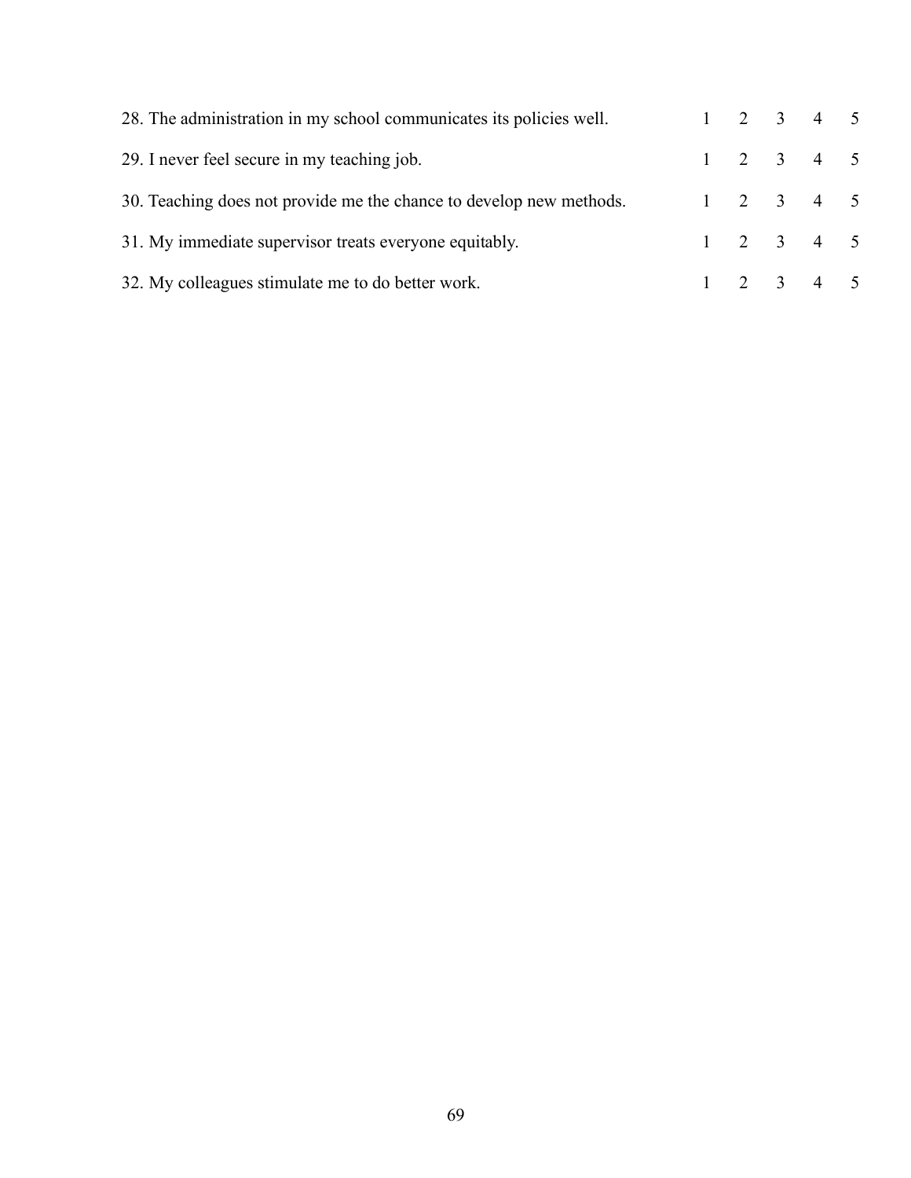28. The administration in my school communicates its policies well. 1 2 3 4 5

29. I never feel secure in my teaching job. 1 2 3 4 5

30. Teaching does not provide me the chance to develop new methods. 1 2 3 4 5

31. My immediate supervisor treats everyone equitably. 1 2 3 4 5

32. My colleagues stimulate me to do better work. 1 2 3 4 5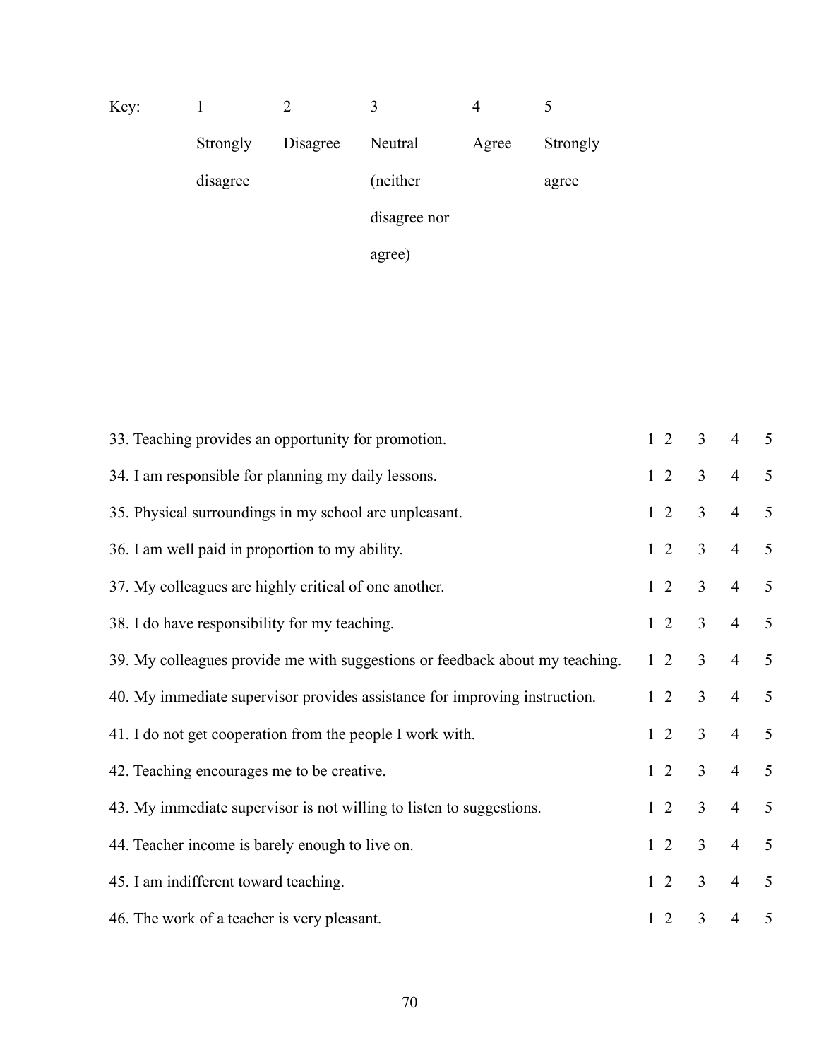| Key: | 1 | 2 | 3 | 4 | 5 |
| --- | --- | --- | --- | --- | --- |
| | Strongly disagree | Disagree | Neutral (neither disagree nor agree) | Agree | Strongly agree |

| Item | | | | | |
| --- | --- | --- | --- | --- | --- |
| 33. Teaching provides an opportunity for promotion. | 1 | 2 | 3 | 4 | 5 |
| 34. I am responsible for planning my daily lessons. | 1 | 2 | 3 | 4 | 5 |
| 35. Physical surroundings in my school are unpleasant. | 1 | 2 | 3 | 4 | 5 |
| 36. I am well paid in proportion to my ability. | 1 | 2 | 3 | 4 | 5 |
| 37. My colleagues are highly critical of one another. | 1 | 2 | 3 | 4 | 5 |
| 38. I do have responsibility for my teaching. | 1 | 2 | 3 | 4 | 5 |
| 39. My colleagues provide me with suggestions or feedback about my teaching. | 1 | 2 | 3 | 4 | 5 |
| 40. My immediate supervisor provides assistance for improving instruction. | 1 | 2 | 3 | 4 | 5 |
| 41. I do not get cooperation from the people I work with. | 1 | 2 | 3 | 4 | 5 |
| 42. Teaching encourages me to be creative. | 1 | 2 | 3 | 4 | 5 |
| 43. My immediate supervisor is not willing to listen to suggestions. | 1 | 2 | 3 | 4 | 5 |
| 44. Teacher income is barely enough to live on. | 1 | 2 | 3 | 4 | 5 |
| 45. I am indifferent toward teaching. | 1 | 2 | 3 | 4 | 5 |
| 46. The work of a teacher is very pleasant. | 1 | 2 | 3 | 4 | 5 |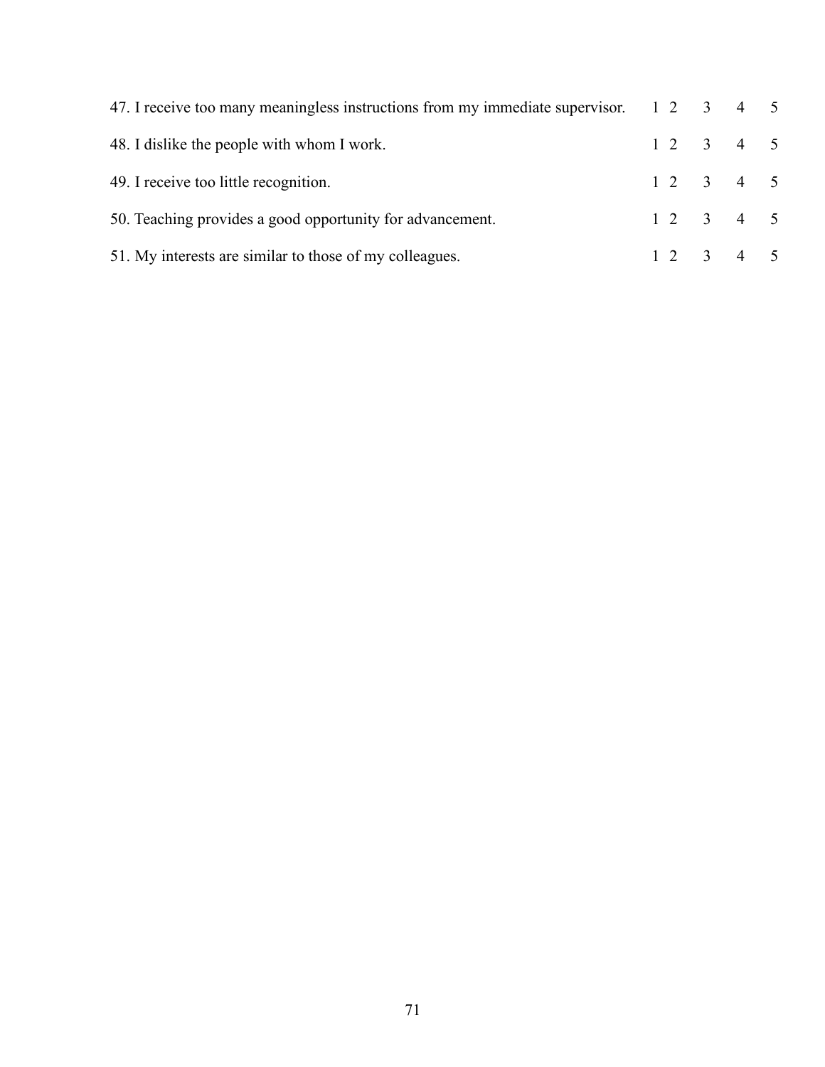| | | | | | |
|---|---|---|---|---|---|
| 47. I receive too many meaningless instructions from my immediate supervisor. | 1 | 2 | 3 | 4 | 5 |
| 48. I dislike the people with whom I work. | 1 | 2 | 3 | 4 | 5 |
| 49. I receive too little recognition. | 1 | 2 | 3 | 4 | 5 |
| 50. Teaching provides a good opportunity for advancement. | 1 | 2 | 3 | 4 | 5 |
| 51. My interests are similar to those of my colleagues. | 1 | 2 | 3 | 4 | 5 |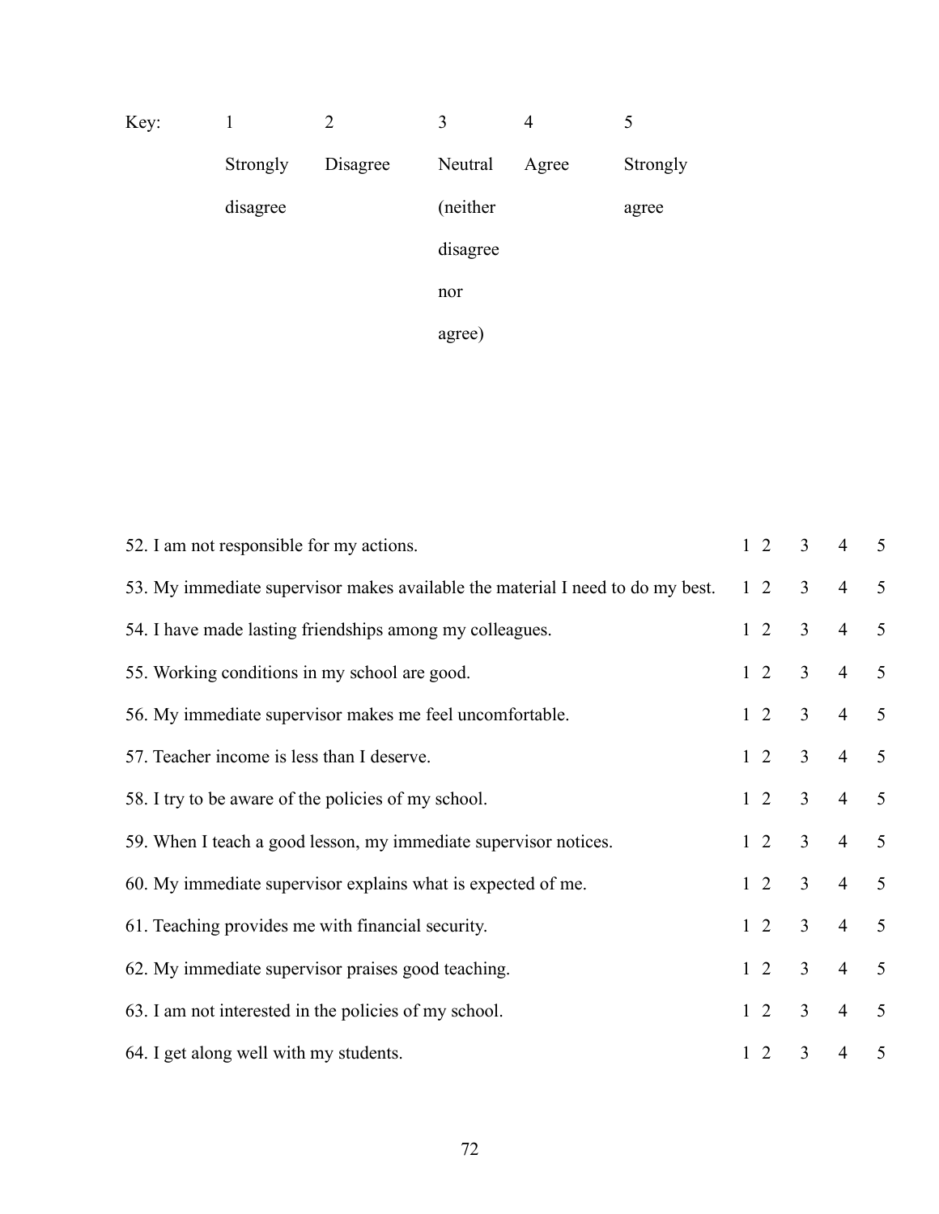| Key: | 1 | 2 | 3 | 4 | 5 |
|---|---|---|---|---|---|
| | Strongly disagree | Disagree | Neutral (neither disagree nor agree) | Agree | Strongly agree |

| | | | | | |
|---|---|---|---|---|---|
| 52. I am not responsible for my actions. | 1 | 2 | 3 | 4 | 5 |
| 53. My immediate supervisor makes available the material I need to do my best. | 1 | 2 | 3 | 4 | 5 |
| 54. I have made lasting friendships among my colleagues. | 1 | 2 | 3 | 4 | 5 |
| 55. Working conditions in my school are good. | 1 | 2 | 3 | 4 | 5 |
| 56. My immediate supervisor makes me feel uncomfortable. | 1 | 2 | 3 | 4 | 5 |
| 57. Teacher income is less than I deserve. | 1 | 2 | 3 | 4 | 5 |
| 58. I try to be aware of the policies of my school. | 1 | 2 | 3 | 4 | 5 |
| 59. When I teach a good lesson, my immediate supervisor notices. | 1 | 2 | 3 | 4 | 5 |
| 60. My immediate supervisor explains what is expected of me. | 1 | 2 | 3 | 4 | 5 |
| 61. Teaching provides me with financial security. | 1 | 2 | 3 | 4 | 5 |
| 62. My immediate supervisor praises good teaching. | 1 | 2 | 3 | 4 | 5 |
| 63. I am not interested in the policies of my school. | 1 | 2 | 3 | 4 | 5 |
| 64. I get along well with my students. | 1 | 2 | 3 | 4 | 5 |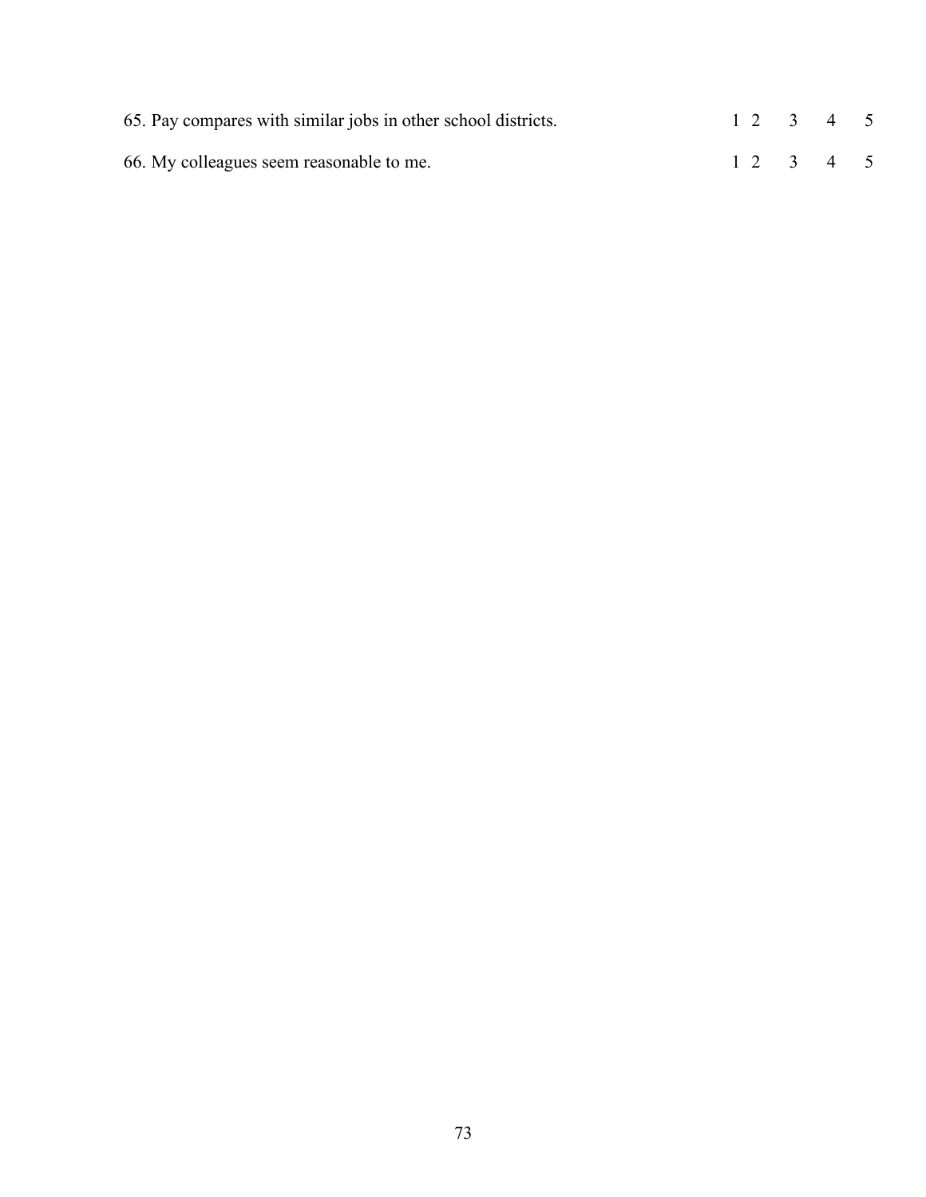65. Pay compares with similar jobs in other school districts. 1 2 3 4 5

66. My colleagues seem reasonable to me. 1 2 3 4 5